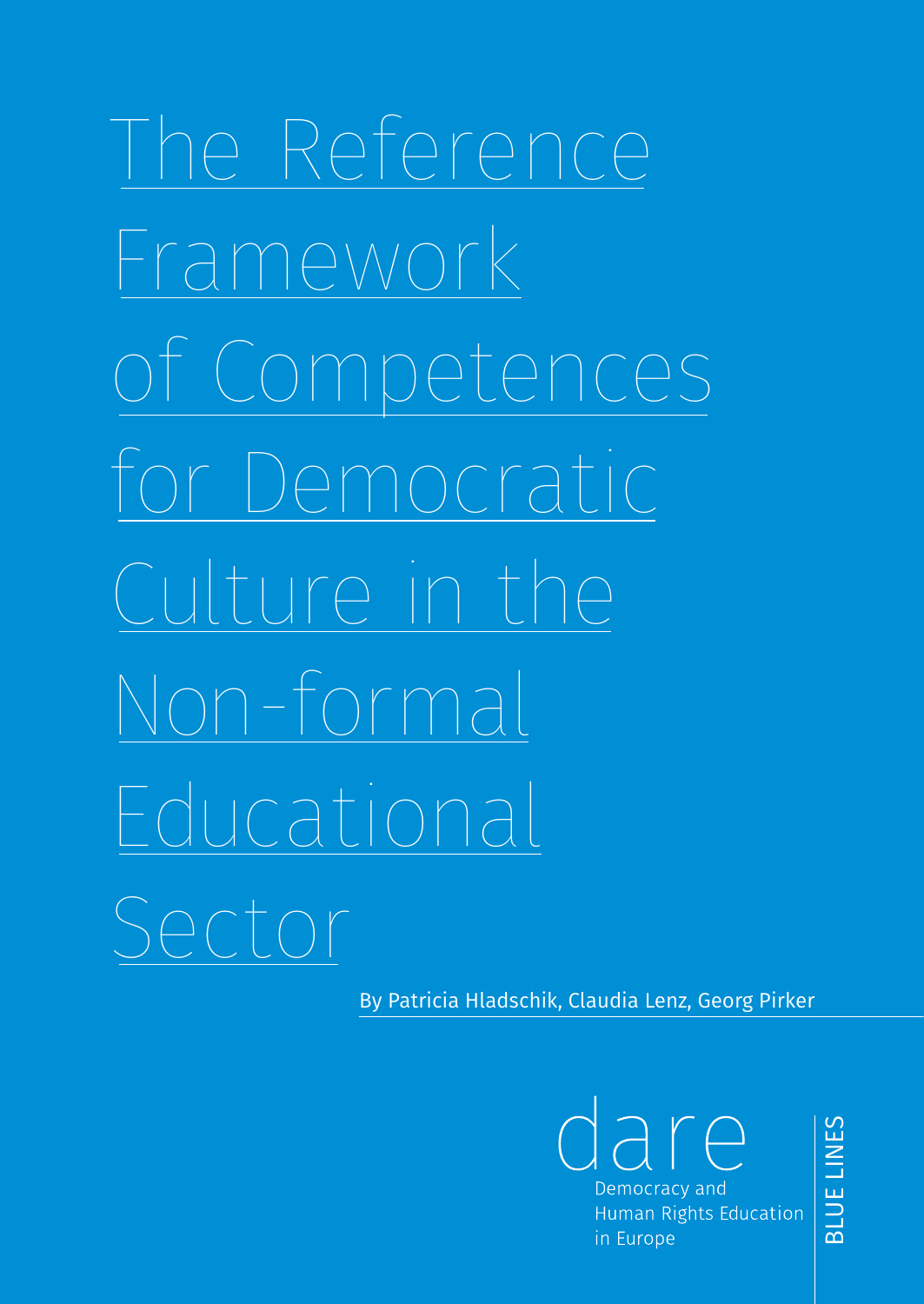# The Reference Framework of Competences for Democratic Culture in the Non-formal Educational Sector

By Patricia Hladschik, Claudia Lenz, Georg Pirker

dare

Democracy and Human Rights Education in Europe

BLUE LINES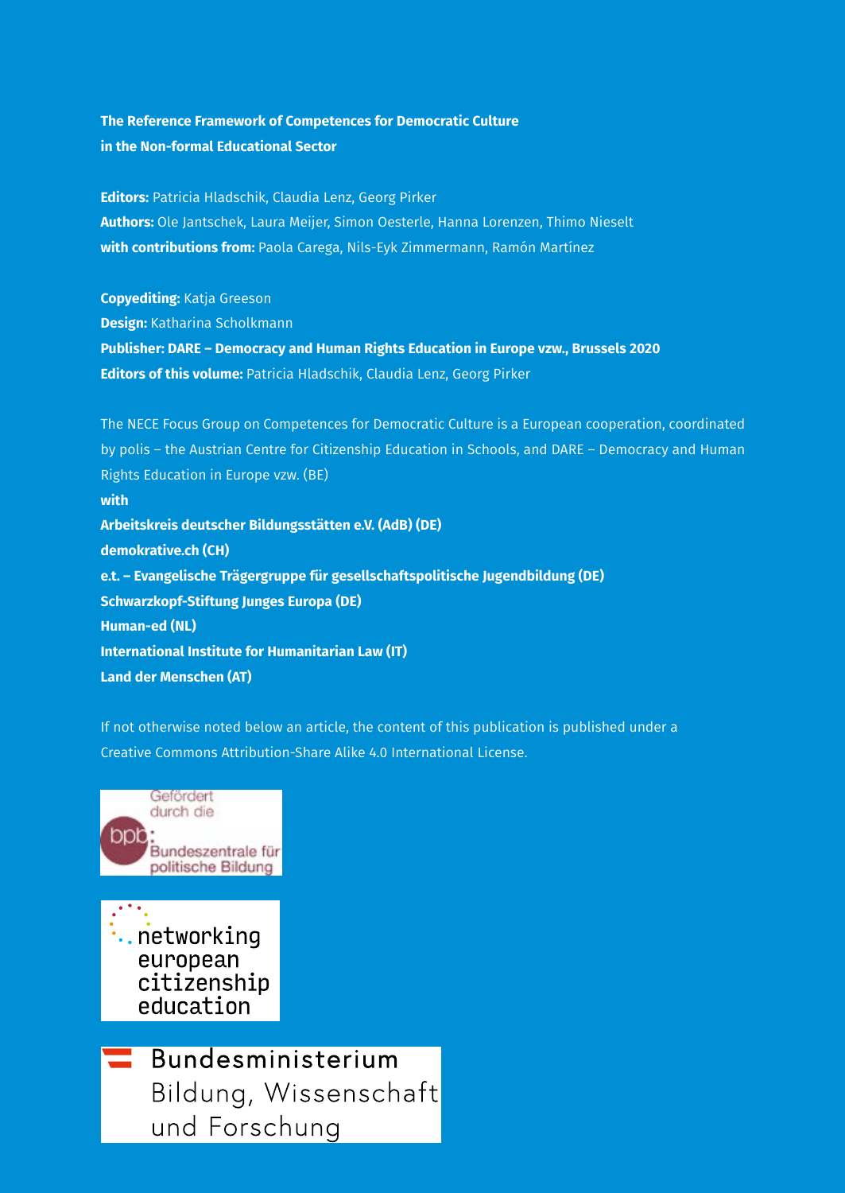**The Reference Framework of Competences for Democratic Culture in the Non-formal Educational Sector**

**Editors:** Patricia Hladschik, Claudia Lenz, Georg Pirker
**Authors:** Ole Jantschek, Laura Meijer, Simon Oesterle, Hanna Lorenzen, Thimo Nieselt
**with contributions from:** Paola Carega, Nils-Eyk Zimmermann, Ramón Martínez

**Copyediting:** Katja Greeson
**Design:** Katharina Scholkmann
**Publisher: DARE – Democracy and Human Rights Education in Europe vzw., Brussels 2020**
**Editors of this volume:** Patricia Hladschik, Claudia Lenz, Georg Pirker

The NECE Focus Group on Competences for Democratic Culture is a European cooperation, coordinated by polis – the Austrian Centre for Citizenship Education in Schools, and DARE – Democracy and Human Rights Education in Europe vzw. (BE)

**with**
**Arbeitskreis deutscher Bildungsstätten e.V. (AdB) (DE)**
**demokrative.ch (CH)**
**e.t. – Evangelische Trägergruppe für gesellschaftspolitische Jugendbildung (DE)**
**Schwarzkopf-Stiftung Junges Europa (DE)**
**Human-ed (NL)**
**International Institute for Humanitarian Law (IT)**
**Land der Menschen (AT)**

If not otherwise noted below an article, the content of this publication is published under a Creative Commons Attribution-Share Alike 4.0 International License.

Gefördert durch die bpb: Bundeszentrale für politische Bildung

networking european citizenship education

Bundesministerium Bildung, Wissenschaft und Forschung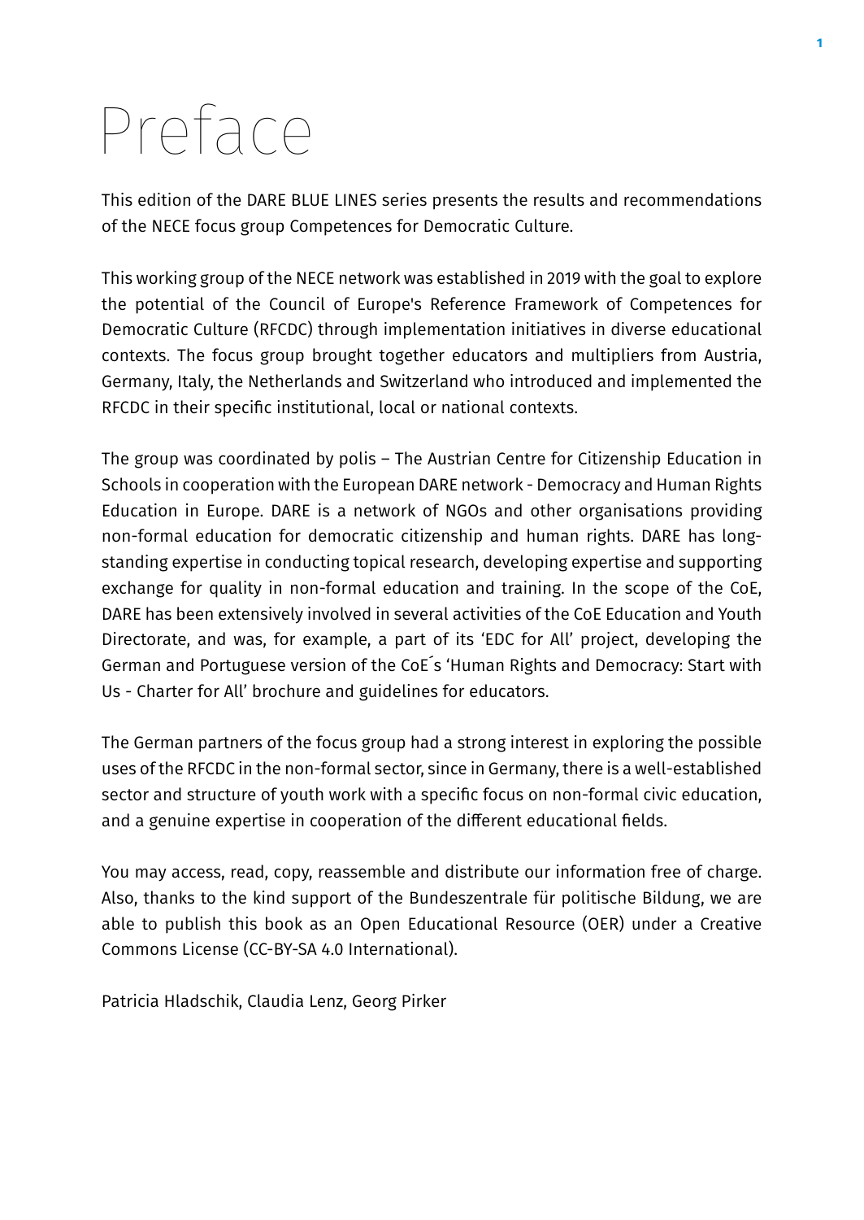# Preface

This edition of the DARE BLUE LINES series presents the results and recommendations of the NECE focus group Competences for Democratic Culture.

This working group of the NECE network was established in 2019 with the goal to explore the potential of the Council of Europe's Reference Framework of Competences for Democratic Culture (RFCDC) through implementation initiatives in diverse educational contexts. The focus group brought together educators and multipliers from Austria, Germany, Italy, the Netherlands and Switzerland who introduced and implemented the RFCDC in their specific institutional, local or national contexts.

The group was coordinated by polis – The Austrian Centre for Citizenship Education in Schools in cooperation with the European DARE network - Democracy and Human Rights Education in Europe. DARE is a network of NGOs and other organisations providing non-formal education for democratic citizenship and human rights. DARE has long-standing expertise in conducting topical research, developing expertise and supporting exchange for quality in non-formal education and training. In the scope of the CoE, DARE has been extensively involved in several activities of the CoE Education and Youth Directorate, and was, for example, a part of its 'EDC for All' project, developing the German and Portuguese version of the CoE´s 'Human Rights and Democracy: Start with Us - Charter for All' brochure and guidelines for educators.

The German partners of the focus group had a strong interest in exploring the possible uses of the RFCDC in the non-formal sector, since in Germany, there is a well-established sector and structure of youth work with a specific focus on non-formal civic education, and a genuine expertise in cooperation of the different educational fields.

You may access, read, copy, reassemble and distribute our information free of charge. Also, thanks to the kind support of the Bundeszentrale für politische Bildung, we are able to publish this book as an Open Educational Resource (OER) under a Creative Commons License (CC-BY-SA 4.0 International).

Patricia Hladschik, Claudia Lenz, Georg Pirker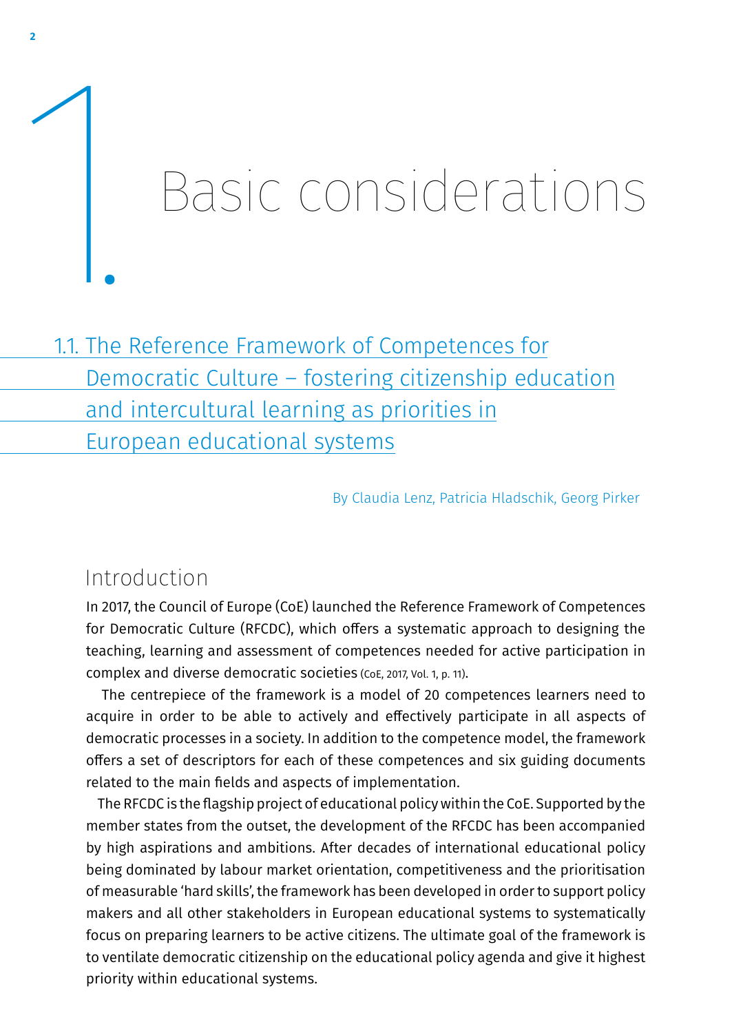# 1. Basic considerations

## 1.1. The Reference Framework of Competences for Democratic Culture – fostering citizenship education and intercultural learning as priorities in European educational systems

By Claudia Lenz, Patricia Hladschik, Georg Pirker

### Introduction

In 2017, the Council of Europe (CoE) launched the Reference Framework of Competences for Democratic Culture (RFCDC), which offers a systematic approach to designing the teaching, learning and assessment of competences needed for active participation in complex and diverse democratic societies (CoE, 2017, Vol. 1, p. 11).

The centrepiece of the framework is a model of 20 competences learners need to acquire in order to be able to actively and effectively participate in all aspects of democratic processes in a society. In addition to the competence model, the framework offers a set of descriptors for each of these competences and six guiding documents related to the main fields and aspects of implementation.

The RFCDC is the flagship project of educational policy within the CoE. Supported by the member states from the outset, the development of the RFCDC has been accompanied by high aspirations and ambitions. After decades of international educational policy being dominated by labour market orientation, competitiveness and the prioritisation of measurable 'hard skills', the framework has been developed in order to support policy makers and all other stakeholders in European educational systems to systematically focus on preparing learners to be active citizens. The ultimate goal of the framework is to ventilate democratic citizenship on the educational policy agenda and give it highest priority within educational systems.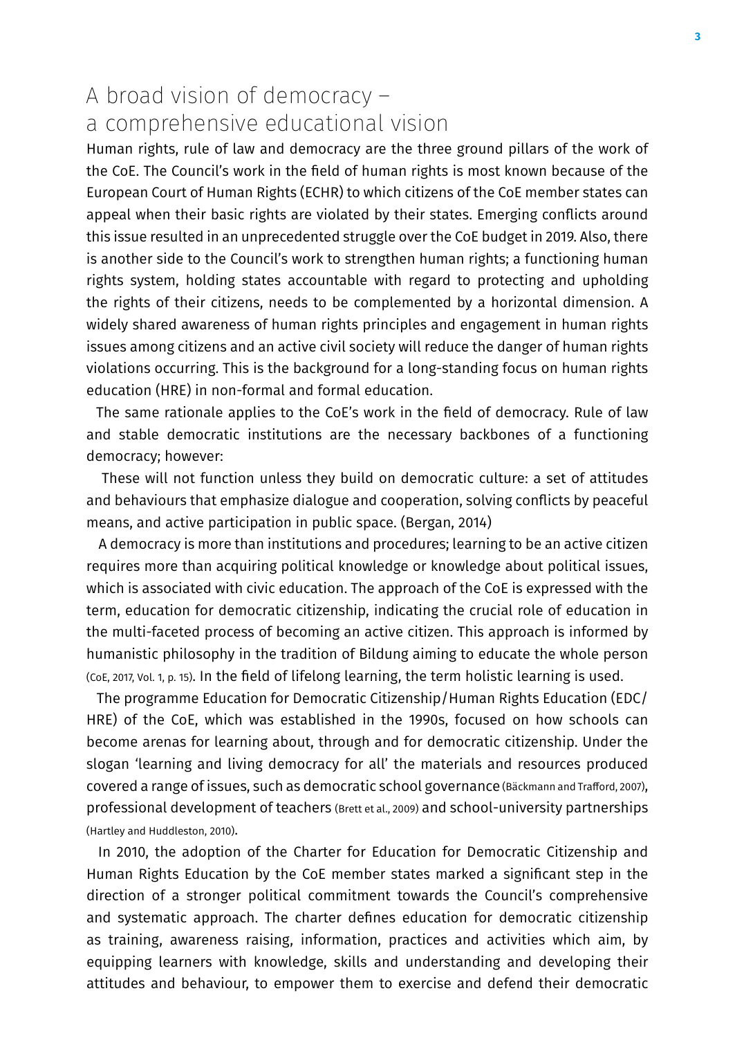# A broad vision of democracy – a comprehensive educational vision

Human rights, rule of law and democracy are the three ground pillars of the work of the CoE. The Council's work in the field of human rights is most known because of the European Court of Human Rights (ECHR) to which citizens of the CoE member states can appeal when their basic rights are violated by their states. Emerging conflicts around this issue resulted in an unprecedented struggle over the CoE budget in 2019. Also, there is another side to the Council's work to strengthen human rights; a functioning human rights system, holding states accountable with regard to protecting and upholding the rights of their citizens, needs to be complemented by a horizontal dimension. A widely shared awareness of human rights principles and engagement in human rights issues among citizens and an active civil society will reduce the danger of human rights violations occurring. This is the background for a long-standing focus on human rights education (HRE) in non-formal and formal education.

The same rationale applies to the CoE's work in the field of democracy. Rule of law and stable democratic institutions are the necessary backbones of a functioning democracy; however:

> These will not function unless they build on democratic culture: a set of attitudes and behaviours that emphasize dialogue and cooperation, solving conflicts by peaceful means, and active participation in public space. (Bergan, 2014)

A democracy is more than institutions and procedures; learning to be an active citizen requires more than acquiring political knowledge or knowledge about political issues, which is associated with civic education. The approach of the CoE is expressed with the term, education for democratic citizenship, indicating the crucial role of education in the multi-faceted process of becoming an active citizen. This approach is informed by humanistic philosophy in the tradition of Bildung aiming to educate the whole person (CoE, 2017, Vol. 1, p. 15). In the field of lifelong learning, the term holistic learning is used.

The programme Education for Democratic Citizenship/Human Rights Education (EDC/HRE) of the CoE, which was established in the 1990s, focused on how schools can become arenas for learning about, through and for democratic citizenship. Under the slogan 'learning and living democracy for all' the materials and resources produced covered a range of issues, such as democratic school governance (Bäckmann and Trafford, 2007), professional development of teachers (Brett et al., 2009) and school-university partnerships (Hartley and Huddleston, 2010).

In 2010, the adoption of the Charter for Education for Democratic Citizenship and Human Rights Education by the CoE member states marked a significant step in the direction of a stronger political commitment towards the Council's comprehensive and systematic approach. The charter defines education for democratic citizenship as training, awareness raising, information, practices and activities which aim, by equipping learners with knowledge, skills and understanding and developing their attitudes and behaviour, to empower them to exercise and defend their democratic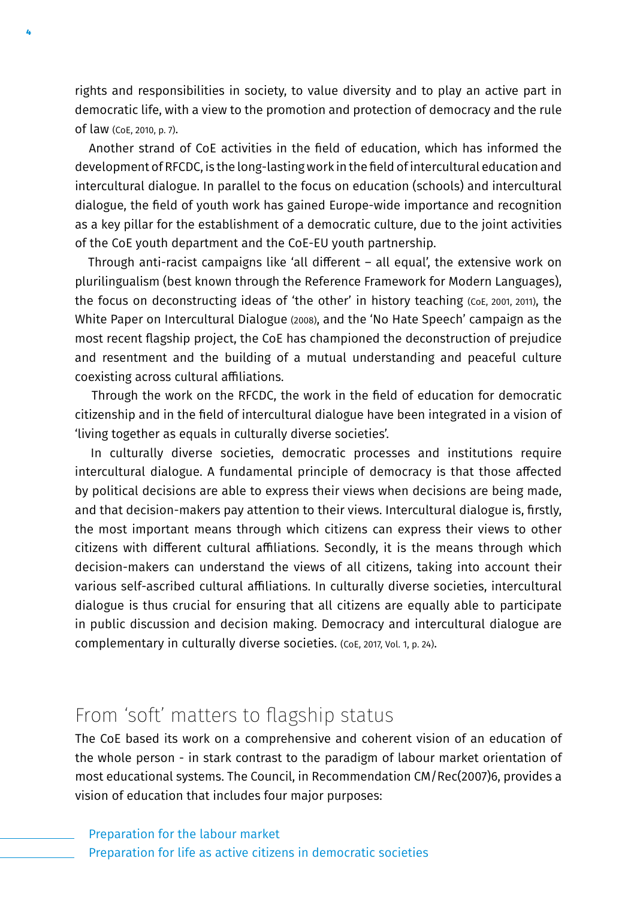rights and responsibilities in society, to value diversity and to play an active part in democratic life, with a view to the promotion and protection of democracy and the rule of law (CoE, 2010, p. 7).

Another strand of CoE activities in the field of education, which has informed the development of RFCDC, is the long-lasting work in the field of intercultural education and intercultural dialogue. In parallel to the focus on education (schools) and intercultural dialogue, the field of youth work has gained Europe-wide importance and recognition as a key pillar for the establishment of a democratic culture, due to the joint activities of the CoE youth department and the CoE-EU youth partnership.

Through anti-racist campaigns like 'all different – all equal', the extensive work on plurilingualism (best known through the Reference Framework for Modern Languages), the focus on deconstructing ideas of 'the other' in history teaching (CoE, 2001, 2011), the White Paper on Intercultural Dialogue (2008), and the 'No Hate Speech' campaign as the most recent flagship project, the CoE has championed the deconstruction of prejudice and resentment and the building of a mutual understanding and peaceful culture coexisting across cultural affiliations.

Through the work on the RFCDC, the work in the field of education for democratic citizenship and in the field of intercultural dialogue have been integrated in a vision of 'living together as equals in culturally diverse societies'.

In culturally diverse societies, democratic processes and institutions require intercultural dialogue. A fundamental principle of democracy is that those affected by political decisions are able to express their views when decisions are being made, and that decision-makers pay attention to their views. Intercultural dialogue is, firstly, the most important means through which citizens can express their views to other citizens with different cultural affiliations. Secondly, it is the means through which decision-makers can understand the views of all citizens, taking into account their various self-ascribed cultural affiliations. In culturally diverse societies, intercultural dialogue is thus crucial for ensuring that all citizens are equally able to participate in public discussion and decision making. Democracy and intercultural dialogue are complementary in culturally diverse societies. (CoE, 2017, Vol. 1, p. 24).

## From 'soft' matters to flagship status

The CoE based its work on a comprehensive and coherent vision of an education of the whole person - in stark contrast to the paradigm of labour market orientation of most educational systems. The Council, in Recommendation CM/Rec(2007)6, provides a vision of education that includes four major purposes:

- Preparation for the labour market
- Preparation for life as active citizens in democratic societies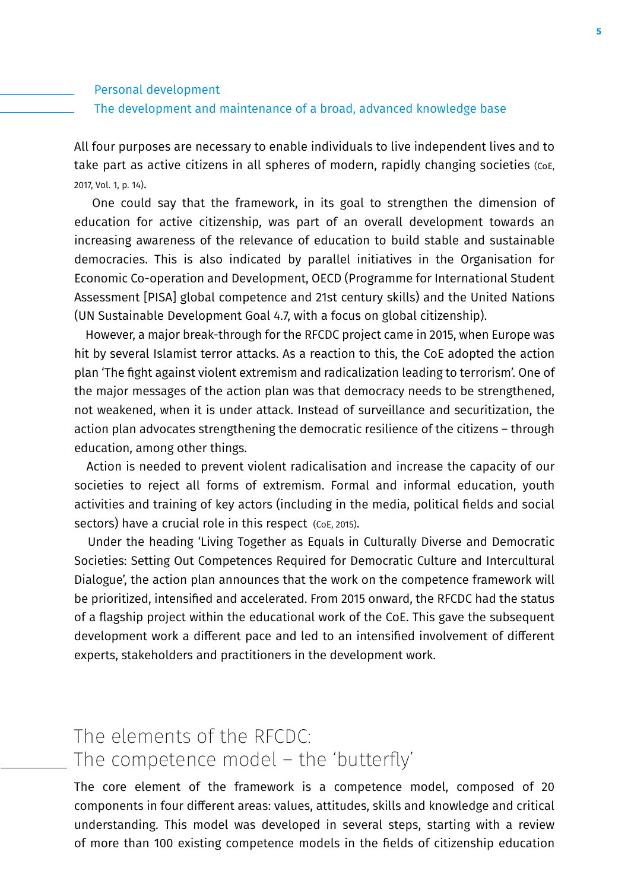Personal development

The development and maintenance of a broad, advanced knowledge base

All four purposes are necessary to enable individuals to live independent lives and to take part as active citizens in all spheres of modern, rapidly changing societies (CoE, 2017, Vol. 1, p. 14).

One could say that the framework, in its goal to strengthen the dimension of education for active citizenship, was part of an overall development towards an increasing awareness of the relevance of education to build stable and sustainable democracies. This is also indicated by parallel initiatives in the Organisation for Economic Co-operation and Development, OECD (Programme for International Student Assessment [PISA] global competence and 21st century skills) and the United Nations (UN Sustainable Development Goal 4.7, with a focus on global citizenship).

However, a major break-through for the RFCDC project came in 2015, when Europe was hit by several Islamist terror attacks. As a reaction to this, the CoE adopted the action plan 'The fight against violent extremism and radicalization leading to terrorism'. One of the major messages of the action plan was that democracy needs to be strengthened, not weakened, when it is under attack. Instead of surveillance and securitization, the action plan advocates strengthening the democratic resilience of the citizens – through education, among other things.

Action is needed to prevent violent radicalisation and increase the capacity of our societies to reject all forms of extremism. Formal and informal education, youth activities and training of key actors (including in the media, political fields and social sectors) have a crucial role in this respect (CoE, 2015).

Under the heading 'Living Together as Equals in Culturally Diverse and Democratic Societies: Setting Out Competences Required for Democratic Culture and Intercultural Dialogue', the action plan announces that the work on the competence framework will be prioritized, intensified and accelerated. From 2015 onward, the RFCDC had the status of a flagship project within the educational work of the CoE. This gave the subsequent development work a different pace and led to an intensified involvement of different experts, stakeholders and practitioners in the development work.

## The elements of the RFCDC: The competence model – the 'butterfly'

The core element of the framework is a competence model, composed of 20 components in four different areas: values, attitudes, skills and knowledge and critical understanding. This model was developed in several steps, starting with a review of more than 100 existing competence models in the fields of citizenship education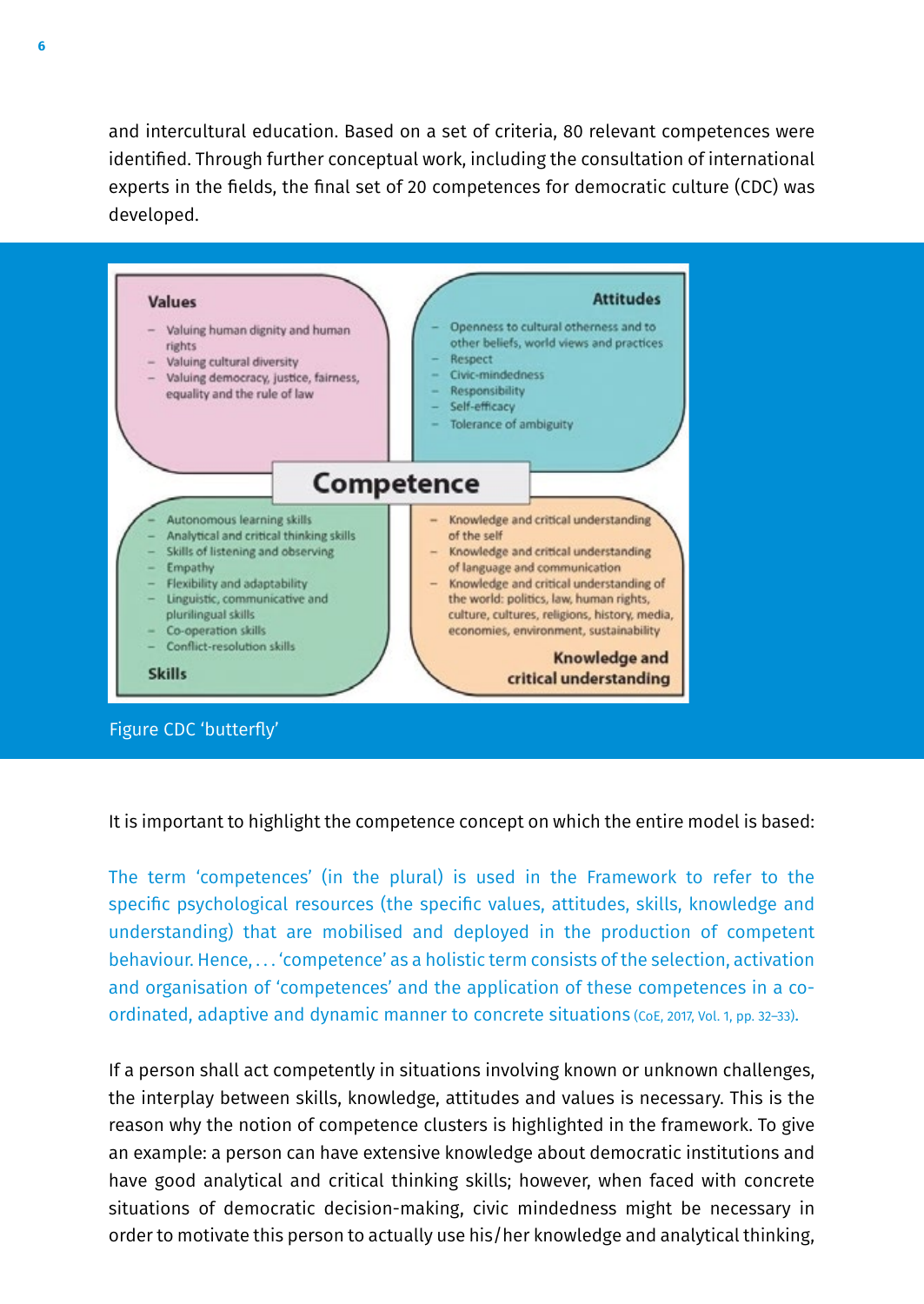and intercultural education. Based on a set of criteria, 80 relevant competences were identified. Through further conceptual work, including the consultation of international experts in the fields, the final set of 20 competences for democratic culture (CDC) was developed.

**Values**

- Valuing human dignity and human rights
- Valuing cultural diversity
- Valuing democracy, justice, fairness, equality and the rule of law

**Attitudes**

- Openness to cultural otherness and to other beliefs, world views and practices
- Respect
- Civic-mindedness
- Responsibility
- Self-efficacy
- Tolerance of ambiguity

**Competence**

**Skills**

- Autonomous learning skills
- Analytical and critical thinking skills
- Skills of listening and observing
- Empathy
- Flexibility and adaptability
- Linguistic, communicative and plurilingual skills
- Co-operation skills
- Conflict-resolution skills

**Knowledge and critical understanding**

- Knowledge and critical understanding of the self
- Knowledge and critical understanding of language and communication
- Knowledge and critical understanding of the world: politics, law, human rights, culture, cultures, religions, history, media, economies, environment, sustainability

Figure CDC 'butterfly'

It is important to highlight the competence concept on which the entire model is based:

> The term 'competences' (in the plural) is used in the Framework to refer to the specific psychological resources (the specific values, attitudes, skills, knowledge and understanding) that are mobilised and deployed in the production of competent behaviour. Hence, . . . 'competence' as a holistic term consists of the selection, activation and organisation of 'competences' and the application of these competences in a co-ordinated, adaptive and dynamic manner to concrete situations (CoE, 2017, Vol. 1, pp. 32–33).

If a person shall act competently in situations involving known or unknown challenges, the interplay between skills, knowledge, attitudes and values is necessary. This is the reason why the notion of competence clusters is highlighted in the framework. To give an example: a person can have extensive knowledge about democratic institutions and have good analytical and critical thinking skills; however, when faced with concrete situations of democratic decision-making, civic mindedness might be necessary in order to motivate this person to actually use his/her knowledge and analytical thinking,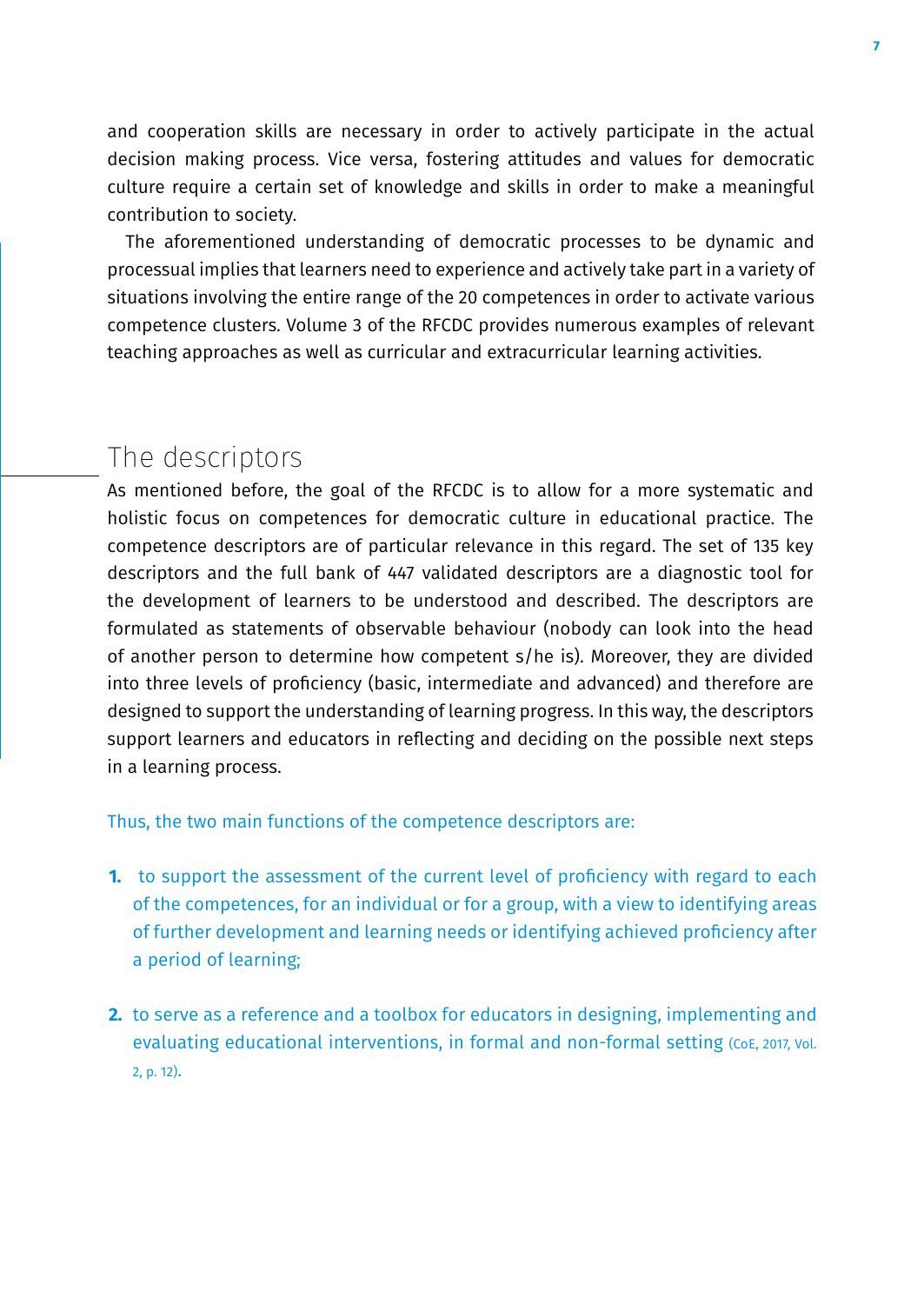and cooperation skills are necessary in order to actively participate in the actual decision making process. Vice versa, fostering attitudes and values for democratic culture require a certain set of knowledge and skills in order to make a meaningful contribution to society.

The aforementioned understanding of democratic processes to be dynamic and processual implies that learners need to experience and actively take part in a variety of situations involving the entire range of the 20 competences in order to activate various competence clusters. Volume 3 of the RFCDC provides numerous examples of relevant teaching approaches as well as curricular and extracurricular learning activities.

## The descriptors

As mentioned before, the goal of the RFCDC is to allow for a more systematic and holistic focus on competences for democratic culture in educational practice. The competence descriptors are of particular relevance in this regard. The set of 135 key descriptors and the full bank of 447 validated descriptors are a diagnostic tool for the development of learners to be understood and described. The descriptors are formulated as statements of observable behaviour (nobody can look into the head of another person to determine how competent s/he is). Moreover, they are divided into three levels of proficiency (basic, intermediate and advanced) and therefore are designed to support the understanding of learning progress. In this way, the descriptors support learners and educators in reflecting and deciding on the possible next steps in a learning process.

Thus, the two main functions of the competence descriptors are:

1. to support the assessment of the current level of proficiency with regard to each of the competences, for an individual or for a group, with a view to identifying areas of further development and learning needs or identifying achieved proficiency after a period of learning;

2. to serve as a reference and a toolbox for educators in designing, implementing and evaluating educational interventions, in formal and non-formal setting (CoE, 2017, Vol. 2, p. 12).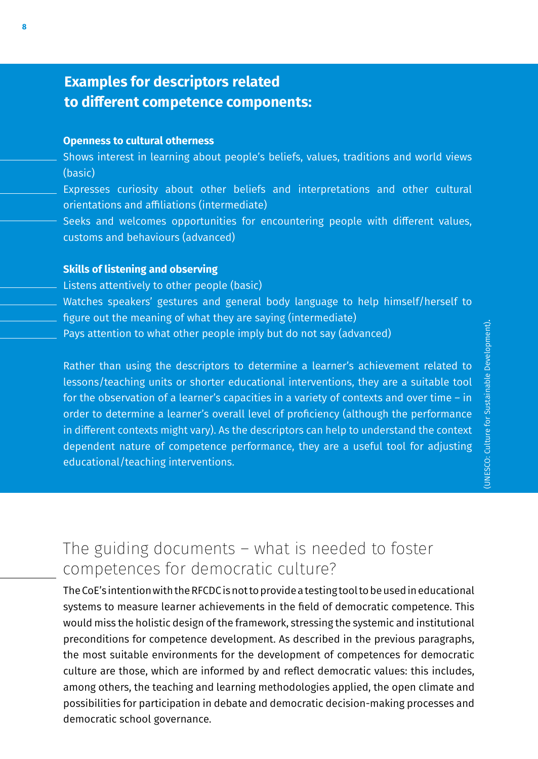## Examples for descriptors related to different competence components:

**Openness to cultural otherness**

- Shows interest in learning about people's beliefs, values, traditions and world views (basic)
- Expresses curiosity about other beliefs and interpretations and other cultural orientations and affiliations (intermediate)
- Seeks and welcomes opportunities for encountering people with different values, customs and behaviours (advanced)

**Skills of listening and observing**

- Listens attentively to other people (basic)
- Watches speakers' gestures and general body language to help himself/herself to figure out the meaning of what they are saying (intermediate)
- Pays attention to what other people imply but do not say (advanced)

Rather than using the descriptors to determine a learner's achievement related to lessons/teaching units or shorter educational interventions, they are a suitable tool for the observation of a learner's capacities in a variety of contexts and over time – in order to determine a learner's overall level of proficiency (although the performance in different contexts might vary). As the descriptors can help to understand the context dependent nature of competence performance, they are a useful tool for adjusting educational/teaching interventions.

(UNESCO: Culture for Sustainable Development).

## The guiding documents – what is needed to foster competences for democratic culture?

The CoE's intention with the RFCDC is not to provide a testing tool to be used in educational systems to measure learner achievements in the field of democratic competence. This would miss the holistic design of the framework, stressing the systemic and institutional preconditions for competence development. As described in the previous paragraphs, the most suitable environments for the development of competences for democratic culture are those, which are informed by and reflect democratic values: this includes, among others, the teaching and learning methodologies applied, the open climate and possibilities for participation in debate and democratic decision-making processes and democratic school governance.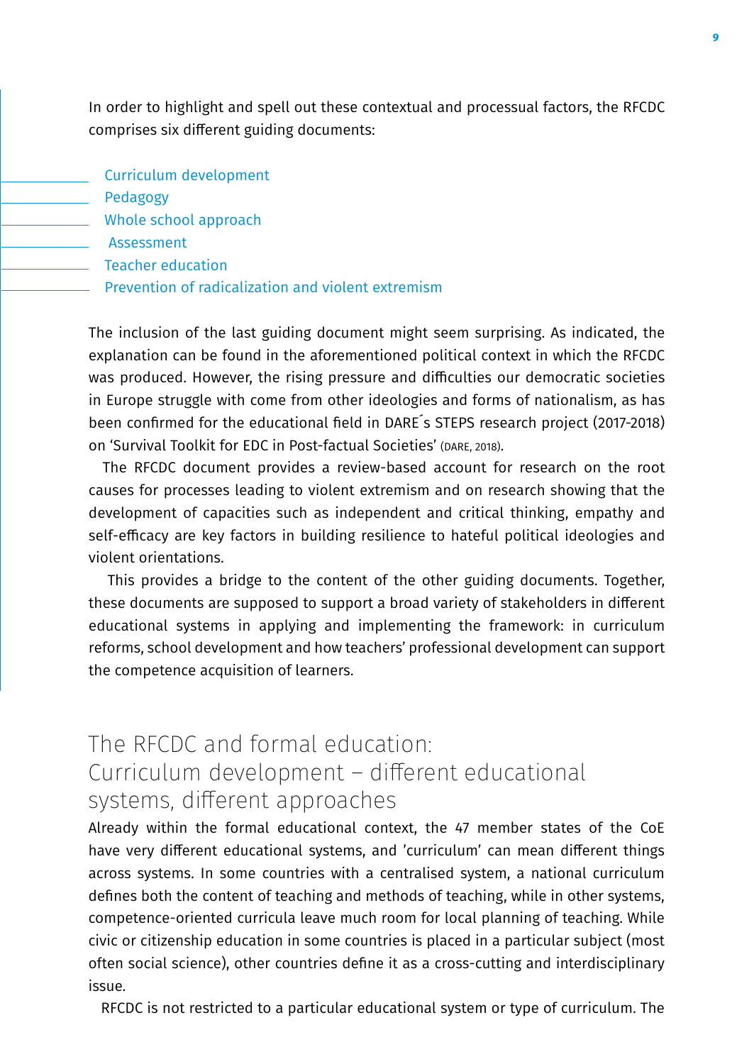In order to highlight and spell out these contextual and processual factors, the RFCDC comprises six different guiding documents:

- Curriculum development
- Pedagogy
- Whole school approach
- Assessment
- Teacher education
- Prevention of radicalization and violent extremism

The inclusion of the last guiding document might seem surprising. As indicated, the explanation can be found in the aforementioned political context in which the RFCDC was produced. However, the rising pressure and difficulties our democratic societies in Europe struggle with come from other ideologies and forms of nationalism, as has been confirmed for the educational field in DARE´s STEPS research project (2017-2018) on 'Survival Toolkit for EDC in Post-factual Societies' (DARE, 2018).

The RFCDC document provides a review-based account for research on the root causes for processes leading to violent extremism and on research showing that the development of capacities such as independent and critical thinking, empathy and self-efficacy are key factors in building resilience to hateful political ideologies and violent orientations.

This provides a bridge to the content of the other guiding documents. Together, these documents are supposed to support a broad variety of stakeholders in different educational systems in applying and implementing the framework: in curriculum reforms, school development and how teachers' professional development can support the competence acquisition of learners.

## The RFCDC and formal education: Curriculum development – different educational systems, different approaches

Already within the formal educational context, the 47 member states of the CoE have very different educational systems, and 'curriculum' can mean different things across systems. In some countries with a centralised system, a national curriculum defines both the content of teaching and methods of teaching, while in other systems, competence-oriented curricula leave much room for local planning of teaching. While civic or citizenship education in some countries is placed in a particular subject (most often social science), other countries define it as a cross-cutting and interdisciplinary issue.

RFCDC is not restricted to a particular educational system or type of curriculum. The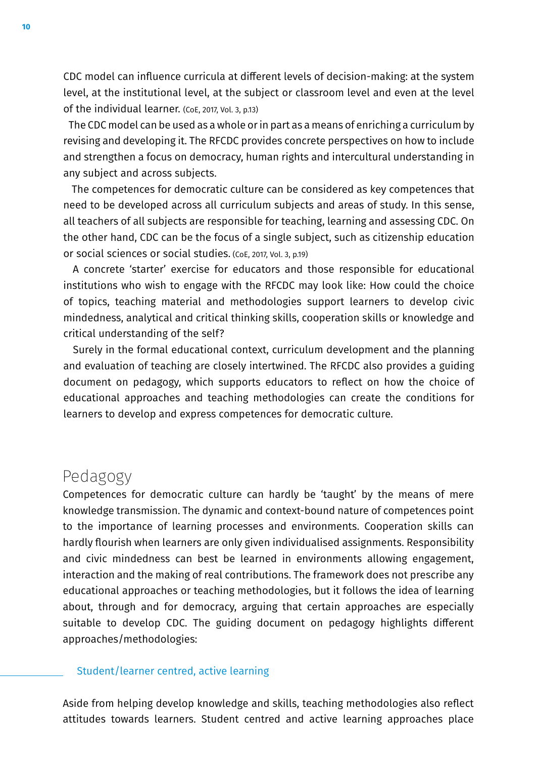CDC model can influence curricula at different levels of decision-making: at the system level, at the institutional level, at the subject or classroom level and even at the level of the individual learner. (CoE, 2017, Vol. 3, p.13)

The CDC model can be used as a whole or in part as a means of enriching a curriculum by revising and developing it. The RFCDC provides concrete perspectives on how to include and strengthen a focus on democracy, human rights and intercultural understanding in any subject and across subjects.

The competences for democratic culture can be considered as key competences that need to be developed across all curriculum subjects and areas of study. In this sense, all teachers of all subjects are responsible for teaching, learning and assessing CDC. On the other hand, CDC can be the focus of a single subject, such as citizenship education or social sciences or social studies. (CoE, 2017, Vol. 3, p.19)

A concrete 'starter' exercise for educators and those responsible for educational institutions who wish to engage with the RFCDC may look like: How could the choice of topics, teaching material and methodologies support learners to develop civic mindedness, analytical and critical thinking skills, cooperation skills or knowledge and critical understanding of the self?

Surely in the formal educational context, curriculum development and the planning and evaluation of teaching are closely intertwined. The RFCDC also provides a guiding document on pedagogy, which supports educators to reflect on how the choice of educational approaches and teaching methodologies can create the conditions for learners to develop and express competences for democratic culture.

## Pedagogy

Competences for democratic culture can hardly be 'taught' by the means of mere knowledge transmission. The dynamic and context-bound nature of competences point to the importance of learning processes and environments. Cooperation skills can hardly flourish when learners are only given individualised assignments. Responsibility and civic mindedness can best be learned in environments allowing engagement, interaction and the making of real contributions. The framework does not prescribe any educational approaches or teaching methodologies, but it follows the idea of learning about, through and for democracy, arguing that certain approaches are especially suitable to develop CDC. The guiding document on pedagogy highlights different approaches/methodologies:

### Student/learner centred, active learning

Aside from helping develop knowledge and skills, teaching methodologies also reflect attitudes towards learners. Student centred and active learning approaches place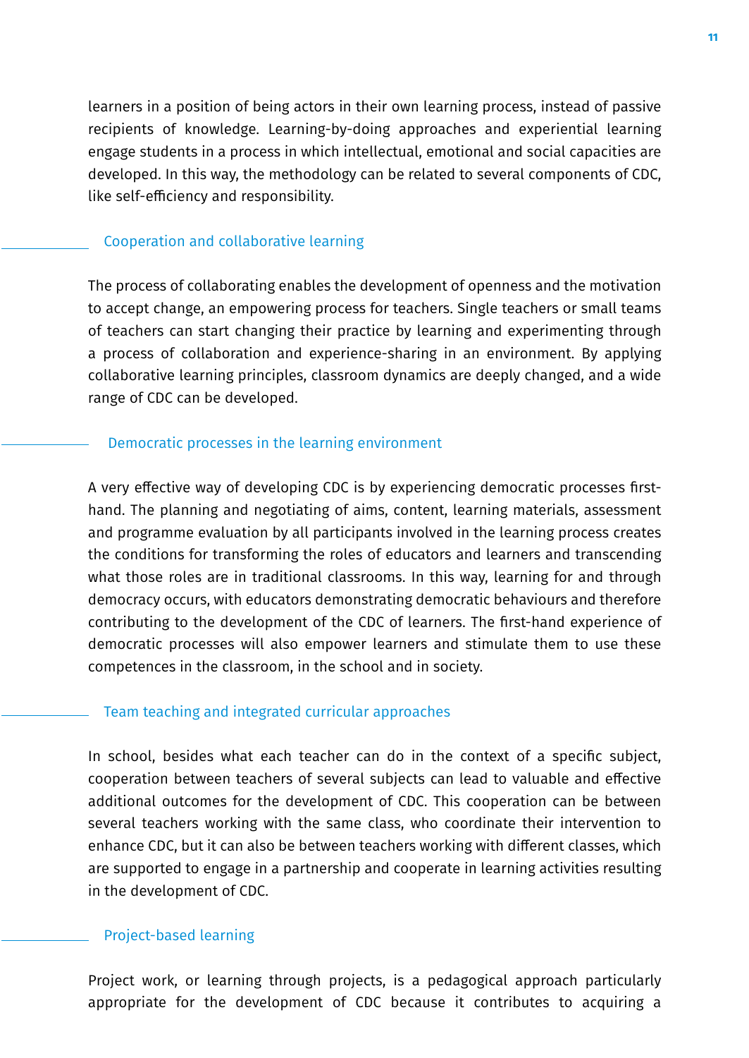learners in a position of being actors in their own learning process, instead of passive recipients of knowledge. Learning-by-doing approaches and experiential learning engage students in a process in which intellectual, emotional and social capacities are developed. In this way, the methodology can be related to several components of CDC, like self-efficiency and responsibility.

### Cooperation and collaborative learning

The process of collaborating enables the development of openness and the motivation to accept change, an empowering process for teachers. Single teachers or small teams of teachers can start changing their practice by learning and experimenting through a process of collaboration and experience-sharing in an environment. By applying collaborative learning principles, classroom dynamics are deeply changed, and a wide range of CDC can be developed.

### Democratic processes in the learning environment

A very effective way of developing CDC is by experiencing democratic processes first-hand. The planning and negotiating of aims, content, learning materials, assessment and programme evaluation by all participants involved in the learning process creates the conditions for transforming the roles of educators and learners and transcending what those roles are in traditional classrooms. In this way, learning for and through democracy occurs, with educators demonstrating democratic behaviours and therefore contributing to the development of the CDC of learners. The first-hand experience of democratic processes will also empower learners and stimulate them to use these competences in the classroom, in the school and in society.

### Team teaching and integrated curricular approaches

In school, besides what each teacher can do in the context of a specific subject, cooperation between teachers of several subjects can lead to valuable and effective additional outcomes for the development of CDC. This cooperation can be between several teachers working with the same class, who coordinate their intervention to enhance CDC, but it can also be between teachers working with different classes, which are supported to engage in a partnership and cooperate in learning activities resulting in the development of CDC.

### Project-based learning

Project work, or learning through projects, is a pedagogical approach particularly appropriate for the development of CDC because it contributes to acquiring a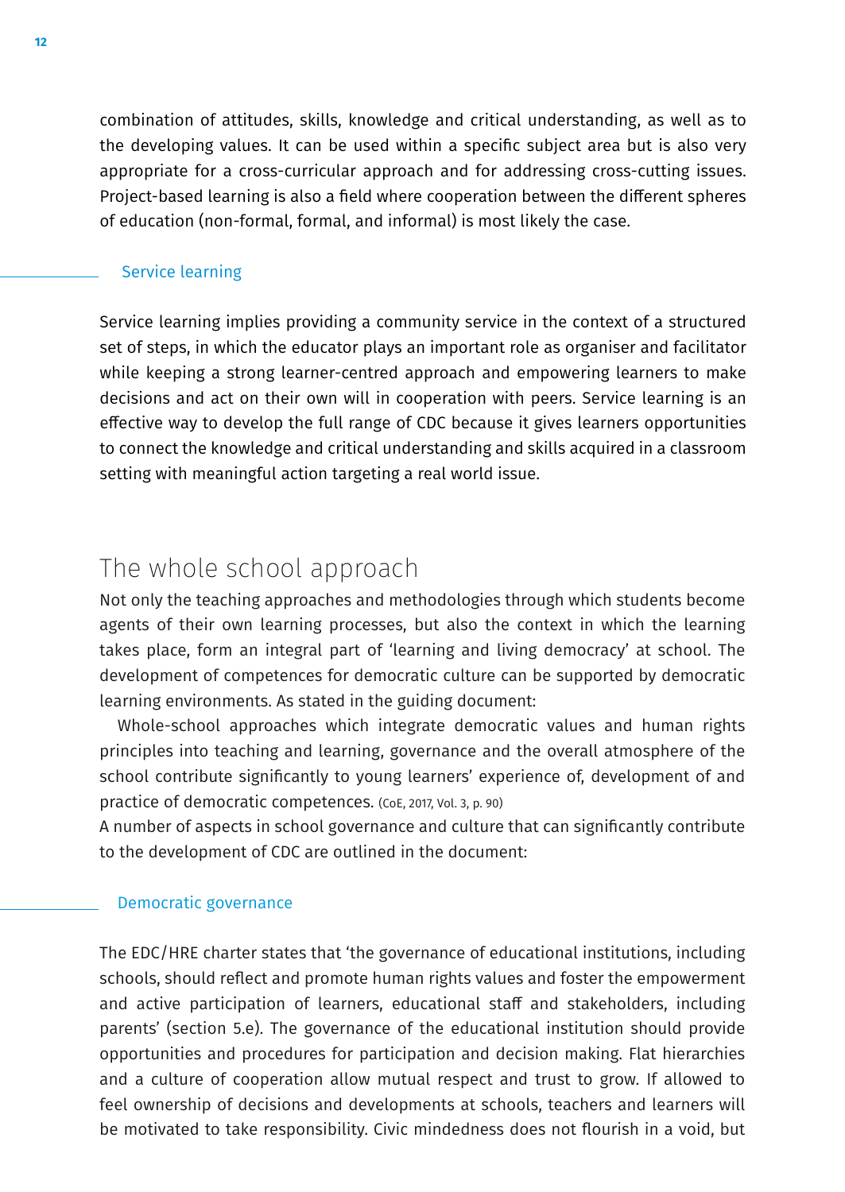combination of attitudes, skills, knowledge and critical understanding, as well as to the developing values. It can be used within a specific subject area but is also very appropriate for a cross-curricular approach and for addressing cross-cutting issues. Project-based learning is also a field where cooperation between the different spheres of education (non-formal, formal, and informal) is most likely the case.

### Service learning

Service learning implies providing a community service in the context of a structured set of steps, in which the educator plays an important role as organiser and facilitator while keeping a strong learner-centred approach and empowering learners to make decisions and act on their own will in cooperation with peers. Service learning is an effective way to develop the full range of CDC because it gives learners opportunities to connect the knowledge and critical understanding and skills acquired in a classroom setting with meaningful action targeting a real world issue.

## The whole school approach

Not only the teaching approaches and methodologies through which students become agents of their own learning processes, but also the context in which the learning takes place, form an integral part of 'learning and living democracy' at school. The development of competences for democratic culture can be supported by democratic learning environments. As stated in the guiding document:

> Whole-school approaches which integrate democratic values and human rights principles into teaching and learning, governance and the overall atmosphere of the school contribute significantly to young learners' experience of, development of and practice of democratic competences. (CoE, 2017, Vol. 3, p. 90)

A number of aspects in school governance and culture that can significantly contribute to the development of CDC are outlined in the document:

### Democratic governance

The EDC/HRE charter states that 'the governance of educational institutions, including schools, should reflect and promote human rights values and foster the empowerment and active participation of learners, educational staff and stakeholders, including parents' (section 5.e). The governance of the educational institution should provide opportunities and procedures for participation and decision making. Flat hierarchies and a culture of cooperation allow mutual respect and trust to grow. If allowed to feel ownership of decisions and developments at schools, teachers and learners will be motivated to take responsibility. Civic mindedness does not flourish in a void, but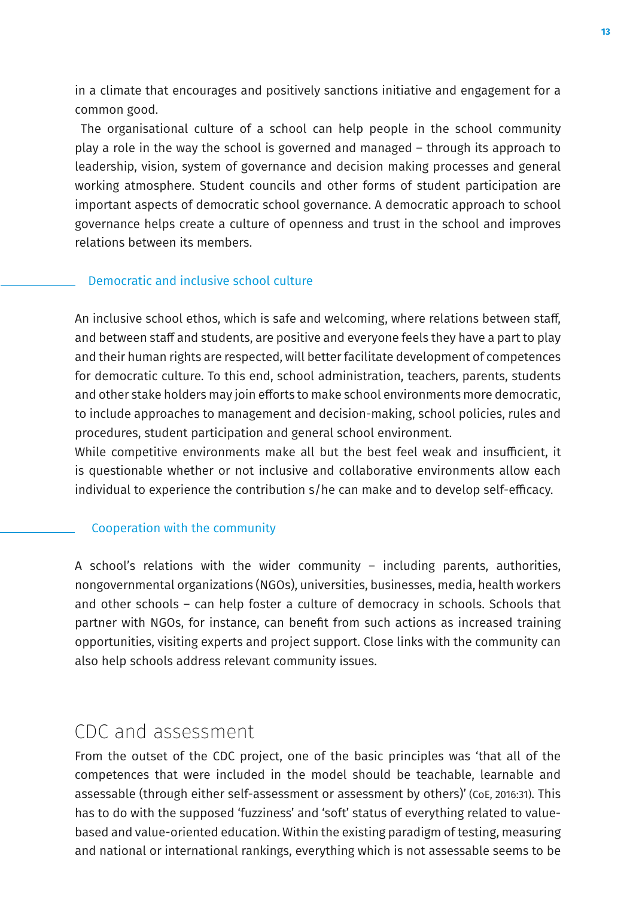in a climate that encourages and positively sanctions initiative and engagement for a common good.

The organisational culture of a school can help people in the school community play a role in the way the school is governed and managed – through its approach to leadership, vision, system of governance and decision making processes and general working atmosphere. Student councils and other forms of student participation are important aspects of democratic school governance. A democratic approach to school governance helps create a culture of openness and trust in the school and improves relations between its members.

### Democratic and inclusive school culture

An inclusive school ethos, which is safe and welcoming, where relations between staff, and between staff and students, are positive and everyone feels they have a part to play and their human rights are respected, will better facilitate development of competences for democratic culture. To this end, school administration, teachers, parents, students and other stake holders may join efforts to make school environments more democratic, to include approaches to management and decision-making, school policies, rules and procedures, student participation and general school environment.

While competitive environments make all but the best feel weak and insufficient, it is questionable whether or not inclusive and collaborative environments allow each individual to experience the contribution s/he can make and to develop self-efficacy.

### Cooperation with the community

A school's relations with the wider community – including parents, authorities, nongovernmental organizations (NGOs), universities, businesses, media, health workers and other schools – can help foster a culture of democracy in schools. Schools that partner with NGOs, for instance, can benefit from such actions as increased training opportunities, visiting experts and project support. Close links with the community can also help schools address relevant community issues.

## CDC and assessment

From the outset of the CDC project, one of the basic principles was 'that all of the competences that were included in the model should be teachable, learnable and assessable (through either self-assessment or assessment by others)' (CoE, 2016:31). This has to do with the supposed 'fuzziness' and 'soft' status of everything related to value-based and value-oriented education. Within the existing paradigm of testing, measuring and national or international rankings, everything which is not assessable seems to be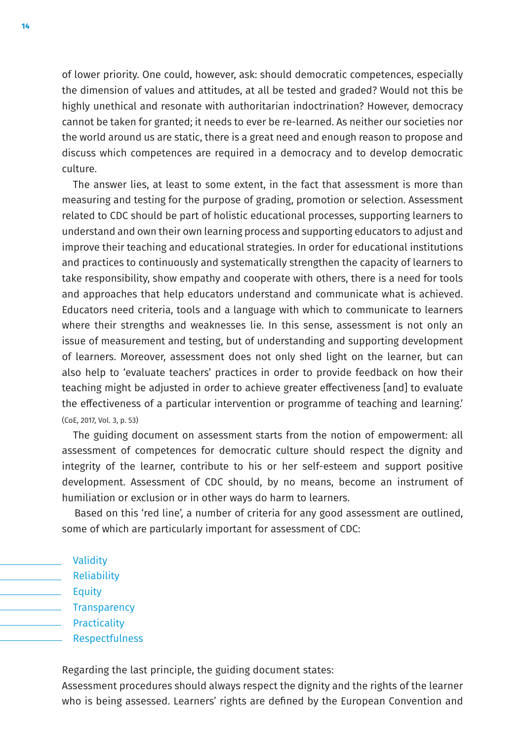of lower priority. One could, however, ask: should democratic competences, especially the dimension of values and attitudes, at all be tested and graded? Would not this be highly unethical and resonate with authoritarian indoctrination? However, democracy cannot be taken for granted; it needs to ever be re-learned. As neither our societies nor the world around us are static, there is a great need and enough reason to propose and discuss which competences are required in a democracy and to develop democratic culture.

The answer lies, at least to some extent, in the fact that assessment is more than measuring and testing for the purpose of grading, promotion or selection. Assessment related to CDC should be part of holistic educational processes, supporting learners to understand and own their own learning process and supporting educators to adjust and improve their teaching and educational strategies. In order for educational institutions and practices to continuously and systematically strengthen the capacity of learners to take responsibility, show empathy and cooperate with others, there is a need for tools and approaches that help educators understand and communicate what is achieved. Educators need criteria, tools and a language with which to communicate to learners where their strengths and weaknesses lie. In this sense, assessment is not only an issue of measurement and testing, but of understanding and supporting development of learners. Moreover, assessment does not only shed light on the learner, but can also help to 'evaluate teachers' practices in order to provide feedback on how their teaching might be adjusted in order to achieve greater effectiveness [and] to evaluate the effectiveness of a particular intervention or programme of teaching and learning.' (CoE, 2017, Vol. 3, p. 53)

The guiding document on assessment starts from the notion of empowerment: all assessment of competences for democratic culture should respect the dignity and integrity of the learner, contribute to his or her self-esteem and support positive development. Assessment of CDC should, by no means, become an instrument of humiliation or exclusion or in other ways do harm to learners.

Based on this 'red line', a number of criteria for any good assessment are outlined, some of which are particularly important for assessment of CDC:

- Validity
- Reliability
- Equity
- Transparency
- Practicality
- Respectfulness

Regarding the last principle, the guiding document states:

Assessment procedures should always respect the dignity and the rights of the learner who is being assessed. Learners' rights are defined by the European Convention and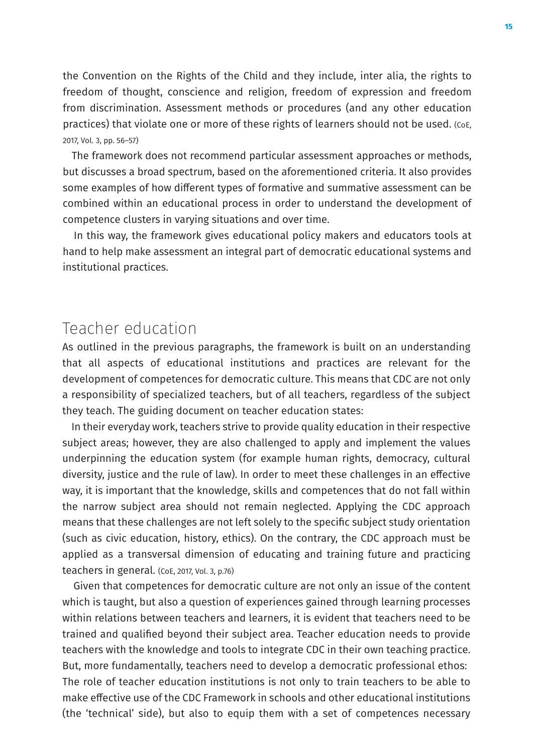the Convention on the Rights of the Child and they include, inter alia, the rights to freedom of thought, conscience and religion, freedom of expression and freedom from discrimination. Assessment methods or procedures (and any other education practices) that violate one or more of these rights of learners should not be used. (CoE, 2017, Vol. 3, pp. 56–57)

The framework does not recommend particular assessment approaches or methods, but discusses a broad spectrum, based on the aforementioned criteria. It also provides some examples of how different types of formative and summative assessment can be combined within an educational process in order to understand the development of competence clusters in varying situations and over time.

In this way, the framework gives educational policy makers and educators tools at hand to help make assessment an integral part of democratic educational systems and institutional practices.

## Teacher education

As outlined in the previous paragraphs, the framework is built on an understanding that all aspects of educational institutions and practices are relevant for the development of competences for democratic culture. This means that CDC are not only a responsibility of specialized teachers, but of all teachers, regardless of the subject they teach. The guiding document on teacher education states:

In their everyday work, teachers strive to provide quality education in their respective subject areas; however, they are also challenged to apply and implement the values underpinning the education system (for example human rights, democracy, cultural diversity, justice and the rule of law). In order to meet these challenges in an effective way, it is important that the knowledge, skills and competences that do not fall within the narrow subject area should not remain neglected. Applying the CDC approach means that these challenges are not left solely to the specific subject study orientation (such as civic education, history, ethics). On the contrary, the CDC approach must be applied as a transversal dimension of educating and training future and practicing teachers in general. (CoE, 2017, Vol. 3, p.76)

Given that competences for democratic culture are not only an issue of the content which is taught, but also a question of experiences gained through learning processes within relations between teachers and learners, it is evident that teachers need to be trained and qualified beyond their subject area. Teacher education needs to provide teachers with the knowledge and tools to integrate CDC in their own teaching practice. But, more fundamentally, teachers need to develop a democratic professional ethos:
The role of teacher education institutions is not only to train teachers to be able to make effective use of the CDC Framework in schools and other educational institutions (the 'technical' side), but also to equip them with a set of competences necessary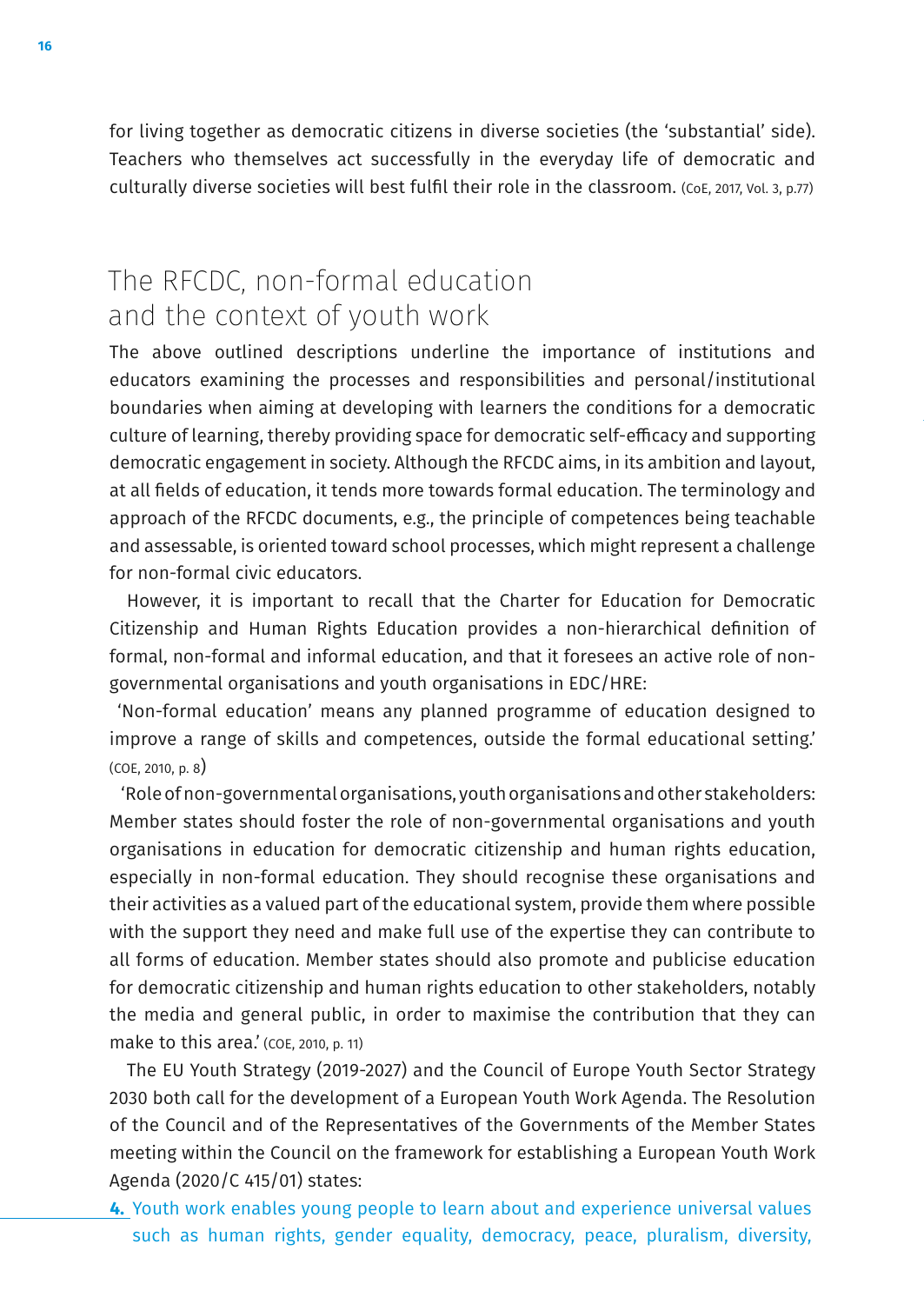for living together as democratic citizens in diverse societies (the 'substantial' side). Teachers who themselves act successfully in the everyday life of democratic and culturally diverse societies will best fulfil their role in the classroom. (CoE, 2017, Vol. 3, p.77)

## The RFCDC, non-formal education and the context of youth work

The above outlined descriptions underline the importance of institutions and educators examining the processes and responsibilities and personal/institutional boundaries when aiming at developing with learners the conditions for a democratic culture of learning, thereby providing space for democratic self-efficacy and supporting democratic engagement in society. Although the RFCDC aims, in its ambition and layout, at all fields of education, it tends more towards formal education. The terminology and approach of the RFCDC documents, e.g., the principle of competences being teachable and assessable, is oriented toward school processes, which might represent a challenge for non-formal civic educators.

However, it is important to recall that the Charter for Education for Democratic Citizenship and Human Rights Education provides a non-hierarchical definition of formal, non-formal and informal education, and that it foresees an active role of non-governmental organisations and youth organisations in EDC/HRE:

'Non-formal education' means any planned programme of education designed to improve a range of skills and competences, outside the formal educational setting.' (COE, 2010, p. 8)

'Role of non-governmental organisations, youth organisations and other stakeholders: Member states should foster the role of non-governmental organisations and youth organisations in education for democratic citizenship and human rights education, especially in non-formal education. They should recognise these organisations and their activities as a valued part of the educational system, provide them where possible with the support they need and make full use of the expertise they can contribute to all forms of education. Member states should also promote and publicise education for democratic citizenship and human rights education to other stakeholders, notably the media and general public, in order to maximise the contribution that they can make to this area.' (COE, 2010, p. 11)

The EU Youth Strategy (2019-2027) and the Council of Europe Youth Sector Strategy 2030 both call for the development of a European Youth Work Agenda. The Resolution of the Council and of the Representatives of the Governments of the Member States meeting within the Council on the framework for establishing a European Youth Work Agenda (2020/C 415/01) states:

**4.** Youth work enables young people to learn about and experience universal values such as human rights, gender equality, democracy, peace, pluralism, diversity,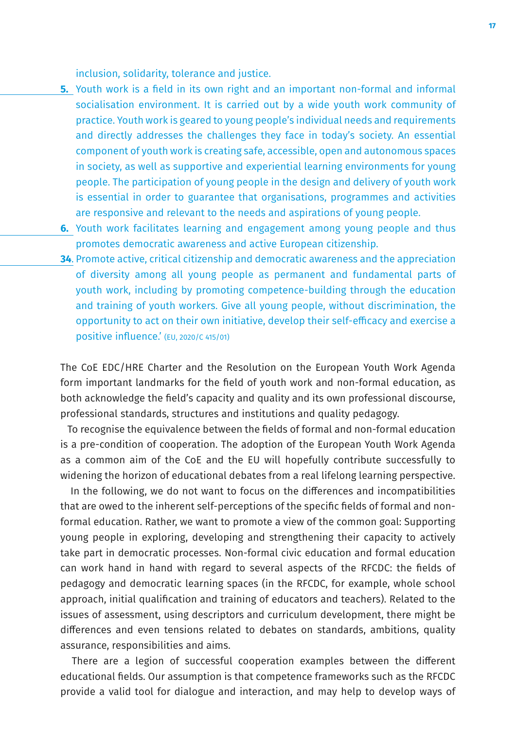inclusion, solidarity, tolerance and justice.

**5.** Youth work is a field in its own right and an important non-formal and informal socialisation environment. It is carried out by a wide youth work community of practice. Youth work is geared to young people's individual needs and requirements and directly addresses the challenges they face in today's society. An essential component of youth work is creating safe, accessible, open and autonomous spaces in society, as well as supportive and experiential learning environments for young people. The participation of young people in the design and delivery of youth work is essential in order to guarantee that organisations, programmes and activities are responsive and relevant to the needs and aspirations of young people.

**6.** Youth work facilitates learning and engagement among young people and thus promotes democratic awareness and active European citizenship.

**34**. Promote active, critical citizenship and democratic awareness and the appreciation of diversity among all young people as permanent and fundamental parts of youth work, including by promoting competence-building through the education and training of youth workers. Give all young people, without discrimination, the opportunity to act on their own initiative, develop their self-efficacy and exercise a positive influence.' (EU, 2020/C 415/01)

The CoE EDC/HRE Charter and the Resolution on the European Youth Work Agenda form important landmarks for the field of youth work and non-formal education, as both acknowledge the field's capacity and quality and its own professional discourse, professional standards, structures and institutions and quality pedagogy.

To recognise the equivalence between the fields of formal and non-formal education is a pre-condition of cooperation. The adoption of the European Youth Work Agenda as a common aim of the CoE and the EU will hopefully contribute successfully to widening the horizon of educational debates from a real lifelong learning perspective.

In the following, we do not want to focus on the differences and incompatibilities that are owed to the inherent self-perceptions of the specific fields of formal and non-formal education. Rather, we want to promote a view of the common goal: Supporting young people in exploring, developing and strengthening their capacity to actively take part in democratic processes. Non-formal civic education and formal education can work hand in hand with regard to several aspects of the RFCDC: the fields of pedagogy and democratic learning spaces (in the RFCDC, for example, whole school approach, initial qualification and training of educators and teachers). Related to the issues of assessment, using descriptors and curriculum development, there might be differences and even tensions related to debates on standards, ambitions, quality assurance, responsibilities and aims.

There are a legion of successful cooperation examples between the different educational fields. Our assumption is that competence frameworks such as the RFCDC provide a valid tool for dialogue and interaction, and may help to develop ways of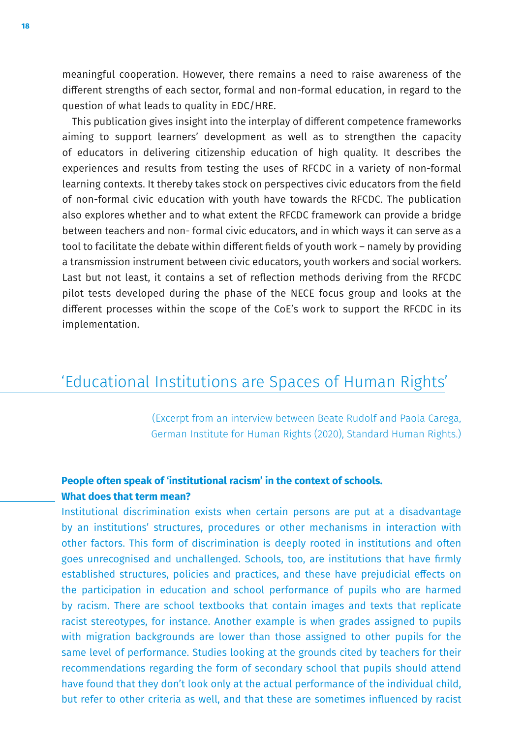meaningful cooperation. However, there remains a need to raise awareness of the different strengths of each sector, formal and non-formal education, in regard to the question of what leads to quality in EDC/HRE.

This publication gives insight into the interplay of different competence frameworks aiming to support learners' development as well as to strengthen the capacity of educators in delivering citizenship education of high quality. It describes the experiences and results from testing the uses of RFCDC in a variety of non-formal learning contexts. It thereby takes stock on perspectives civic educators from the field of non-formal civic education with youth have towards the RFCDC. The publication also explores whether and to what extent the RFCDC framework can provide a bridge between teachers and non- formal civic educators, and in which ways it can serve as a tool to facilitate the debate within different fields of youth work – namely by providing a transmission instrument between civic educators, youth workers and social workers. Last but not least, it contains a set of reflection methods deriving from the RFCDC pilot tests developed during the phase of the NECE focus group and looks at the different processes within the scope of the CoE's work to support the RFCDC in its implementation.

## 'Educational Institutions are Spaces of Human Rights'

(Excerpt from an interview between Beate Rudolf and Paola Carega, German Institute for Human Rights (2020), Standard Human Rights.)

**People often speak of 'institutional racism' in the context of schools. What does that term mean?**

Institutional discrimination exists when certain persons are put at a disadvantage by an institutions' structures, procedures or other mechanisms in interaction with other factors. This form of discrimination is deeply rooted in institutions and often goes unrecognised and unchallenged. Schools, too, are institutions that have firmly established structures, policies and practices, and these have prejudicial effects on the participation in education and school performance of pupils who are harmed by racism. There are school textbooks that contain images and texts that replicate racist stereotypes, for instance. Another example is when grades assigned to pupils with migration backgrounds are lower than those assigned to other pupils for the same level of performance. Studies looking at the grounds cited by teachers for their recommendations regarding the form of secondary school that pupils should attend have found that they don't look only at the actual performance of the individual child, but refer to other criteria as well, and that these are sometimes influenced by racist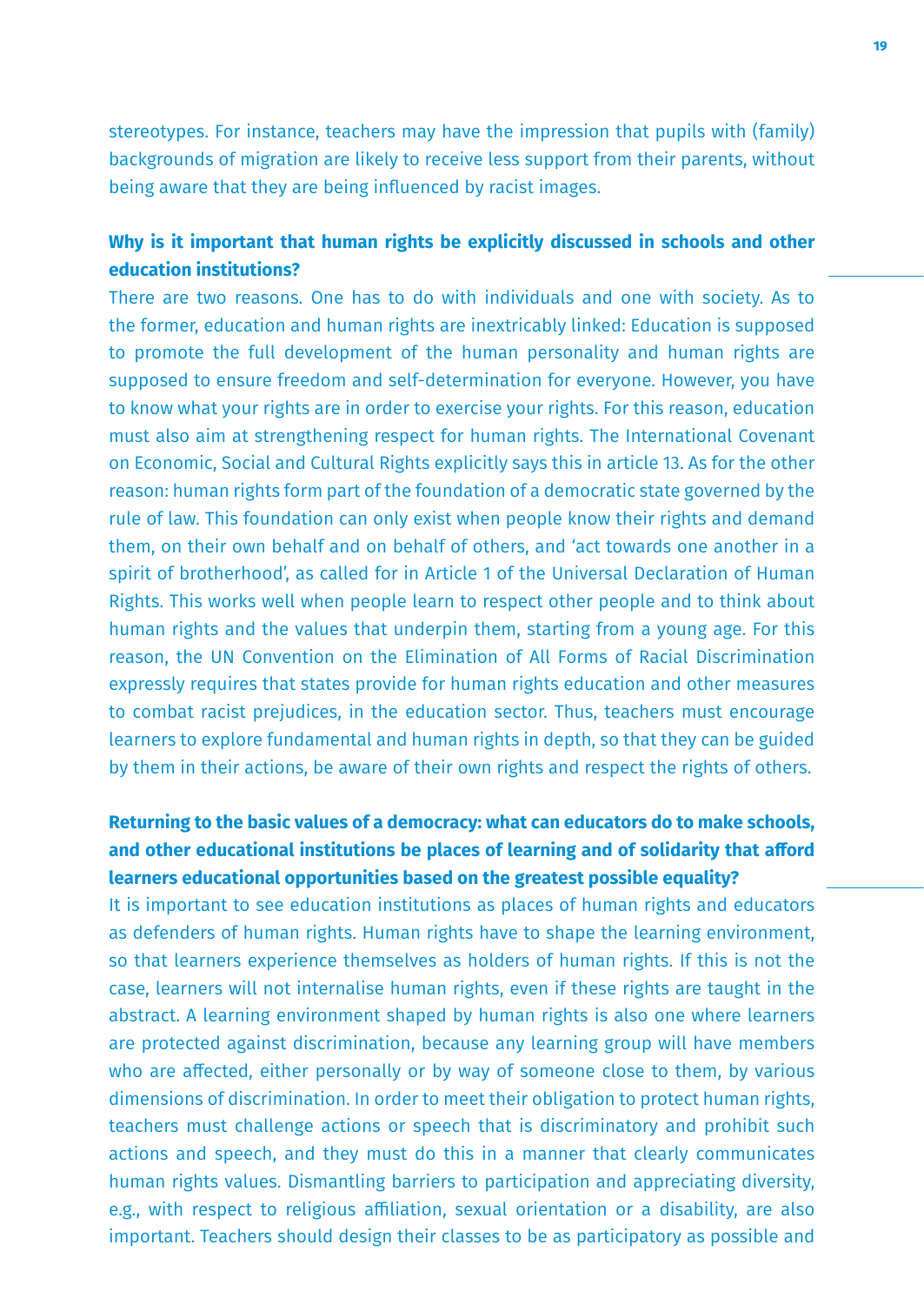stereotypes. For instance, teachers may have the impression that pupils with (family) backgrounds of migration are likely to receive less support from their parents, without being aware that they are being influenced by racist images.

**Why is it important that human rights be explicitly discussed in schools and other education institutions?**

There are two reasons. One has to do with individuals and one with society. As to the former, education and human rights are inextricably linked: Education is supposed to promote the full development of the human personality and human rights are supposed to ensure freedom and self-determination for everyone. However, you have to know what your rights are in order to exercise your rights. For this reason, education must also aim at strengthening respect for human rights. The International Covenant on Economic, Social and Cultural Rights explicitly says this in article 13. As for the other reason: human rights form part of the foundation of a democratic state governed by the rule of law. This foundation can only exist when people know their rights and demand them, on their own behalf and on behalf of others, and 'act towards one another in a spirit of brotherhood', as called for in Article 1 of the Universal Declaration of Human Rights. This works well when people learn to respect other people and to think about human rights and the values that underpin them, starting from a young age. For this reason, the UN Convention on the Elimination of All Forms of Racial Discrimination expressly requires that states provide for human rights education and other measures to combat racist prejudices, in the education sector. Thus, teachers must encourage learners to explore fundamental and human rights in depth, so that they can be guided by them in their actions, be aware of their own rights and respect the rights of others.

**Returning to the basic values of a democracy: what can educators do to make schools, and other educational institutions be places of learning and of solidarity that afford learners educational opportunities based on the greatest possible equality?**

It is important to see education institutions as places of human rights and educators as defenders of human rights. Human rights have to shape the learning environment, so that learners experience themselves as holders of human rights. If this is not the case, learners will not internalise human rights, even if these rights are taught in the abstract. A learning environment shaped by human rights is also one where learners are protected against discrimination, because any learning group will have members who are affected, either personally or by way of someone close to them, by various dimensions of discrimination. In order to meet their obligation to protect human rights, teachers must challenge actions or speech that is discriminatory and prohibit such actions and speech, and they must do this in a manner that clearly communicates human rights values. Dismantling barriers to participation and appreciating diversity, e.g., with respect to religious affiliation, sexual orientation or a disability, are also important. Teachers should design their classes to be as participatory as possible and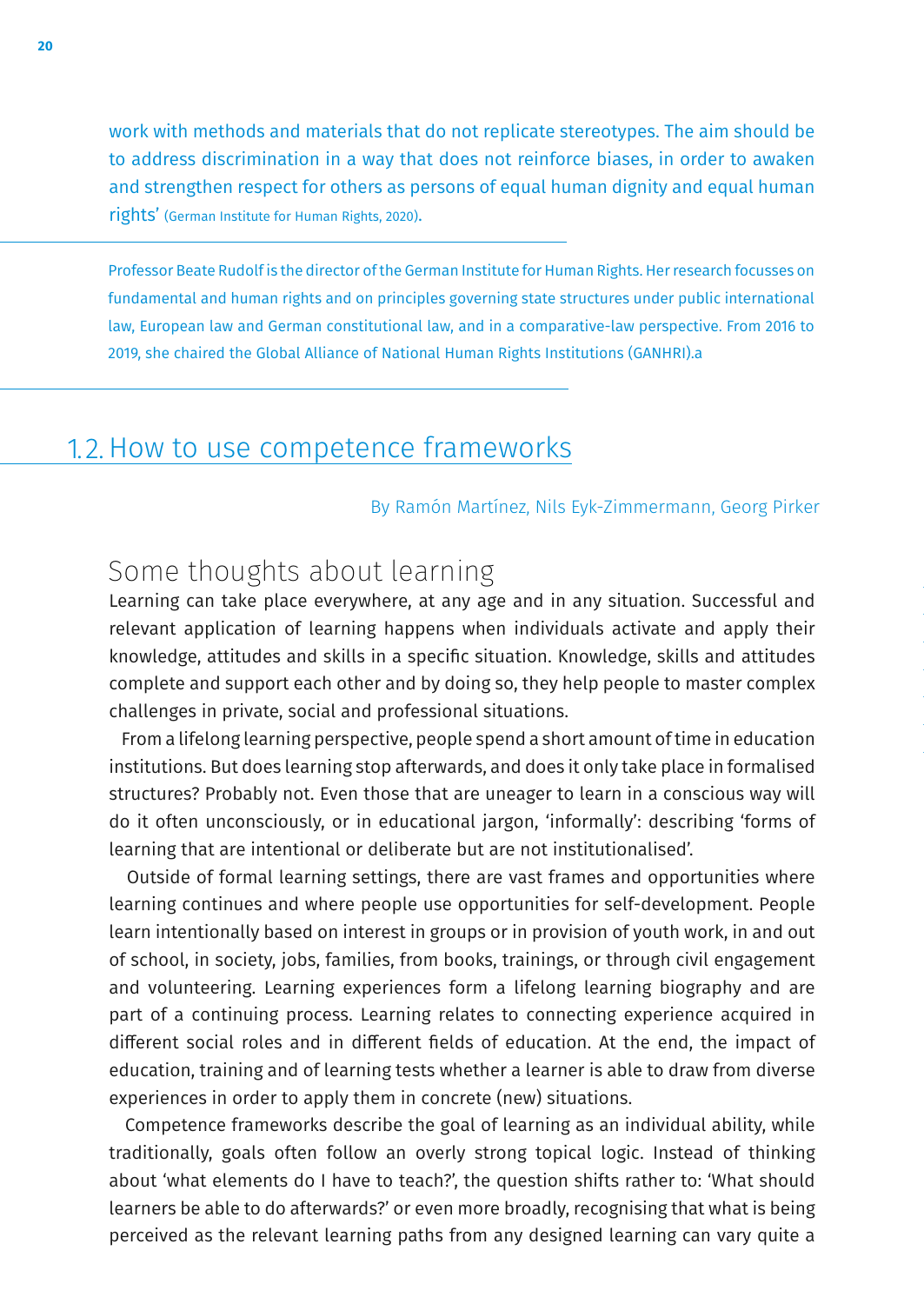work with methods and materials that do not replicate stereotypes. The aim should be to address discrimination in a way that does not reinforce biases, in order to awaken and strengthen respect for others as persons of equal human dignity and equal human rights' (German Institute for Human Rights, 2020).

---

Professor Beate Rudolf is the director of the German Institute for Human Rights. Her research focusses on fundamental and human rights and on principles governing state structures under public international law, European law and German constitutional law, and in a comparative-law perspective. From 2016 to 2019, she chaired the Global Alliance of National Human Rights Institutions (GANHRI).a

---

## 1.2. How to use competence frameworks

By Ramón Martínez, Nils Eyk-Zimmermann, Georg Pirker

### Some thoughts about learning

Learning can take place everywhere, at any age and in any situation. Successful and relevant application of learning happens when individuals activate and apply their knowledge, attitudes and skills in a specific situation. Knowledge, skills and attitudes complete and support each other and by doing so, they help people to master complex challenges in private, social and professional situations.

From a lifelong learning perspective, people spend a short amount of time in education institutions. But does learning stop afterwards, and does it only take place in formalised structures? Probably not. Even those that are uneager to learn in a conscious way will do it often unconsciously, or in educational jargon, 'informally': describing 'forms of learning that are intentional or deliberate but are not institutionalised'.

Outside of formal learning settings, there are vast frames and opportunities where learning continues and where people use opportunities for self-development. People learn intentionally based on interest in groups or in provision of youth work, in and out of school, in society, jobs, families, from books, trainings, or through civil engagement and volunteering. Learning experiences form a lifelong learning biography and are part of a continuing process. Learning relates to connecting experience acquired in different social roles and in different fields of education. At the end, the impact of education, training and of learning tests whether a learner is able to draw from diverse experiences in order to apply them in concrete (new) situations.

Competence frameworks describe the goal of learning as an individual ability, while traditionally, goals often follow an overly strong topical logic. Instead of thinking about 'what elements do I have to teach?', the question shifts rather to: 'What should learners be able to do afterwards?' or even more broadly, recognising that what is being perceived as the relevant learning paths from any designed learning can vary quite a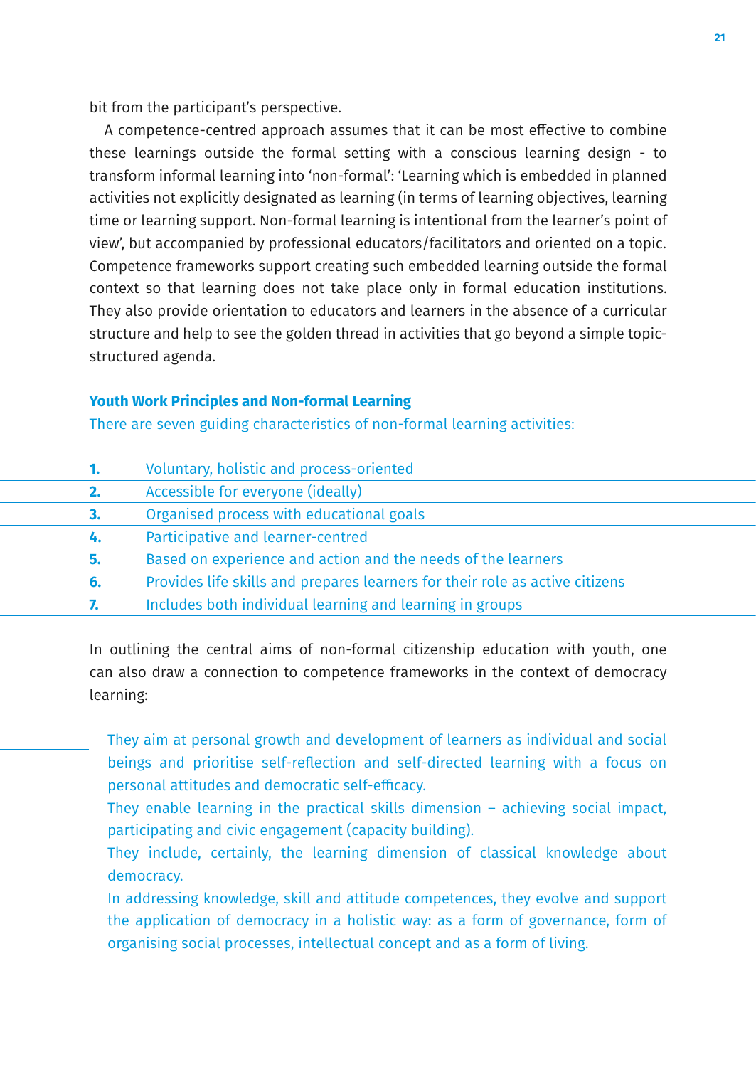bit from the participant's perspective.

A competence-centred approach assumes that it can be most effective to combine these learnings outside the formal setting with a conscious learning design - to transform informal learning into 'non-formal': 'Learning which is embedded in planned activities not explicitly designated as learning (in terms of learning objectives, learning time or learning support. Non-formal learning is intentional from the learner's point of view', but accompanied by professional educators/facilitators and oriented on a topic. Competence frameworks support creating such embedded learning outside the formal context so that learning does not take place only in formal education institutions. They also provide orientation to educators and learners in the absence of a curricular structure and help to see the golden thread in activities that go beyond a simple topic-structured agenda.

### Youth Work Principles and Non-formal Learning

There are seven guiding characteristics of non-formal learning activities:

1. Voluntary, holistic and process-oriented
2. Accessible for everyone (ideally)
3. Organised process with educational goals
4. Participative and learner-centred
5. Based on experience and action and the needs of the learners
6. Provides life skills and prepares learners for their role as active citizens
7. Includes both individual learning and learning in groups

In outlining the central aims of non-formal citizenship education with youth, one can also draw a connection to competence frameworks in the context of democracy learning:

- They aim at personal growth and development of learners as individual and social beings and prioritise self-reflection and self-directed learning with a focus on personal attitudes and democratic self-efficacy.
- They enable learning in the practical skills dimension – achieving social impact, participating and civic engagement (capacity building).
- They include, certainly, the learning dimension of classical knowledge about democracy.
- In addressing knowledge, skill and attitude competences, they evolve and support the application of democracy in a holistic way: as a form of governance, form of organising social processes, intellectual concept and as a form of living.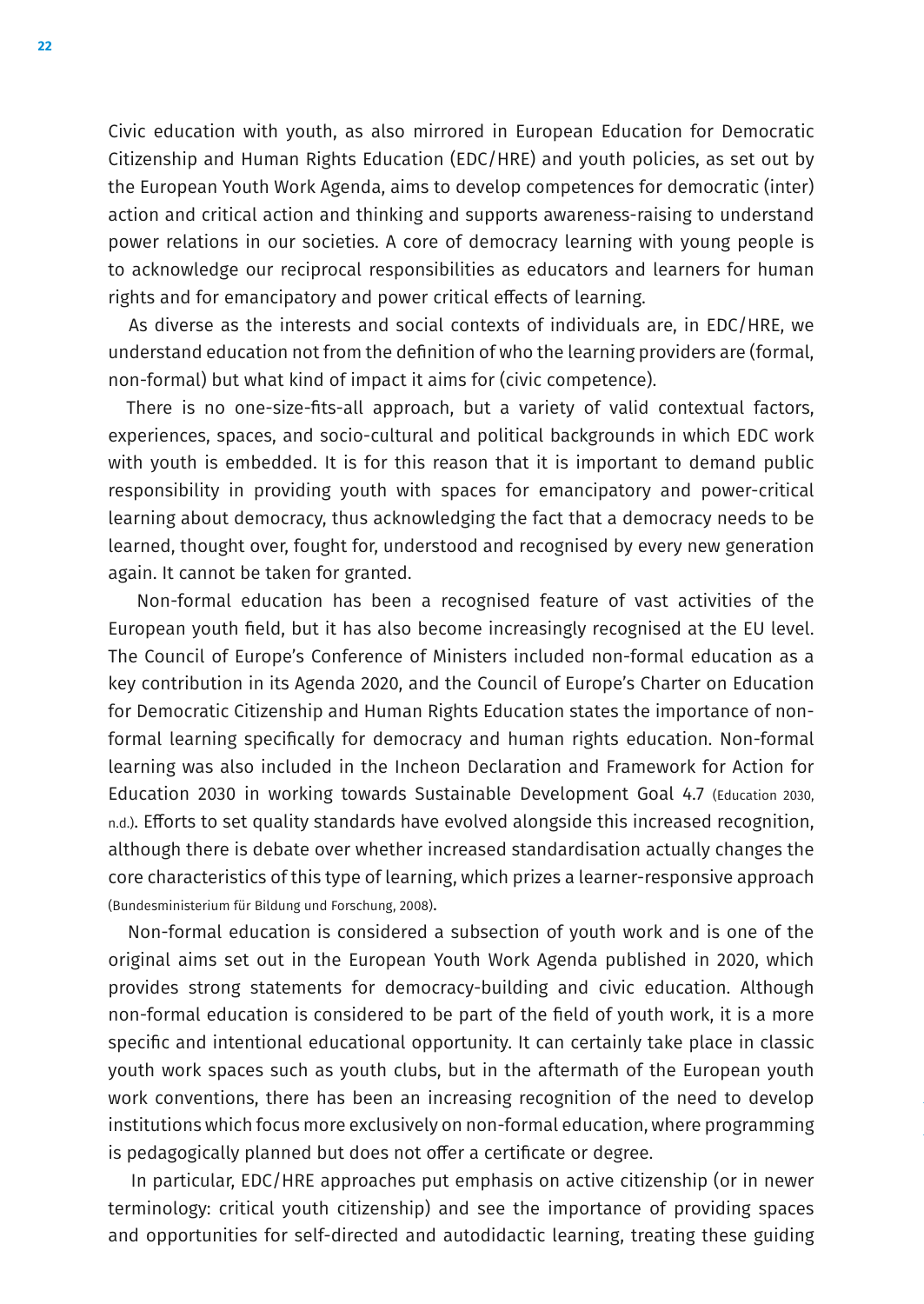Civic education with youth, as also mirrored in European Education for Democratic Citizenship and Human Rights Education (EDC/HRE) and youth policies, as set out by the European Youth Work Agenda, aims to develop competences for democratic (inter) action and critical action and thinking and supports awareness-raising to understand power relations in our societies. A core of democracy learning with young people is to acknowledge our reciprocal responsibilities as educators and learners for human rights and for emancipatory and power critical effects of learning.

As diverse as the interests and social contexts of individuals are, in EDC/HRE, we understand education not from the definition of who the learning providers are (formal, non-formal) but what kind of impact it aims for (civic competence).

There is no one-size-fits-all approach, but a variety of valid contextual factors, experiences, spaces, and socio-cultural and political backgrounds in which EDC work with youth is embedded. It is for this reason that it is important to demand public responsibility in providing youth with spaces for emancipatory and power-critical learning about democracy, thus acknowledging the fact that a democracy needs to be learned, thought over, fought for, understood and recognised by every new generation again. It cannot be taken for granted.

Non-formal education has been a recognised feature of vast activities of the European youth field, but it has also become increasingly recognised at the EU level. The Council of Europe's Conference of Ministers included non-formal education as a key contribution in its Agenda 2020, and the Council of Europe's Charter on Education for Democratic Citizenship and Human Rights Education states the importance of non-formal learning specifically for democracy and human rights education. Non-formal learning was also included in the Incheon Declaration and Framework for Action for Education 2030 in working towards Sustainable Development Goal 4.7 (Education 2030, n.d.). Efforts to set quality standards have evolved alongside this increased recognition, although there is debate over whether increased standardisation actually changes the core characteristics of this type of learning, which prizes a learner-responsive approach (Bundesministerium für Bildung und Forschung, 2008).

Non-formal education is considered a subsection of youth work and is one of the original aims set out in the European Youth Work Agenda published in 2020, which provides strong statements for democracy-building and civic education. Although non-formal education is considered to be part of the field of youth work, it is a more specific and intentional educational opportunity. It can certainly take place in classic youth work spaces such as youth clubs, but in the aftermath of the European youth work conventions, there has been an increasing recognition of the need to develop institutions which focus more exclusively on non-formal education, where programming is pedagogically planned but does not offer a certificate or degree.

In particular, EDC/HRE approaches put emphasis on active citizenship (or in newer terminology: critical youth citizenship) and see the importance of providing spaces and opportunities for self-directed and autodidactic learning, treating these guiding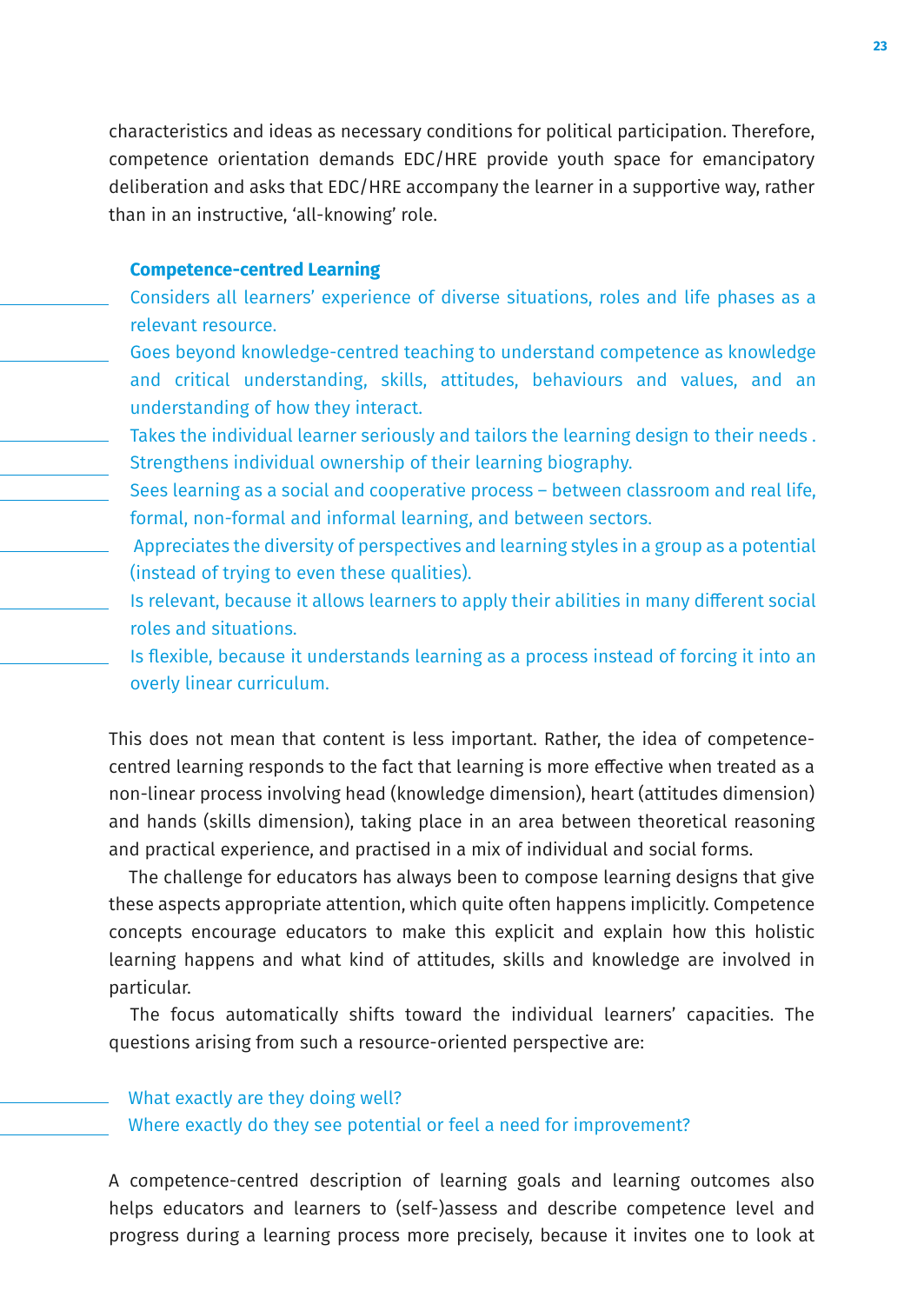characteristics and ideas as necessary conditions for political participation. Therefore, competence orientation demands EDC/HRE provide youth space for emancipatory deliberation and asks that EDC/HRE accompany the learner in a supportive way, rather than in an instructive, 'all-knowing' role.

**Competence-centred Learning**

- Considers all learners' experience of diverse situations, roles and life phases as a relevant resource.
- Goes beyond knowledge-centred teaching to understand competence as knowledge and critical understanding, skills, attitudes, behaviours and values, and an understanding of how they interact.
- Takes the individual learner seriously and tailors the learning design to their needs .
- Strengthens individual ownership of their learning biography.
- Sees learning as a social and cooperative process – between classroom and real life, formal, non-formal and informal learning, and between sectors.
- Appreciates the diversity of perspectives and learning styles in a group as a potential (instead of trying to even these qualities).
- Is relevant, because it allows learners to apply their abilities in many different social roles and situations.
- Is flexible, because it understands learning as a process instead of forcing it into an overly linear curriculum.

This does not mean that content is less important. Rather, the idea of competence-centred learning responds to the fact that learning is more effective when treated as a non-linear process involving head (knowledge dimension), heart (attitudes dimension) and hands (skills dimension), taking place in an area between theoretical reasoning and practical experience, and practised in a mix of individual and social forms.

The challenge for educators has always been to compose learning designs that give these aspects appropriate attention, which quite often happens implicitly. Competence concepts encourage educators to make this explicit and explain how this holistic learning happens and what kind of attitudes, skills and knowledge are involved in particular.

The focus automatically shifts toward the individual learners' capacities. The questions arising from such a resource-oriented perspective are:

- What exactly are they doing well?
- Where exactly do they see potential or feel a need for improvement?

A competence-centred description of learning goals and learning outcomes also helps educators and learners to (self-)assess and describe competence level and progress during a learning process more precisely, because it invites one to look at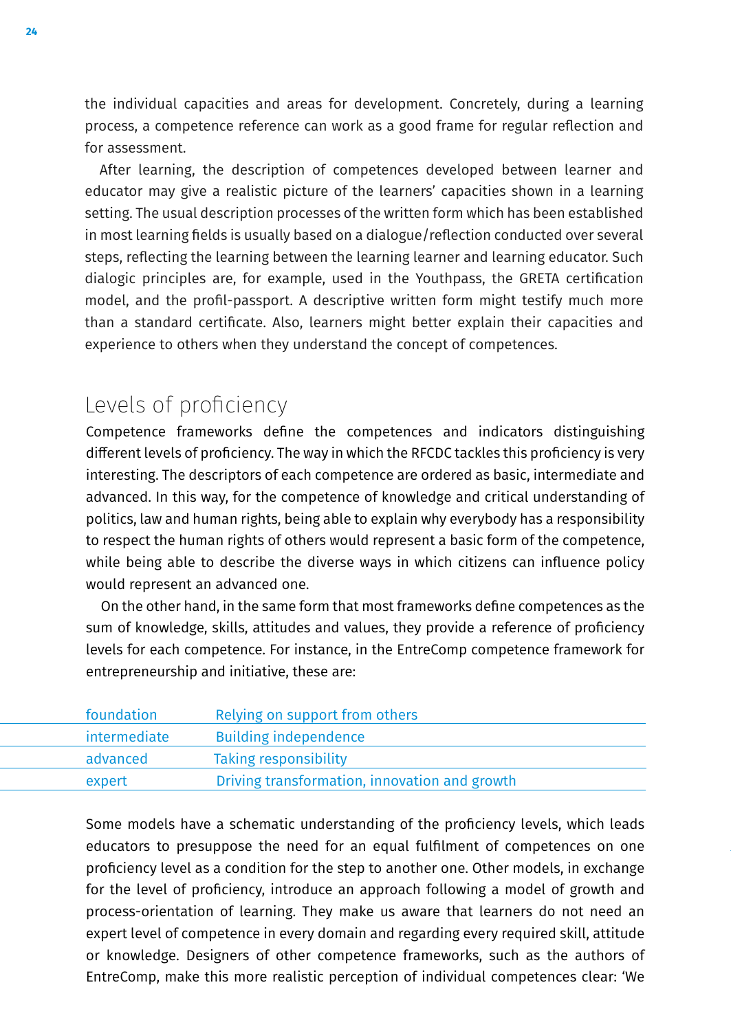the individual capacities and areas for development. Concretely, during a learning process, a competence reference can work as a good frame for regular reflection and for assessment.

After learning, the description of competences developed between learner and educator may give a realistic picture of the learners' capacities shown in a learning setting. The usual description processes of the written form which has been established in most learning fields is usually based on a dialogue/reflection conducted over several steps, reflecting the learning between the learning learner and learning educator. Such dialogic principles are, for example, used in the Youthpass, the GRETA certification model, and the profil-passport. A descriptive written form might testify much more than a standard certificate. Also, learners might better explain their capacities and experience to others when they understand the concept of competences.

## Levels of proficiency

Competence frameworks define the competences and indicators distinguishing different levels of proficiency. The way in which the RFCDC tackles this proficiency is very interesting. The descriptors of each competence are ordered as basic, intermediate and advanced. In this way, for the competence of knowledge and critical understanding of politics, law and human rights, being able to explain why everybody has a responsibility to respect the human rights of others would represent a basic form of the competence, while being able to describe the diverse ways in which citizens can influence policy would represent an advanced one.

On the other hand, in the same form that most frameworks define competences as the sum of knowledge, skills, attitudes and values, they provide a reference of proficiency levels for each competence. For instance, in the EntreComp competence framework for entrepreneurship and initiative, these are:

| | |
|---|---|
| foundation | Relying on support from others |
| intermediate | Building independence |
| advanced | Taking responsibility |
| expert | Driving transformation, innovation and growth |

Some models have a schematic understanding of the proficiency levels, which leads educators to presuppose the need for an equal fulfilment of competences on one proficiency level as a condition for the step to another one. Other models, in exchange for the level of proficiency, introduce an approach following a model of growth and process-orientation of learning. They make us aware that learners do not need an expert level of competence in every domain and regarding every required skill, attitude or knowledge. Designers of other competence frameworks, such as the authors of EntreComp, make this more realistic perception of individual competences clear: 'We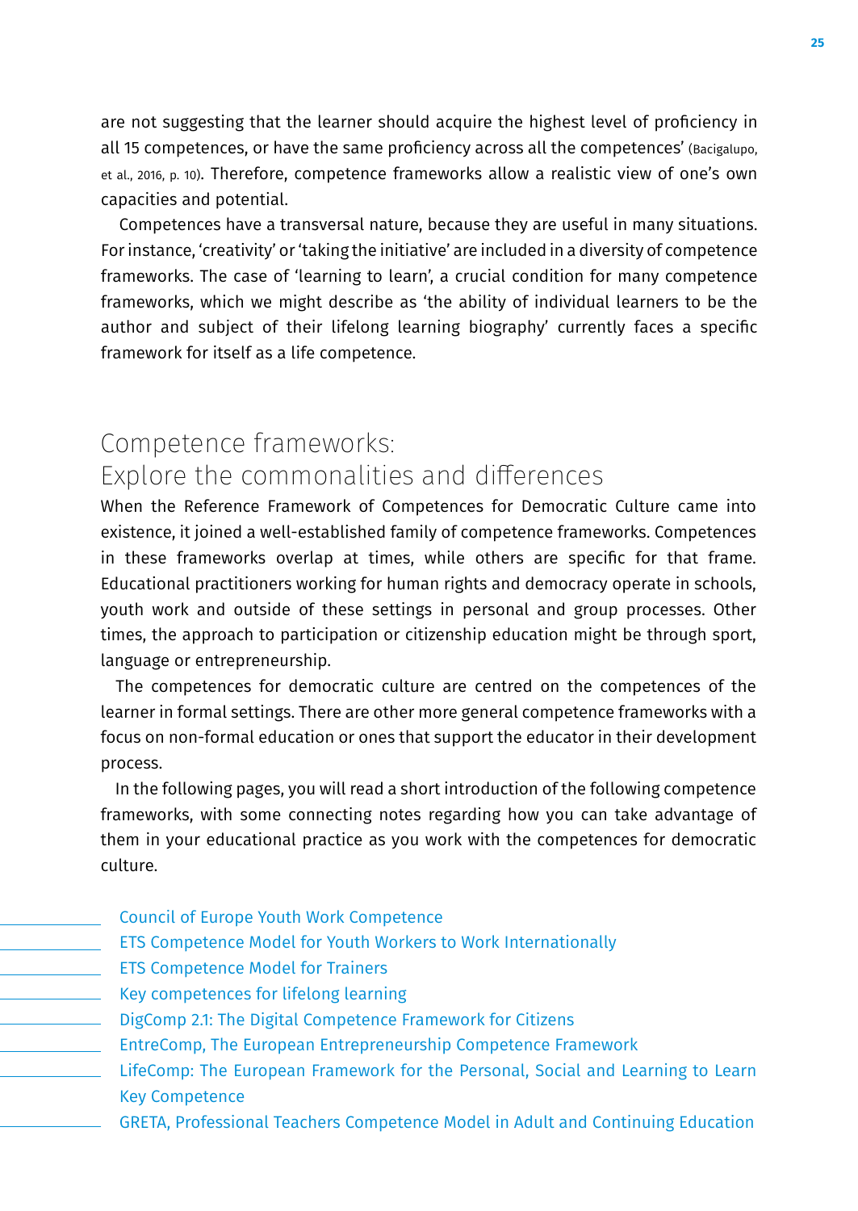are not suggesting that the learner should acquire the highest level of proficiency in all 15 competences, or have the same proficiency across all the competences' (Bacigalupo, et al., 2016, p. 10). Therefore, competence frameworks allow a realistic view of one's own capacities and potential.

Competences have a transversal nature, because they are useful in many situations. For instance, 'creativity' or 'taking the initiative' are included in a diversity of competence frameworks. The case of 'learning to learn', a crucial condition for many competence frameworks, which we might describe as 'the ability of individual learners to be the author and subject of their lifelong learning biography' currently faces a specific framework for itself as a life competence.

## Competence frameworks: Explore the commonalities and differences

When the Reference Framework of Competences for Democratic Culture came into existence, it joined a well-established family of competence frameworks. Competences in these frameworks overlap at times, while others are specific for that frame. Educational practitioners working for human rights and democracy operate in schools, youth work and outside of these settings in personal and group processes. Other times, the approach to participation or citizenship education might be through sport, language or entrepreneurship.

The competences for democratic culture are centred on the competences of the learner in formal settings. There are other more general competence frameworks with a focus on non-formal education or ones that support the educator in their development process.

In the following pages, you will read a short introduction of the following competence frameworks, with some connecting notes regarding how you can take advantage of them in your educational practice as you work with the competences for democratic culture.

- Council of Europe Youth Work Competence
- ETS Competence Model for Youth Workers to Work Internationally
- ETS Competence Model for Trainers
- Key competences for lifelong learning
- DigComp 2.1: The Digital Competence Framework for Citizens
- EntreComp, The European Entrepreneurship Competence Framework
- LifeComp: The European Framework for the Personal, Social and Learning to Learn Key Competence
- GRETA, Professional Teachers Competence Model in Adult and Continuing Education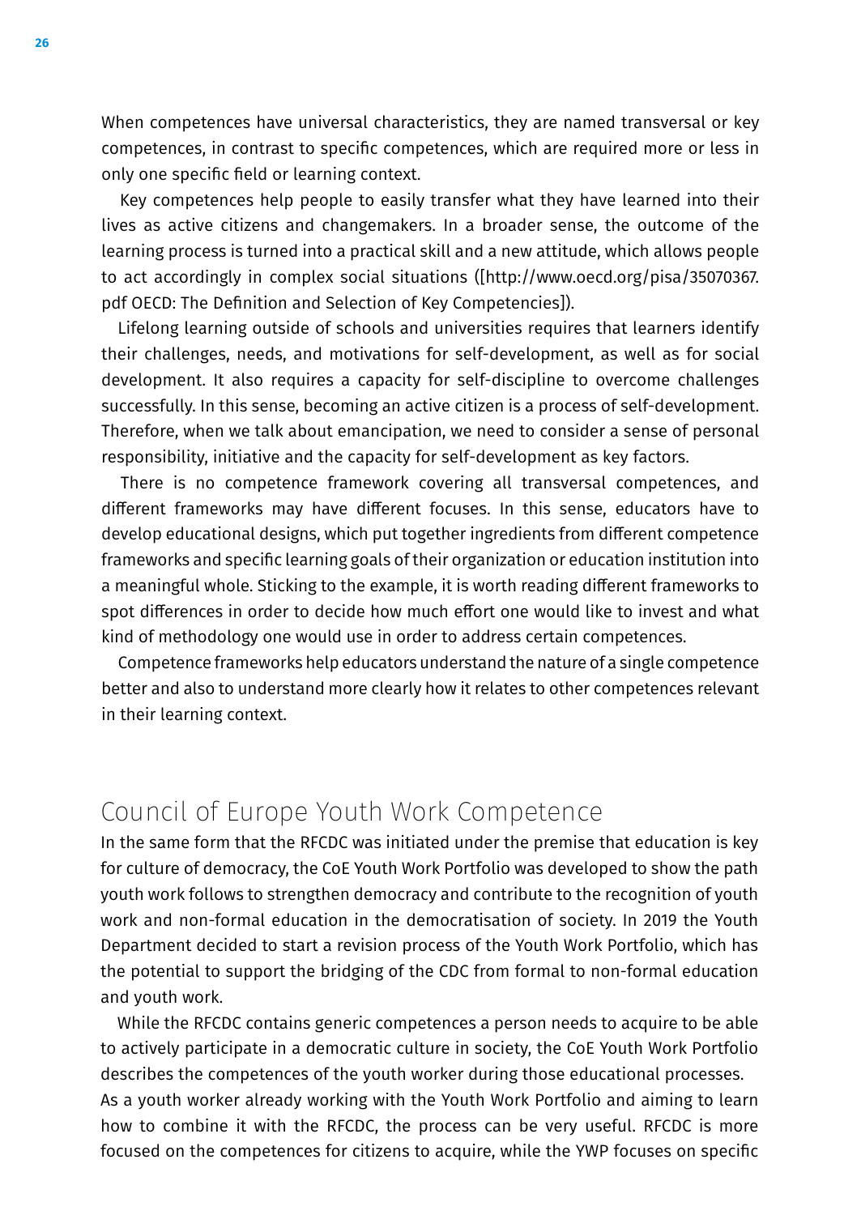When competences have universal characteristics, they are named transversal or key competences, in contrast to specific competences, which are required more or less in only one specific field or learning context.

Key competences help people to easily transfer what they have learned into their lives as active citizens and changemakers. In a broader sense, the outcome of the learning process is turned into a practical skill and a new attitude, which allows people to act accordingly in complex social situations ([http://www.oecd.org/pisa/35070367.pdf OECD: The Definition and Selection of Key Competencies]).

Lifelong learning outside of schools and universities requires that learners identify their challenges, needs, and motivations for self-development, as well as for social development. It also requires a capacity for self-discipline to overcome challenges successfully. In this sense, becoming an active citizen is a process of self-development. Therefore, when we talk about emancipation, we need to consider a sense of personal responsibility, initiative and the capacity for self-development as key factors.

There is no competence framework covering all transversal competences, and different frameworks may have different focuses. In this sense, educators have to develop educational designs, which put together ingredients from different competence frameworks and specific learning goals of their organization or education institution into a meaningful whole. Sticking to the example, it is worth reading different frameworks to spot differences in order to decide how much effort one would like to invest and what kind of methodology one would use in order to address certain competences.

Competence frameworks help educators understand the nature of a single competence better and also to understand more clearly how it relates to other competences relevant in their learning context.

## Council of Europe Youth Work Competence

In the same form that the RFCDC was initiated under the premise that education is key for culture of democracy, the CoE Youth Work Portfolio was developed to show the path youth work follows to strengthen democracy and contribute to the recognition of youth work and non-formal education in the democratisation of society. In 2019 the Youth Department decided to start a revision process of the Youth Work Portfolio, which has the potential to support the bridging of the CDC from formal to non-formal education and youth work.

While the RFCDC contains generic competences a person needs to acquire to be able to actively participate in a democratic culture in society, the CoE Youth Work Portfolio describes the competences of the youth worker during those educational processes.
As a youth worker already working with the Youth Work Portfolio and aiming to learn how to combine it with the RFCDC, the process can be very useful. RFCDC is more focused on the competences for citizens to acquire, while the YWP focuses on specific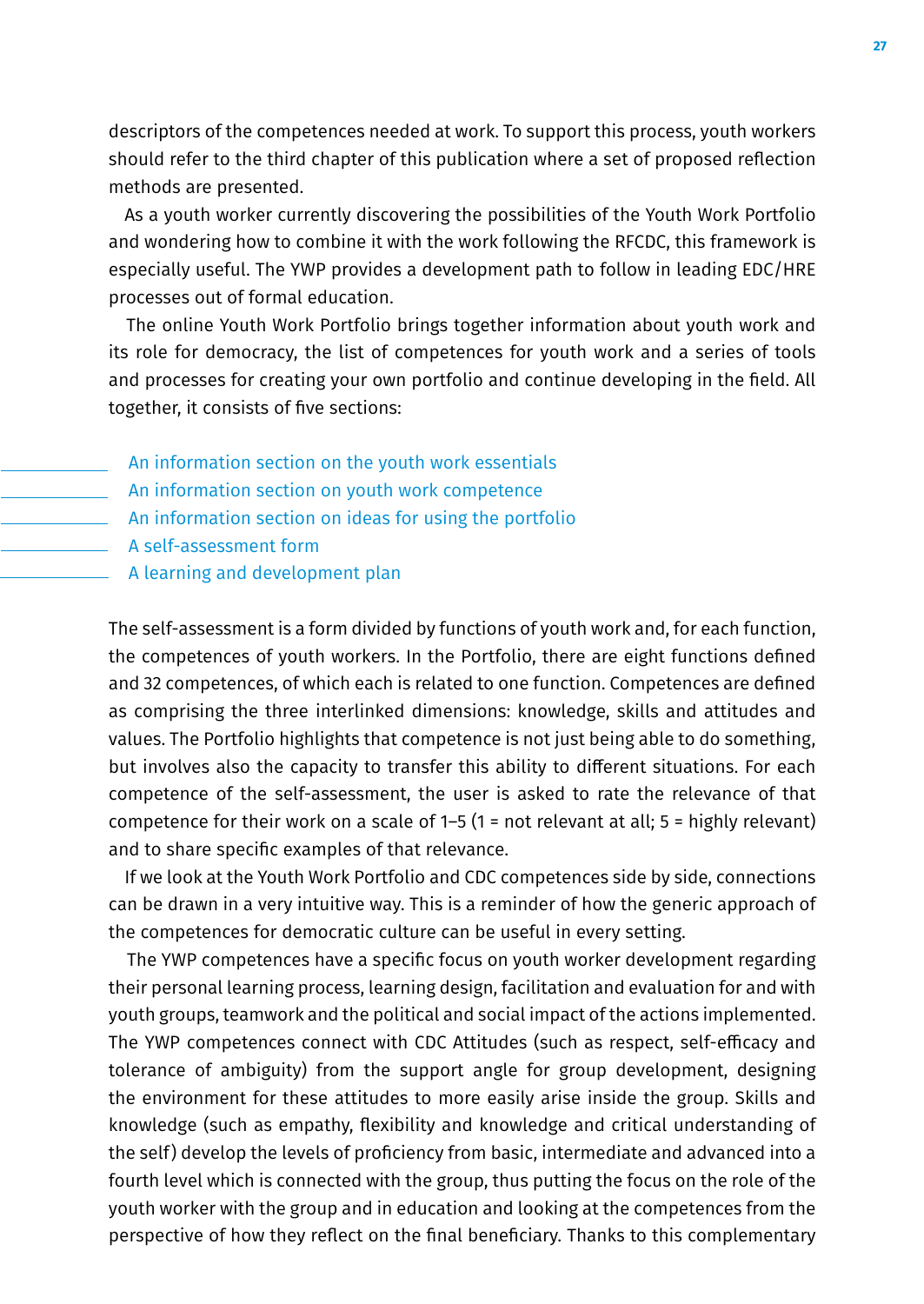descriptors of the competences needed at work. To support this process, youth workers should refer to the third chapter of this publication where a set of proposed reflection methods are presented.

As a youth worker currently discovering the possibilities of the Youth Work Portfolio and wondering how to combine it with the work following the RFCDC, this framework is especially useful. The YWP provides a development path to follow in leading EDC/HRE processes out of formal education.

The online Youth Work Portfolio brings together information about youth work and its role for democracy, the list of competences for youth work and a series of tools and processes for creating your own portfolio and continue developing in the field. All together, it consists of five sections:

- An information section on the youth work essentials
- An information section on youth work competence
- An information section on ideas for using the portfolio
- A self-assessment form
- A learning and development plan

The self-assessment is a form divided by functions of youth work and, for each function, the competences of youth workers. In the Portfolio, there are eight functions defined and 32 competences, of which each is related to one function. Competences are defined as comprising the three interlinked dimensions: knowledge, skills and attitudes and values. The Portfolio highlights that competence is not just being able to do something, but involves also the capacity to transfer this ability to different situations. For each competence of the self-assessment, the user is asked to rate the relevance of that competence for their work on a scale of 1–5 (1 = not relevant at all; 5 = highly relevant) and to share specific examples of that relevance.

If we look at the Youth Work Portfolio and CDC competences side by side, connections can be drawn in a very intuitive way. This is a reminder of how the generic approach of the competences for democratic culture can be useful in every setting.

The YWP competences have a specific focus on youth worker development regarding their personal learning process, learning design, facilitation and evaluation for and with youth groups, teamwork and the political and social impact of the actions implemented. The YWP competences connect with CDC Attitudes (such as respect, self-efficacy and tolerance of ambiguity) from the support angle for group development, designing the environment for these attitudes to more easily arise inside the group. Skills and knowledge (such as empathy, flexibility and knowledge and critical understanding of the self) develop the levels of proficiency from basic, intermediate and advanced into a fourth level which is connected with the group, thus putting the focus on the role of the youth worker with the group and in education and looking at the competences from the perspective of how they reflect on the final beneficiary. Thanks to this complementary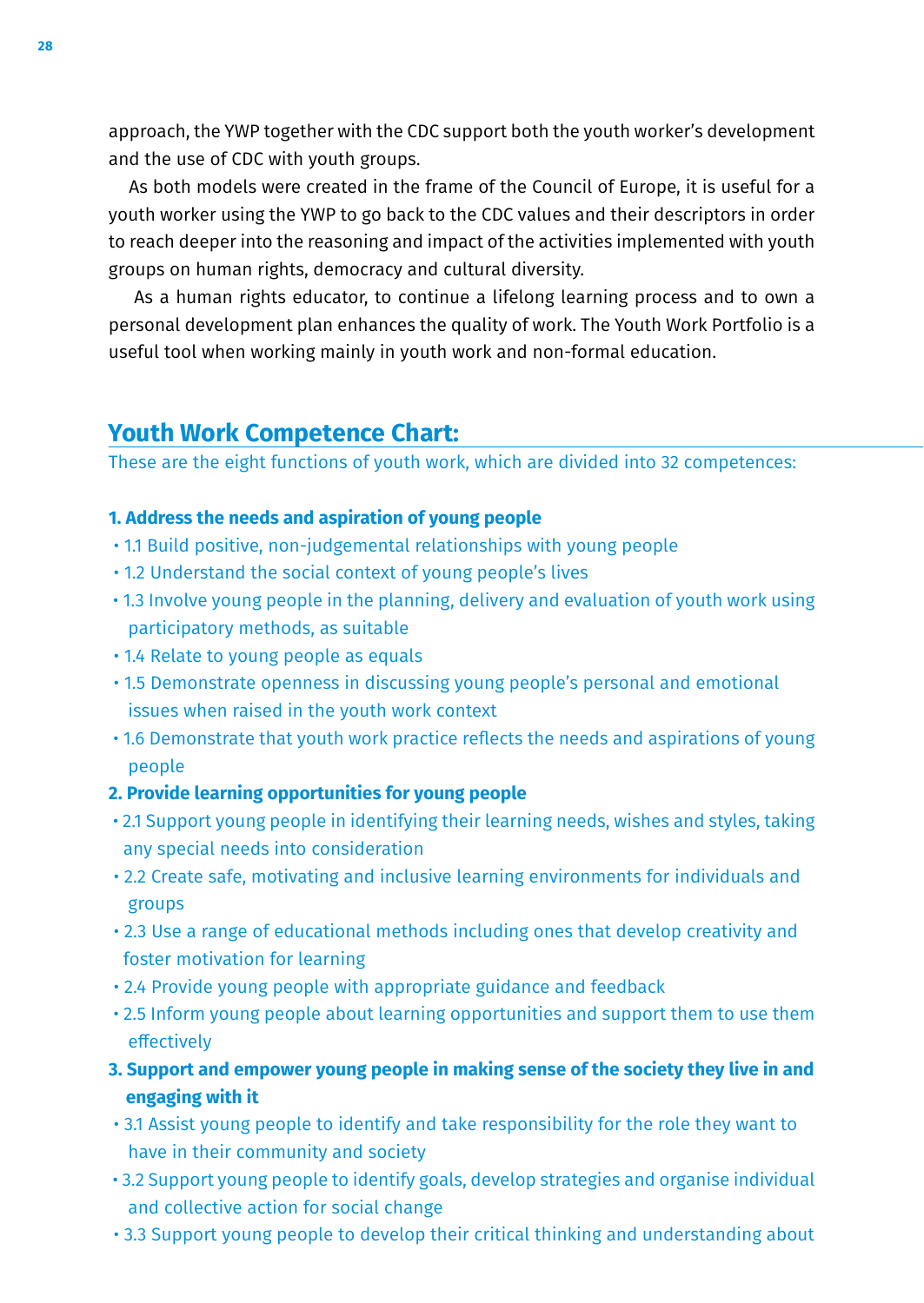approach, the YWP together with the CDC support both the youth worker's development and the use of CDC with youth groups.

As both models were created in the frame of the Council of Europe, it is useful for a youth worker using the YWP to go back to the CDC values and their descriptors in order to reach deeper into the reasoning and impact of the activities implemented with youth groups on human rights, democracy and cultural diversity.

As a human rights educator, to continue a lifelong learning process and to own a personal development plan enhances the quality of work. The Youth Work Portfolio is a useful tool when working mainly in youth work and non-formal education.

## Youth Work Competence Chart:

These are the eight functions of youth work, which are divided into 32 competences:

**1. Address the needs and aspiration of young people**

- 1.1 Build positive, non-judgemental relationships with young people
- 1.2 Understand the social context of young people's lives
- 1.3 Involve young people in the planning, delivery and evaluation of youth work using participatory methods, as suitable
- 1.4 Relate to young people as equals
- 1.5 Demonstrate openness in discussing young people's personal and emotional issues when raised in the youth work context
- 1.6 Demonstrate that youth work practice reflects the needs and aspirations of young people

**2. Provide learning opportunities for young people**

- 2.1 Support young people in identifying their learning needs, wishes and styles, taking any special needs into consideration
- 2.2 Create safe, motivating and inclusive learning environments for individuals and groups
- 2.3 Use a range of educational methods including ones that develop creativity and foster motivation for learning
- 2.4 Provide young people with appropriate guidance and feedback
- 2.5 Inform young people about learning opportunities and support them to use them effectively

**3. Support and empower young people in making sense of the society they live in and engaging with it**

- 3.1 Assist young people to identify and take responsibility for the role they want to have in their community and society
- 3.2 Support young people to identify goals, develop strategies and organise individual and collective action for social change
- 3.3 Support young people to develop their critical thinking and understanding about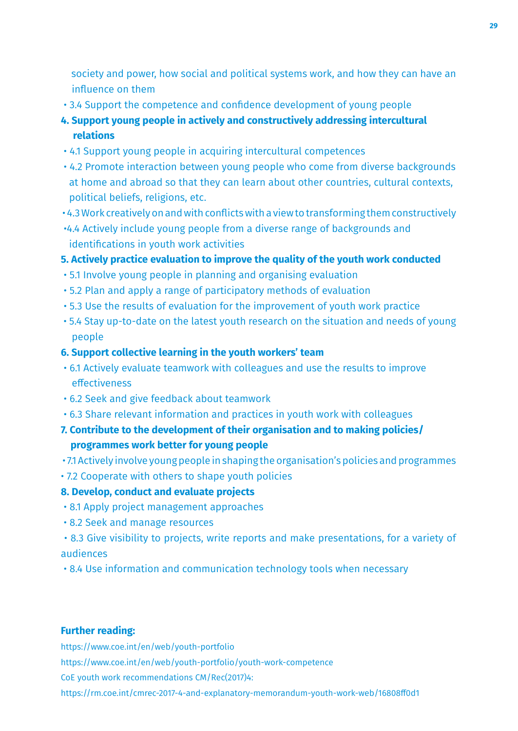society and power, how social and political systems work, and how they can have an influence on them

- 3.4 Support the competence and confidence development of young people

**4. Support young people in actively and constructively addressing intercultural relations**

- 4.1 Support young people in acquiring intercultural competences
- 4.2 Promote interaction between young people who come from diverse backgrounds at home and abroad so that they can learn about other countries, cultural contexts, political beliefs, religions, etc.
- 4.3 Work creatively on and with conflicts with a view to transforming them constructively
- 4.4 Actively include young people from a diverse range of backgrounds and identifications in youth work activities

**5. Actively practice evaluation to improve the quality of the youth work conducted**

- 5.1 Involve young people in planning and organising evaluation
- 5.2 Plan and apply a range of participatory methods of evaluation
- 5.3 Use the results of evaluation for the improvement of youth work practice
- 5.4 Stay up-to-date on the latest youth research on the situation and needs of young people

**6. Support collective learning in the youth workers' team**

- 6.1 Actively evaluate teamwork with colleagues and use the results to improve effectiveness
- 6.2 Seek and give feedback about teamwork
- 6.3 Share relevant information and practices in youth work with colleagues

**7. Contribute to the development of their organisation and to making policies/ programmes work better for young people**

- 7.1 Actively involve young people in shaping the organisation's policies and programmes
- 7.2 Cooperate with others to shape youth policies

**8. Develop, conduct and evaluate projects**

- 8.1 Apply project management approaches
- 8.2 Seek and manage resources
- 8.3 Give visibility to projects, write reports and make presentations, for a variety of audiences
- 8.4 Use information and communication technology tools when necessary

**Further reading:**

https://www.coe.int/en/web/youth-portfolio

https://www.coe.int/en/web/youth-portfolio/youth-work-competence

CoE youth work recommendations CM/Rec(2017)4:

https://rm.coe.int/cmrec-2017-4-and-explanatory-memorandum-youth-work-web/16808ff0d1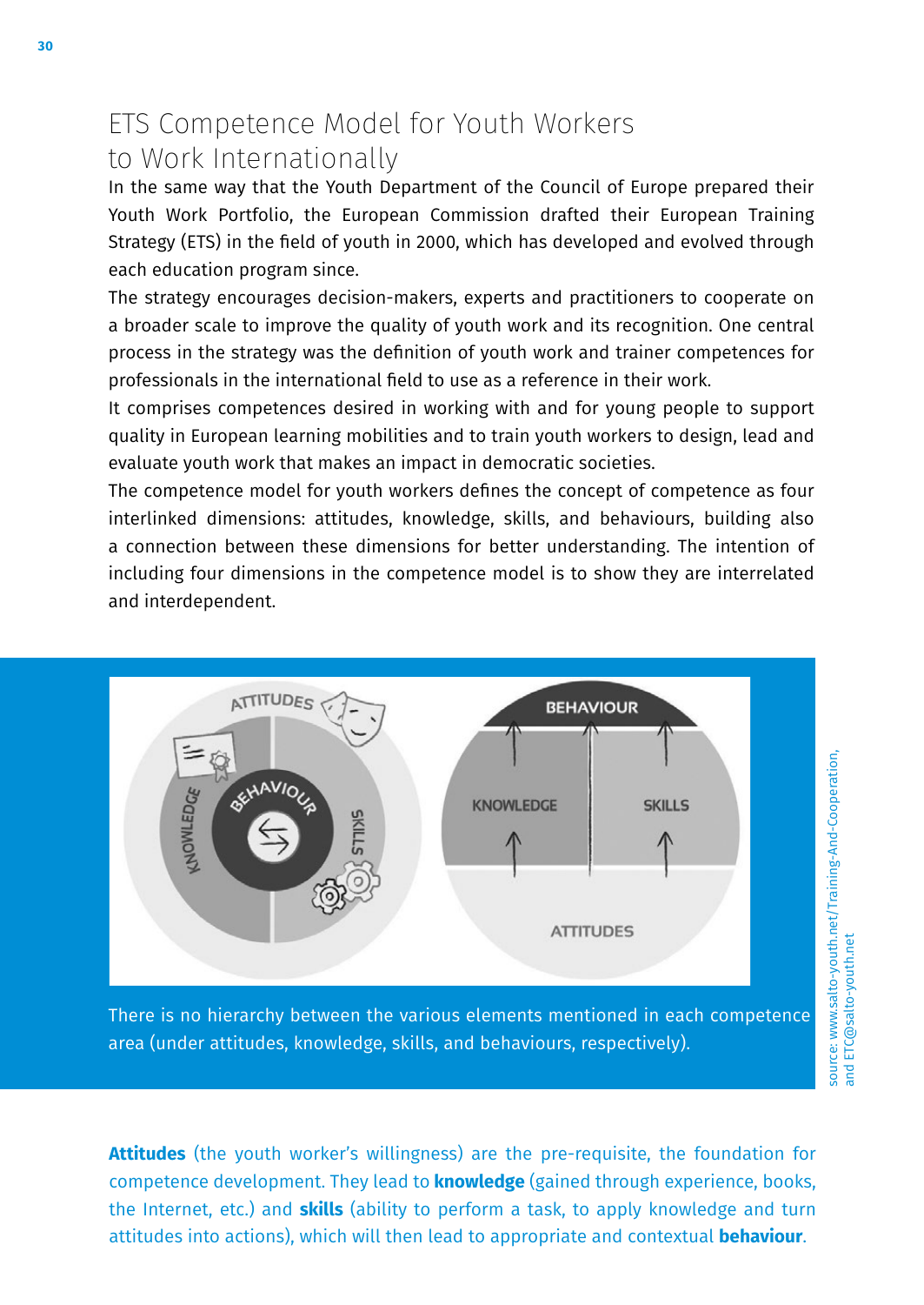# ETS Competence Model for Youth Workers to Work Internationally

In the same way that the Youth Department of the Council of Europe prepared their Youth Work Portfolio, the European Commission drafted their European Training Strategy (ETS) in the field of youth in 2000, which has developed and evolved through each education program since.

The strategy encourages decision-makers, experts and practitioners to cooperate on a broader scale to improve the quality of youth work and its recognition. One central process in the strategy was the definition of youth work and trainer competences for professionals in the international field to use as a reference in their work.

It comprises competences desired in working with and for young people to support quality in European learning mobilities and to train youth workers to design, lead and evaluate youth work that makes an impact in democratic societies.

The competence model for youth workers defines the concept of competence as four interlinked dimensions: attitudes, knowledge, skills, and behaviours, building also a connection between these dimensions for better understanding. The intention of including four dimensions in the competence model is to show they are interrelated and interdependent.

There is no hierarchy between the various elements mentioned in each competence area (under attitudes, knowledge, skills, and behaviours, respectively).

source: www.salto-youth.net/Training-And-Cooperation, and ETC@salto-youth.net

**Attitudes** (the youth worker's willingness) are the pre-requisite, the foundation for competence development. They lead to **knowledge** (gained through experience, books, the Internet, etc.) and **skills** (ability to perform a task, to apply knowledge and turn attitudes into actions), which will then lead to appropriate and contextual **behaviour**.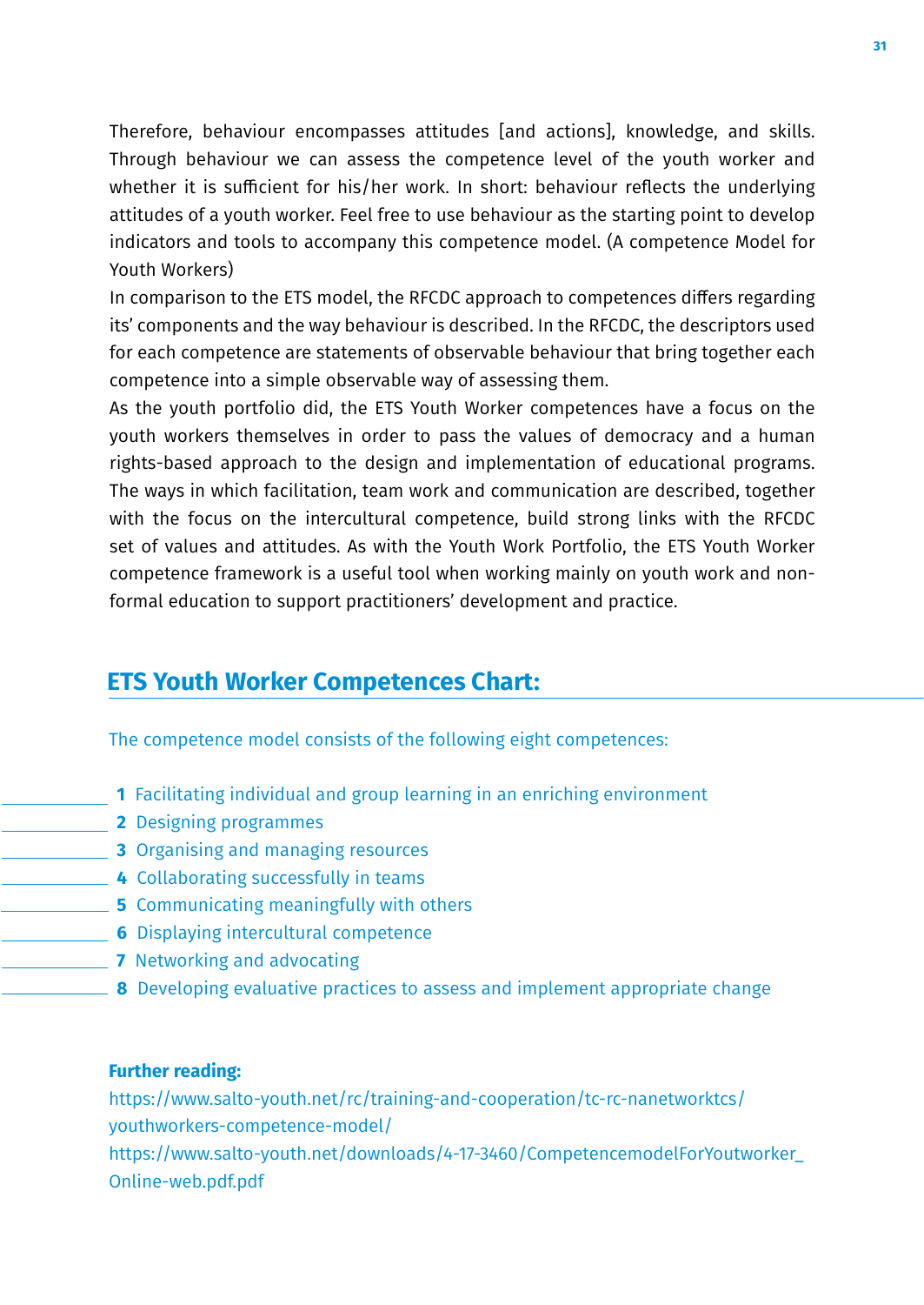Therefore, behaviour encompasses attitudes [and actions], knowledge, and skills. Through behaviour we can assess the competence level of the youth worker and whether it is sufficient for his/her work. In short: behaviour reflects the underlying attitudes of a youth worker. Feel free to use behaviour as the starting point to develop indicators and tools to accompany this competence model. (A competence Model for Youth Workers)

In comparison to the ETS model, the RFCDC approach to competences differs regarding its' components and the way behaviour is described. In the RFCDC, the descriptors used for each competence are statements of observable behaviour that bring together each competence into a simple observable way of assessing them.

As the youth portfolio did, the ETS Youth Worker competences have a focus on the youth workers themselves in order to pass the values of democracy and a human rights-based approach to the design and implementation of educational programs. The ways in which facilitation, team work and communication are described, together with the focus on the intercultural competence, build strong links with the RFCDC set of values and attitudes. As with the Youth Work Portfolio, the ETS Youth Worker competence framework is a useful tool when working mainly on youth work and non-formal education to support practitioners' development and practice.

## ETS Youth Worker Competences Chart:

The competence model consists of the following eight competences:

1. Facilitating individual and group learning in an enriching environment
2. Designing programmes
3. Organising and managing resources
4. Collaborating successfully in teams
5. Communicating meaningfully with others
6. Displaying intercultural competence
7. Networking and advocating
8. Developing evaluative practices to assess and implement appropriate change

**Further reading:**

https://www.salto-youth.net/rc/training-and-cooperation/tc-rc-nanetworktcs/youthworkers-competence-model/

https://www.salto-youth.net/downloads/4-17-3460/CompetencemodelForYoutworker_Online-web.pdf.pdf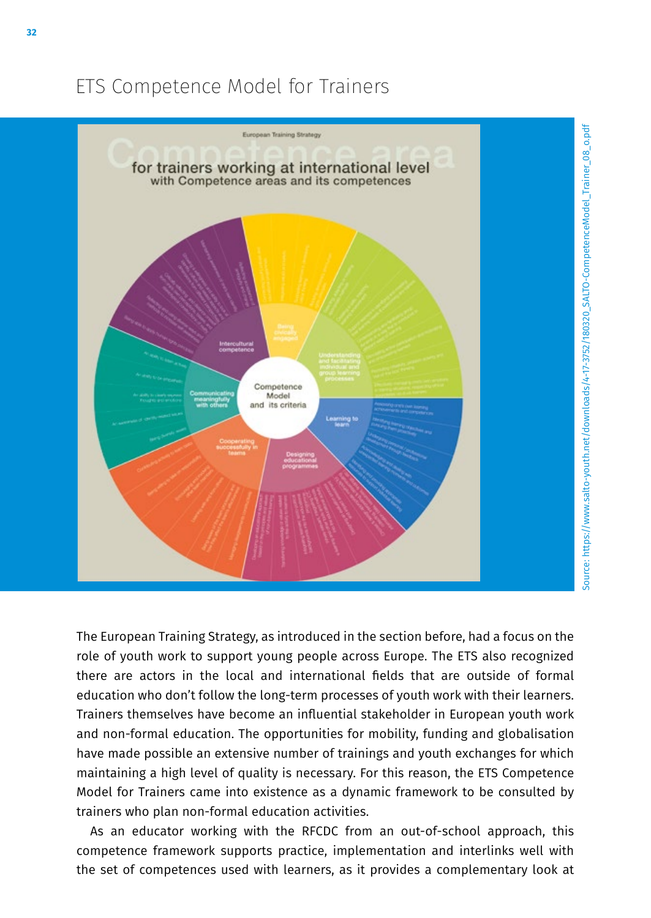# ETS Competence Model for Trainers

European Training Strategy

**Competence area for trainers working at international level**
with Competence areas and its competences

Competence Model and its criteria

Intercultural competence

Being civically engaged

Understanding and facilitating individual and group learning processes

Learning to learn

Designing educational programmes

Cooperating successfully in teams

Communicating meaningfully with others

Source: https://www.salto-youth.net/downloads/4-17-3752/180320_SALTO-CompetenceModel_Trainer_08_o.pdf

The European Training Strategy, as introduced in the section before, had a focus on the role of youth work to support young people across Europe. The ETS also recognized there are actors in the local and international fields that are outside of formal education who don't follow the long-term processes of youth work with their learners. Trainers themselves have become an influential stakeholder in European youth work and non-formal education. The opportunities for mobility, funding and globalisation have made possible an extensive number of trainings and youth exchanges for which maintaining a high level of quality is necessary. For this reason, the ETS Competence Model for Trainers came into existence as a dynamic framework to be consulted by trainers who plan non-formal education activities.

As an educator working with the RFCDC from an out-of-school approach, this competence framework supports practice, implementation and interlinks well with the set of competences used with learners, as it provides a complementary look at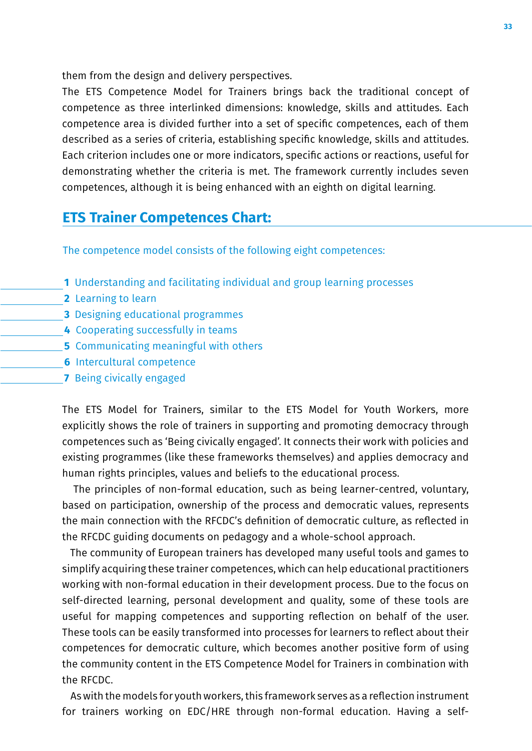them from the design and delivery perspectives.

The ETS Competence Model for Trainers brings back the traditional concept of competence as three interlinked dimensions: knowledge, skills and attitudes. Each competence area is divided further into a set of specific competences, each of them described as a series of criteria, establishing specific knowledge, skills and attitudes. Each criterion includes one or more indicators, specific actions or reactions, useful for demonstrating whether the criteria is met. The framework currently includes seven competences, although it is being enhanced with an eighth on digital learning.

## ETS Trainer Competences Chart:

The competence model consists of the following eight competences:

1. Understanding and facilitating individual and group learning processes
2. Learning to learn
3. Designing educational programmes
4. Cooperating successfully in teams
5. Communicating meaningful with others
6. Intercultural competence
7. Being civically engaged

The ETS Model for Trainers, similar to the ETS Model for Youth Workers, more explicitly shows the role of trainers in supporting and promoting democracy through competences such as 'Being civically engaged'. It connects their work with policies and existing programmes (like these frameworks themselves) and applies democracy and human rights principles, values and beliefs to the educational process.

The principles of non-formal education, such as being learner-centred, voluntary, based on participation, ownership of the process and democratic values, represents the main connection with the RFCDC's definition of democratic culture, as reflected in the RFCDC guiding documents on pedagogy and a whole-school approach.

The community of European trainers has developed many useful tools and games to simplify acquiring these trainer competences, which can help educational practitioners working with non-formal education in their development process. Due to the focus on self-directed learning, personal development and quality, some of these tools are useful for mapping competences and supporting reflection on behalf of the user. These tools can be easily transformed into processes for learners to reflect about their competences for democratic culture, which becomes another positive form of using the community content in the ETS Competence Model for Trainers in combination with the RFCDC.

As with the models for youth workers, this framework serves as a reflection instrument for trainers working on EDC/HRE through non-formal education. Having a self-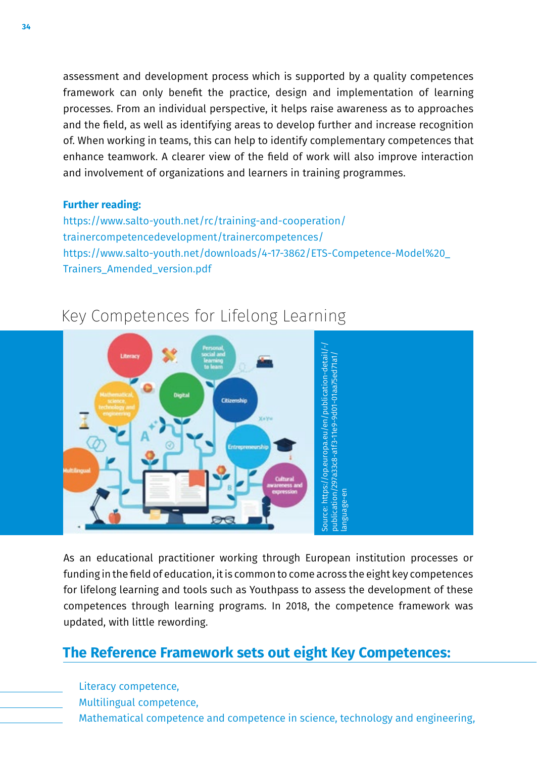assessment and development process which is supported by a quality competences framework can only benefit the practice, design and implementation of learning processes. From an individual perspective, it helps raise awareness as to approaches and the field, as well as identifying areas to develop further and increase recognition of. When working in teams, this can help to identify complementary competences that enhance teamwork. A clearer view of the field of work will also improve interaction and involvement of organizations and learners in training programmes.

**Further reading:**
https://www.salto-youth.net/rc/training-and-cooperation/trainercompetencedevelopment/trainercompetences/
https://www.salto-youth.net/downloads/4-17-3862/ETS-Competence-Model%20_Trainers_Amended_version.pdf

## Key Competences for Lifelong Learning

Source: https://op.europa.eu/en/publication-detail/-/publication/297a33c8-a1f3-11e9-9d01-01aa75ed71a1/language-en

As an educational practitioner working through European institution processes or funding in the field of education, it is common to come across the eight key competences for lifelong learning and tools such as Youthpass to assess the development of these competences through learning programs. In 2018, the competence framework was updated, with little rewording.

### The Reference Framework sets out eight Key Competences:

- Literacy competence,
- Multilingual competence,
- Mathematical competence and competence in science, technology and engineering,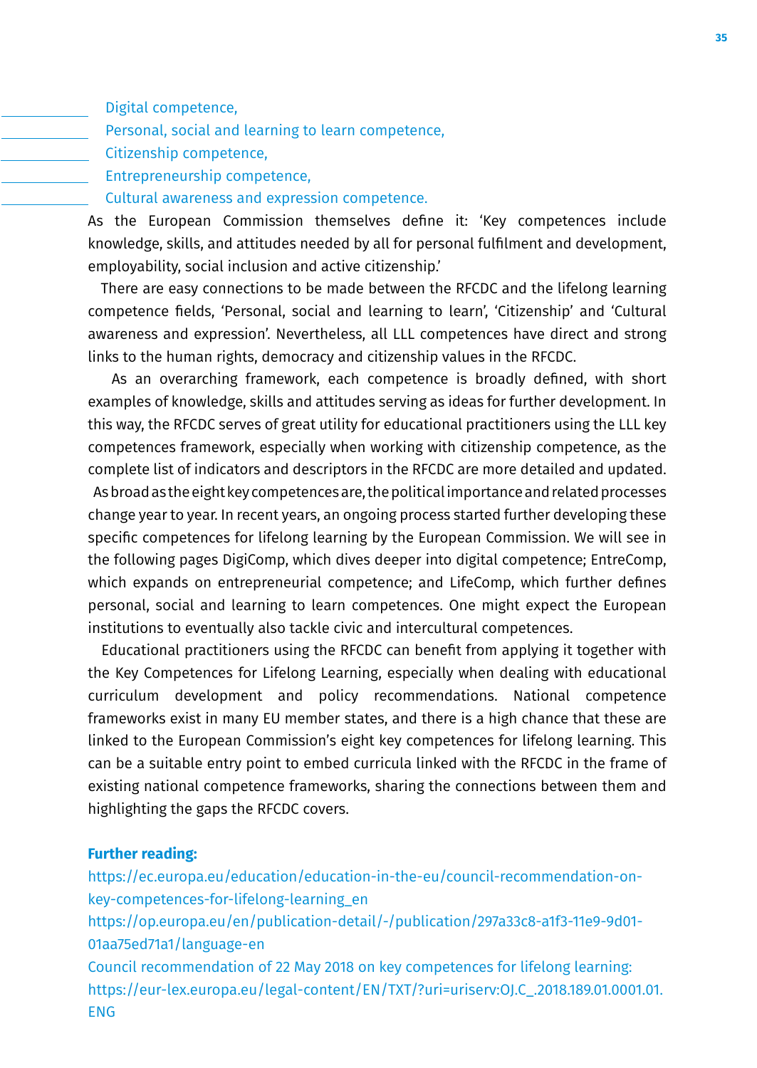- Digital competence,
- Personal, social and learning to learn competence,
- Citizenship competence,
- Entrepreneurship competence,
- Cultural awareness and expression competence.

As the European Commission themselves define it: 'Key competences include knowledge, skills, and attitudes needed by all for personal fulfilment and development, employability, social inclusion and active citizenship.'

There are easy connections to be made between the RFCDC and the lifelong learning competence fields, 'Personal, social and learning to learn', 'Citizenship' and 'Cultural awareness and expression'. Nevertheless, all LLL competences have direct and strong links to the human rights, democracy and citizenship values in the RFCDC.

As an overarching framework, each competence is broadly defined, with short examples of knowledge, skills and attitudes serving as ideas for further development. In this way, the RFCDC serves of great utility for educational practitioners using the LLL key competences framework, especially when working with citizenship competence, as the complete list of indicators and descriptors in the RFCDC are more detailed and updated. As broad as the eight key competences are, the political importance and related processes change year to year. In recent years, an ongoing process started further developing these specific competences for lifelong learning by the European Commission. We will see in the following pages DigiComp, which dives deeper into digital competence; EntreComp, which expands on entrepreneurial competence; and LifeComp, which further defines personal, social and learning to learn competences. One might expect the European institutions to eventually also tackle civic and intercultural competences.

Educational practitioners using the RFCDC can benefit from applying it together with the Key Competences for Lifelong Learning, especially when dealing with educational curriculum development and policy recommendations. National competence frameworks exist in many EU member states, and there is a high chance that these are linked to the European Commission's eight key competences for lifelong learning. This can be a suitable entry point to embed curricula linked with the RFCDC in the frame of existing national competence frameworks, sharing the connections between them and highlighting the gaps the RFCDC covers.

**Further reading:**

https://ec.europa.eu/education/education-in-the-eu/council-recommendation-on-key-competences-for-lifelong-learning_en

https://op.europa.eu/en/publication-detail/-/publication/297a33c8-a1f3-11e9-9d01-01aa75ed71a1/language-en

Council recommendation of 22 May 2018 on key competences for lifelong learning: https://eur-lex.europa.eu/legal-content/EN/TXT/?uri=uriserv:OJ.C_.2018.189.01.0001.01.ENG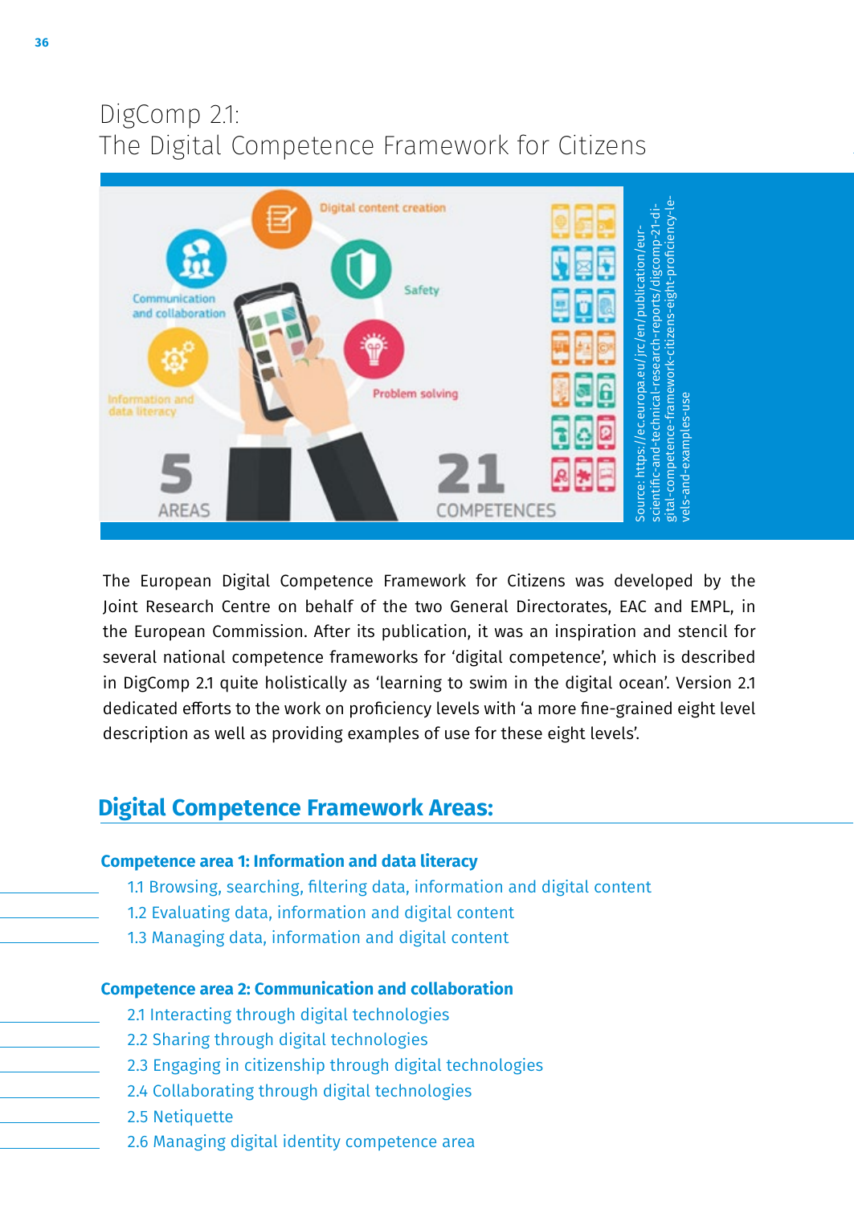# DigComp 2.1:
# The Digital Competence Framework for Citizens

Source: https://ec.europa.eu/jrc/en/publication/eur-scientific-and-technical-research-reports/digcomp-21-digital-competence-framework-citizens-eight-proficiency-levels-and-examples-use

The European Digital Competence Framework for Citizens was developed by the Joint Research Centre on behalf of the two General Directorates, EAC and EMPL, in the European Commission. After its publication, it was an inspiration and stencil for several national competence frameworks for 'digital competence', which is described in DigComp 2.1 quite holistically as 'learning to swim in the digital ocean'. Version 2.1 dedicated efforts to the work on proficiency levels with 'a more fine-grained eight level description as well as providing examples of use for these eight levels'.

## Digital Competence Framework Areas:

### Competence area 1: Information and data literacy

1.1 Browsing, searching, filtering data, information and digital content
1.2 Evaluating data, information and digital content
1.3 Managing data, information and digital content

### Competence area 2: Communication and collaboration

2.1 Interacting through digital technologies
2.2 Sharing through digital technologies
2.3 Engaging in citizenship through digital technologies
2.4 Collaborating through digital technologies
2.5 Netiquette
2.6 Managing digital identity competence area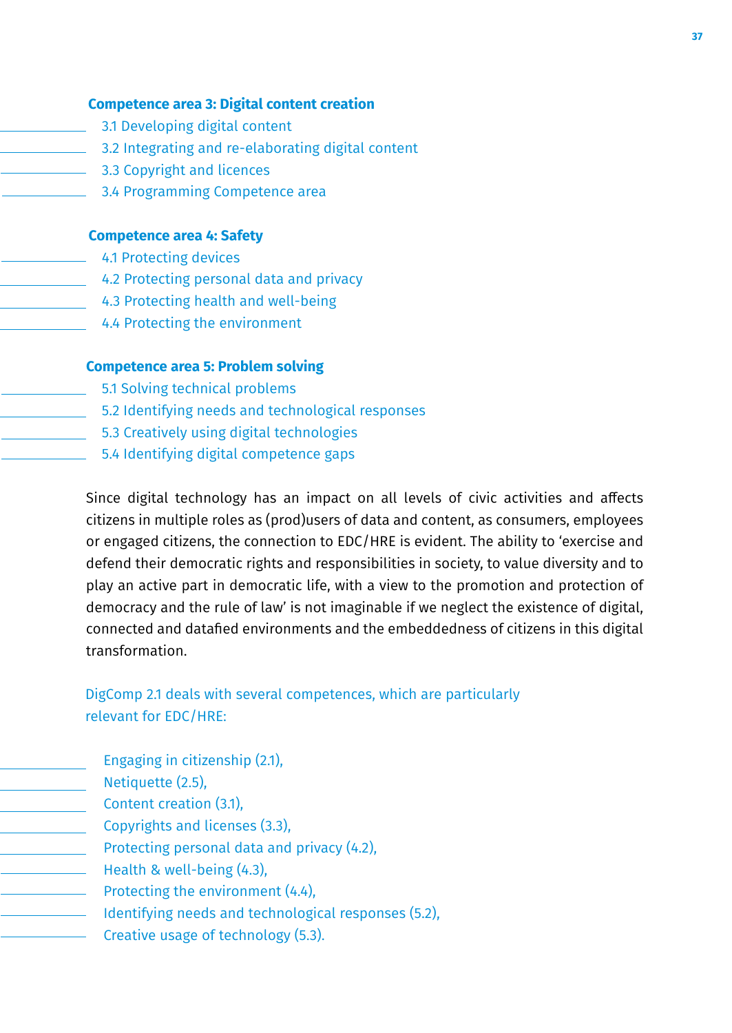**Competence area 3: Digital content creation**

- 3.1 Developing digital content
- 3.2 Integrating and re-elaborating digital content
- 3.3 Copyright and licences
- 3.4 Programming Competence area

**Competence area 4: Safety**

- 4.1 Protecting devices
- 4.2 Protecting personal data and privacy
- 4.3 Protecting health and well-being
- 4.4 Protecting the environment

**Competence area 5: Problem solving**

- 5.1 Solving technical problems
- 5.2 Identifying needs and technological responses
- 5.3 Creatively using digital technologies
- 5.4 Identifying digital competence gaps

Since digital technology has an impact on all levels of civic activities and affects citizens in multiple roles as (prod)users of data and content, as consumers, employees or engaged citizens, the connection to EDC/HRE is evident. The ability to 'exercise and defend their democratic rights and responsibilities in society, to value diversity and to play an active part in democratic life, with a view to the promotion and protection of democracy and the rule of law' is not imaginable if we neglect the existence of digital, connected and datafied environments and the embeddedness of citizens in this digital transformation.

DigComp 2.1 deals with several competences, which are particularly relevant for EDC/HRE:

- Engaging in citizenship (2.1),
- Netiquette (2.5),
- Content creation (3.1),
- Copyrights and licenses (3.3),
- Protecting personal data and privacy (4.2),
- Health & well-being (4.3),
- Protecting the environment (4.4),
- Identifying needs and technological responses (5.2),
- Creative usage of technology (5.3).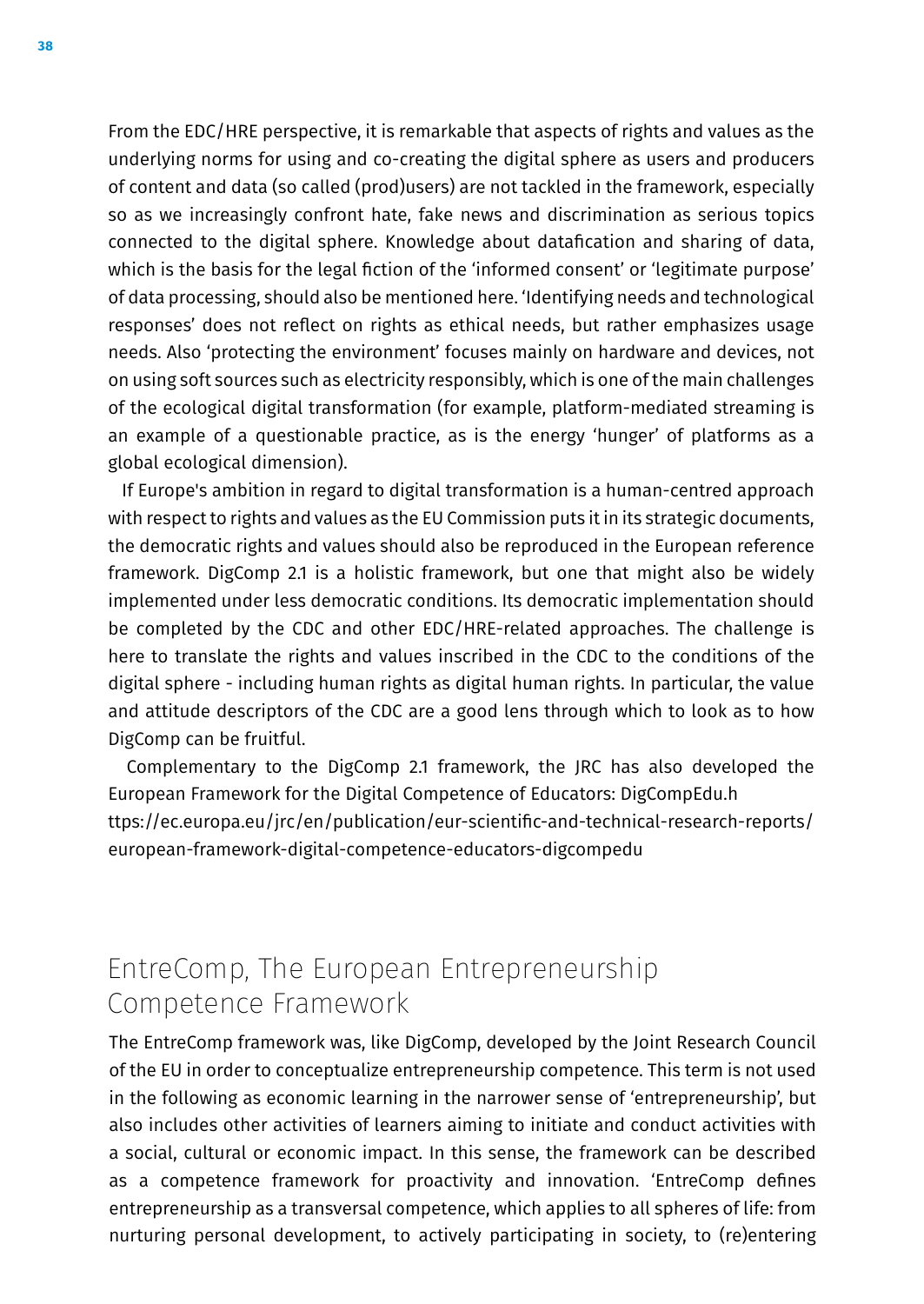From the EDC/HRE perspective, it is remarkable that aspects of rights and values as the underlying norms for using and co-creating the digital sphere as users and producers of content and data (so called (prod)users) are not tackled in the framework, especially so as we increasingly confront hate, fake news and discrimination as serious topics connected to the digital sphere. Knowledge about datafication and sharing of data, which is the basis for the legal fiction of the 'informed consent' or 'legitimate purpose' of data processing, should also be mentioned here. 'Identifying needs and technological responses' does not reflect on rights as ethical needs, but rather emphasizes usage needs. Also 'protecting the environment' focuses mainly on hardware and devices, not on using soft sources such as electricity responsibly, which is one of the main challenges of the ecological digital transformation (for example, platform-mediated streaming is an example of a questionable practice, as is the energy 'hunger' of platforms as a global ecological dimension).

If Europe's ambition in regard to digital transformation is a human-centred approach with respect to rights and values as the EU Commission puts it in its strategic documents, the democratic rights and values should also be reproduced in the European reference framework. DigComp 2.1 is a holistic framework, but one that might also be widely implemented under less democratic conditions. Its democratic implementation should be completed by the CDC and other EDC/HRE-related approaches. The challenge is here to translate the rights and values inscribed in the CDC to the conditions of the digital sphere - including human rights as digital human rights. In particular, the value and attitude descriptors of the CDC are a good lens through which to look as to how DigComp can be fruitful.

Complementary to the DigComp 2.1 framework, the JRC has also developed the European Framework for the Digital Competence of Educators: DigCompEdu.h ttps://ec.europa.eu/jrc/en/publication/eur-scientific-and-technical-research-reports/european-framework-digital-competence-educators-digcompedu

## EntreComp, The European Entrepreneurship Competence Framework

The EntreComp framework was, like DigComp, developed by the Joint Research Council of the EU in order to conceptualize entrepreneurship competence. This term is not used in the following as economic learning in the narrower sense of 'entrepreneurship', but also includes other activities of learners aiming to initiate and conduct activities with a social, cultural or economic impact. In this sense, the framework can be described as a competence framework for proactivity and innovation. 'EntreComp defines entrepreneurship as a transversal competence, which applies to all spheres of life: from nurturing personal development, to actively participating in society, to (re)entering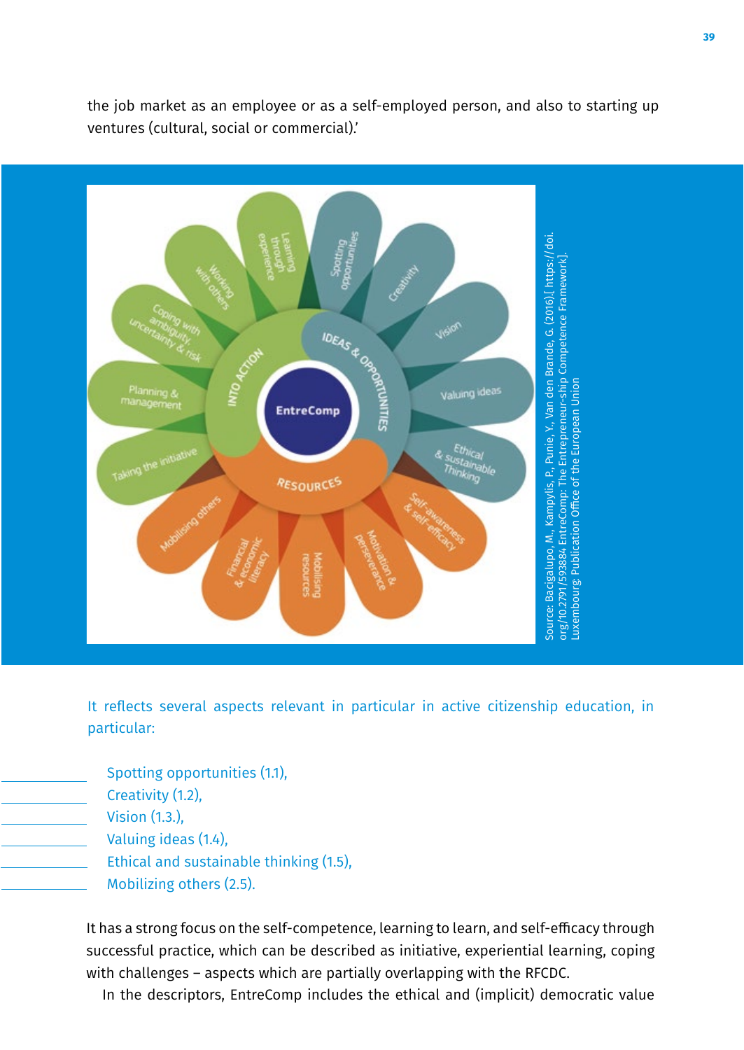the job market as an employee or as a self-employed person, and also to starting up ventures (cultural, social or commercial).'

Source: Bacigalupo, M., Kampylis, P., Punie, Y., Van den Brande, G. (2016).[ https://doi.org/10.2791/593884 EntreComp: The Entrepreneur-ship Competence Framework]. Luxembourg: Publication Office of the European Union

It reflects several aspects relevant in particular in active citizenship education, in particular:

- Spotting opportunities (1.1),
- Creativity (1.2),
- Vision (1.3.),
- Valuing ideas (1.4),
- Ethical and sustainable thinking (1.5),
- Mobilizing others (2.5).

It has a strong focus on the self-competence, learning to learn, and self-efficacy through successful practice, which can be described as initiative, experiential learning, coping with challenges – aspects which are partially overlapping with the RFCDC.

In the descriptors, EntreComp includes the ethical and (implicit) democratic value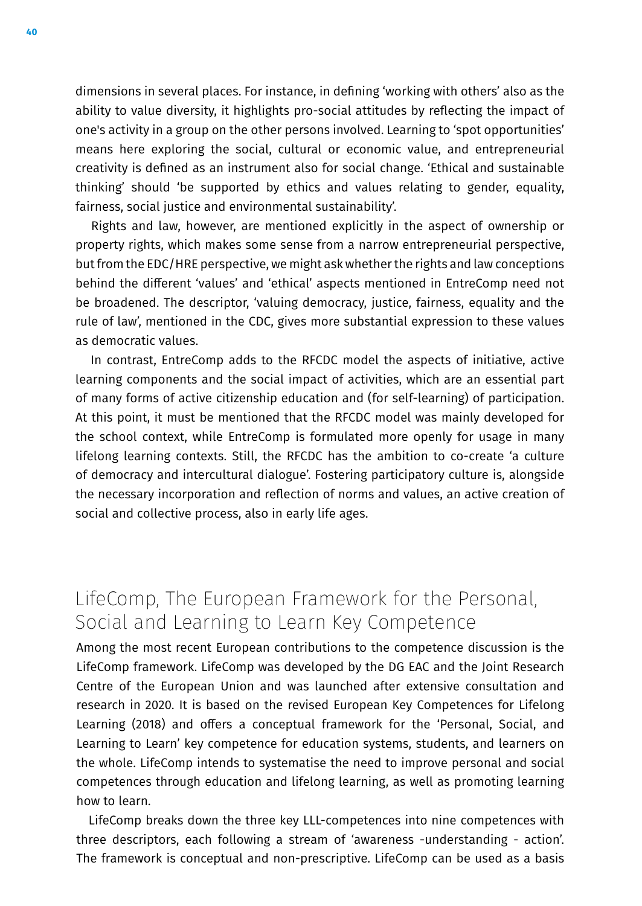dimensions in several places. For instance, in defining 'working with others' also as the ability to value diversity, it highlights pro-social attitudes by reflecting the impact of one's activity in a group on the other persons involved. Learning to 'spot opportunities' means here exploring the social, cultural or economic value, and entrepreneurial creativity is defined as an instrument also for social change. 'Ethical and sustainable thinking' should 'be supported by ethics and values relating to gender, equality, fairness, social justice and environmental sustainability'.

Rights and law, however, are mentioned explicitly in the aspect of ownership or property rights, which makes some sense from a narrow entrepreneurial perspective, but from the EDC/HRE perspective, we might ask whether the rights and law conceptions behind the different 'values' and 'ethical' aspects mentioned in EntreComp need not be broadened. The descriptor, 'valuing democracy, justice, fairness, equality and the rule of law', mentioned in the CDC, gives more substantial expression to these values as democratic values.

In contrast, EntreComp adds to the RFCDC model the aspects of initiative, active learning components and the social impact of activities, which are an essential part of many forms of active citizenship education and (for self-learning) of participation. At this point, it must be mentioned that the RFCDC model was mainly developed for the school context, while EntreComp is formulated more openly for usage in many lifelong learning contexts. Still, the RFCDC has the ambition to co-create 'a culture of democracy and intercultural dialogue'. Fostering participatory culture is, alongside the necessary incorporation and reflection of norms and values, an active creation of social and collective process, also in early life ages.

## LifeComp, The European Framework for the Personal, Social and Learning to Learn Key Competence

Among the most recent European contributions to the competence discussion is the LifeComp framework. LifeComp was developed by the DG EAC and the Joint Research Centre of the European Union and was launched after extensive consultation and research in 2020. It is based on the revised European Key Competences for Lifelong Learning (2018) and offers a conceptual framework for the 'Personal, Social, and Learning to Learn' key competence for education systems, students, and learners on the whole. LifeComp intends to systematise the need to improve personal and social competences through education and lifelong learning, as well as promoting learning how to learn.

LifeComp breaks down the three key LLL-competences into nine competences with three descriptors, each following a stream of 'awareness -understanding - action'. The framework is conceptual and non-prescriptive. LifeComp can be used as a basis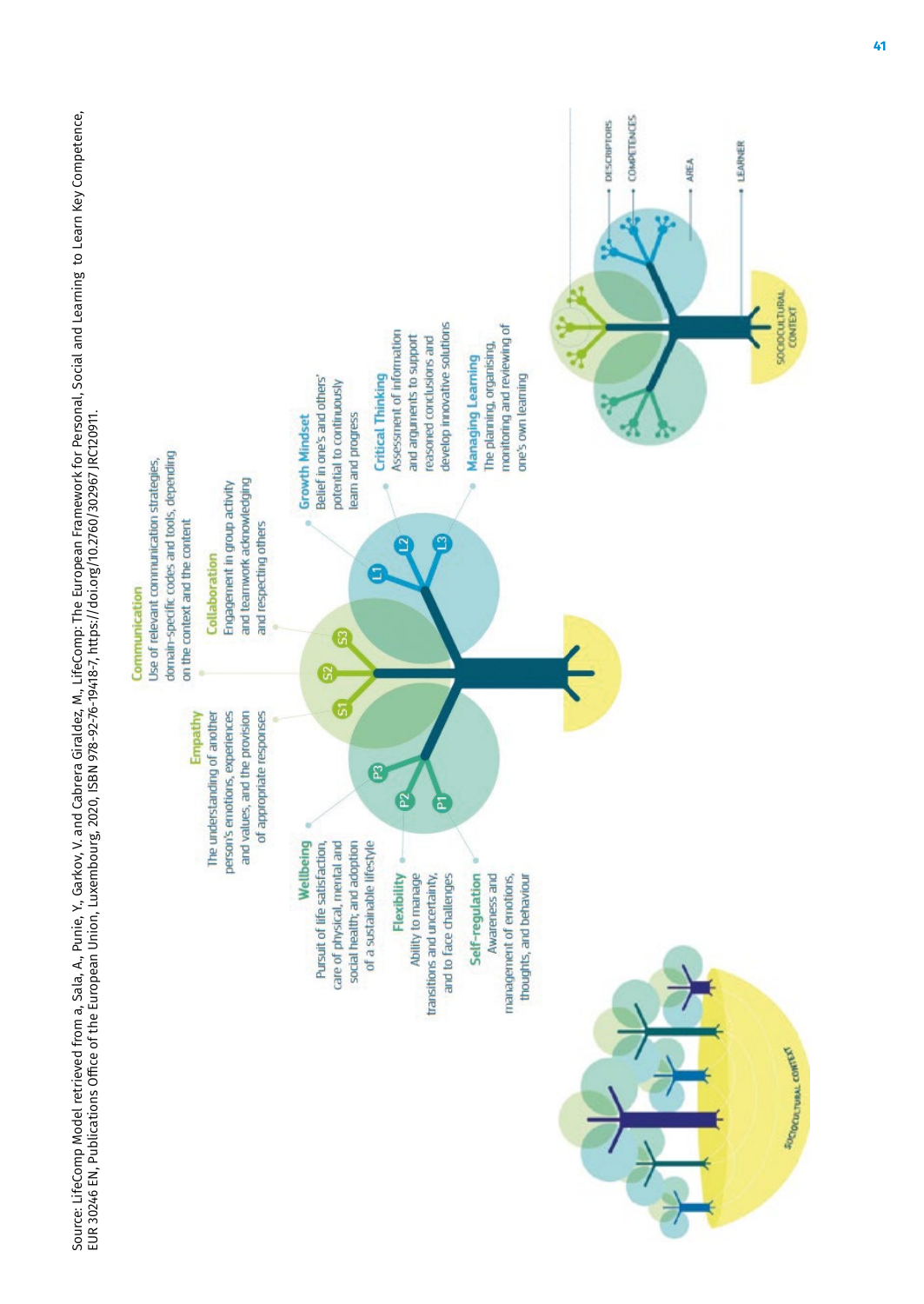Source: LifeComp Model retrieved from a, Sala, A., Punie, Y., Garkov, V. and Cabrera Giraldez, M., LifeComp: The European Framework for Personal, Social and Learning to Learn Key Competence, EUR 30246 EN, Publications Office of the European Union, Luxembourg, 2020, ISBN 978-92-76-19418-7, https://doi.org/10.2760/302967 JRC120911.

**Communication**
Use of relevant communication strategies, domain-specific codes and tools, depending on the context and the content

**Empathy**
The understanding of another person's emotions, experiences and values, and the provision of appropriate responses

**Collaboration**
Engagement in group activity and teamwork acknowledging and respecting others

**Growth Mindset**
Belief in one's and others' potential to continuously learn and progress

**Critical Thinking**
Assessment of information and arguments to support reasoned conclusions and develop innovative solutions

**Managing Learning**
The planning, organising, monitoring and reviewing of one's own learning

**Wellbeing**
Pursuit of life satisfaction, care of physical, mental and social health; and adoption of a sustainable lifestyle

**Flexibility**
Ability to manage transitions and uncertainty, and to face challenges

**Self-regulation**
Awareness and management of emotions, thoughts, and behaviour

S1 S2 S3 P1 P2 P3 L1 L2 L3

DESCRIPTORS
COMPETENCES
AREA
LEARNER
SOCIOCULTURAL CONTEXT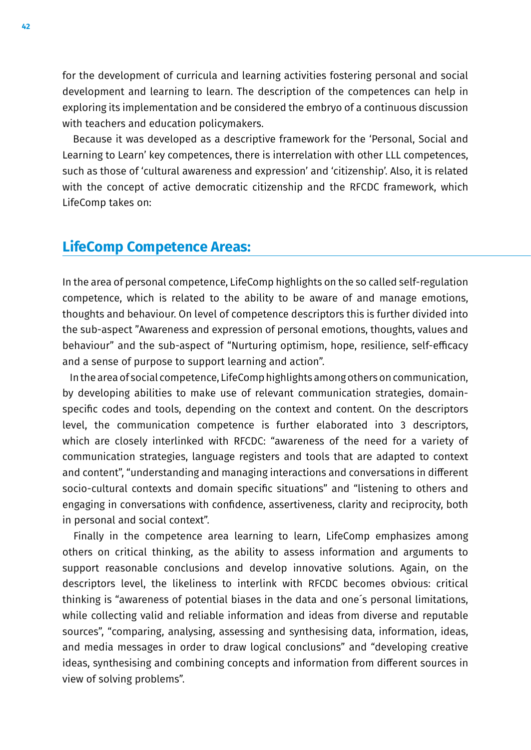for the development of curricula and learning activities fostering personal and social development and learning to learn. The description of the competences can help in exploring its implementation and be considered the embryo of a continuous discussion with teachers and education policymakers.

Because it was developed as a descriptive framework for the 'Personal, Social and Learning to Learn' key competences, there is interrelation with other LLL competences, such as those of 'cultural awareness and expression' and 'citizenship'. Also, it is related with the concept of active democratic citizenship and the RFCDC framework, which LifeComp takes on:

## LifeComp Competence Areas:

In the area of personal competence, LifeComp highlights on the so called self-regulation competence, which is related to the ability to be aware of and manage emotions, thoughts and behaviour. On level of competence descriptors this is further divided into the sub-aspect "Awareness and expression of personal emotions, thoughts, values and behaviour" and the sub-aspect of "Nurturing optimism, hope, resilience, self-efficacy and a sense of purpose to support learning and action".

In the area of social competence, LifeComp highlights among others on communication, by developing abilities to make use of relevant communication strategies, domain-specific codes and tools, depending on the context and content. On the descriptors level, the communication competence is further elaborated into 3 descriptors, which are closely interlinked with RFCDC: "awareness of the need for a variety of communication strategies, language registers and tools that are adapted to context and content", "understanding and managing interactions and conversations in different socio-cultural contexts and domain specific situations" and "listening to others and engaging in conversations with confidence, assertiveness, clarity and reciprocity, both in personal and social context".

Finally in the competence area learning to learn, LifeComp emphasizes among others on critical thinking, as the ability to assess information and arguments to support reasonable conclusions and develop innovative solutions. Again, on the descriptors level, the likeliness to interlink with RFCDC becomes obvious: critical thinking is "awareness of potential biases in the data and one´s personal limitations, while collecting valid and reliable information and ideas from diverse and reputable sources", "comparing, analysing, assessing and synthesising data, information, ideas, and media messages in order to draw logical conclusions" and "developing creative ideas, synthesising and combining concepts and information from different sources in view of solving problems".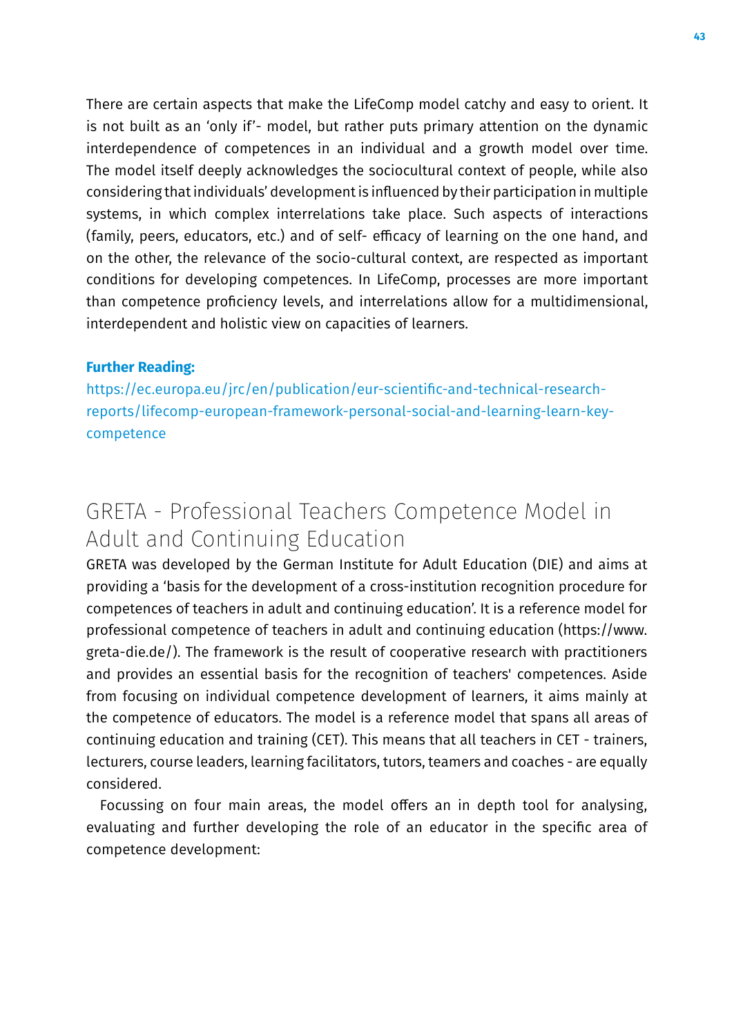There are certain aspects that make the LifeComp model catchy and easy to orient. It is not built as an 'only if'- model, but rather puts primary attention on the dynamic interdependence of competences in an individual and a growth model over time. The model itself deeply acknowledges the sociocultural context of people, while also considering that individuals' development is influenced by their participation in multiple systems, in which complex interrelations take place. Such aspects of interactions (family, peers, educators, etc.) and of self- efficacy of learning on the one hand, and on the other, the relevance of the socio-cultural context, are respected as important conditions for developing competences. In LifeComp, processes are more important than competence proficiency levels, and interrelations allow for a multidimensional, interdependent and holistic view on capacities of learners.

**Further Reading:**
https://ec.europa.eu/jrc/en/publication/eur-scientific-and-technical-research-reports/lifecomp-european-framework-personal-social-and-learning-learn-key-competence

## GRETA - Professional Teachers Competence Model in Adult and Continuing Education

GRETA was developed by the German Institute for Adult Education (DIE) and aims at providing a 'basis for the development of a cross-institution recognition procedure for competences of teachers in adult and continuing education'. It is a reference model for professional competence of teachers in adult and continuing education (https://www.greta-die.de/). The framework is the result of cooperative research with practitioners and provides an essential basis for the recognition of teachers' competences. Aside from focusing on individual competence development of learners, it aims mainly at the competence of educators. The model is a reference model that spans all areas of continuing education and training (CET). This means that all teachers in CET - trainers, lecturers, course leaders, learning facilitators, tutors, teamers and coaches - are equally considered.

Focussing on four main areas, the model offers an in depth tool for analysing, evaluating and further developing the role of an educator in the specific area of competence development: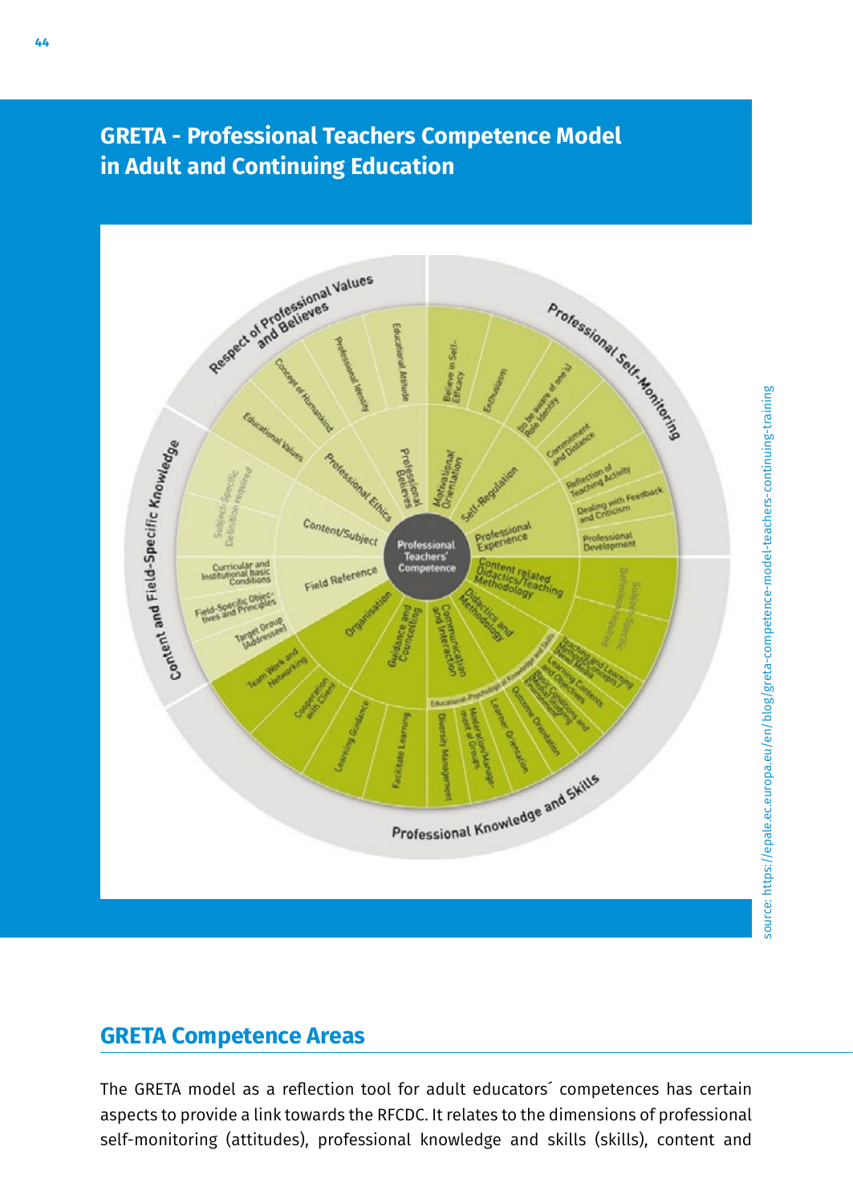## GRETA - Professional Teachers Competence Model in Adult and Continuing Education

source: https://epale.ec.europa.eu/en/blog/greta-competence-model-teachers-continuing-training

## GRETA Competence Areas

The GRETA model as a reflection tool for adult educators´ competences has certain aspects to provide a link towards the RFCDC. It relates to the dimensions of professional self-monitoring (attitudes), professional knowledge and skills (skills), content and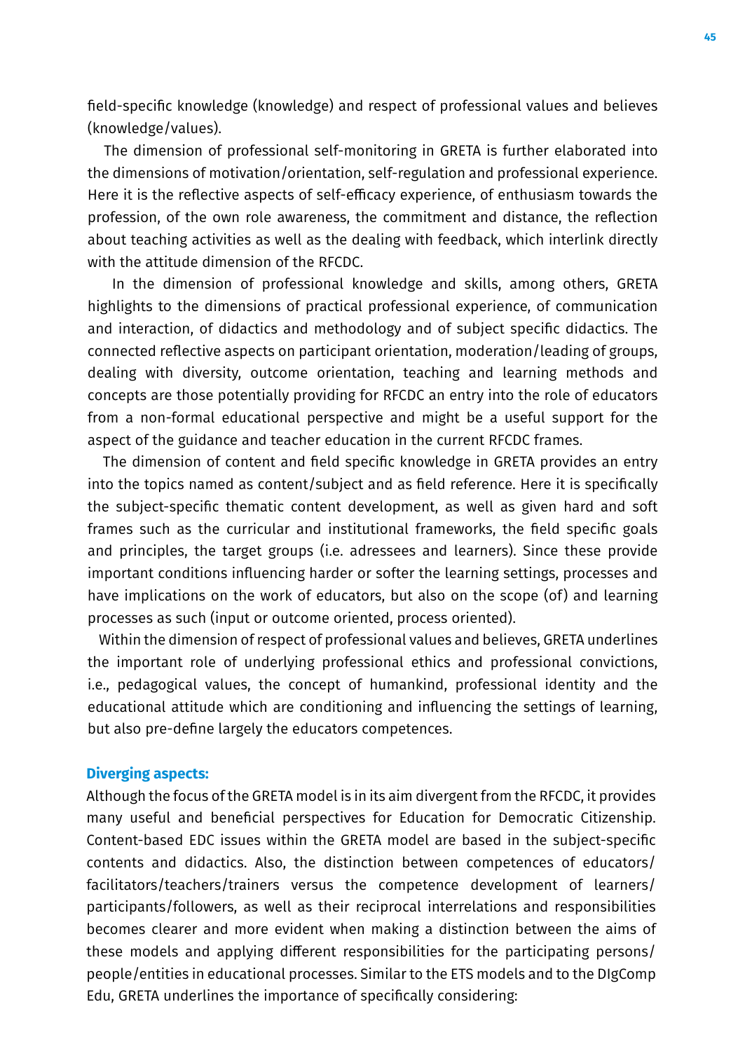field-specific knowledge (knowledge) and respect of professional values and believes (knowledge/values).

The dimension of professional self-monitoring in GRETA is further elaborated into the dimensions of motivation/orientation, self-regulation and professional experience. Here it is the reflective aspects of self-efficacy experience, of enthusiasm towards the profession, of the own role awareness, the commitment and distance, the reflection about teaching activities as well as the dealing with feedback, which interlink directly with the attitude dimension of the RFCDC.

In the dimension of professional knowledge and skills, among others, GRETA highlights to the dimensions of practical professional experience, of communication and interaction, of didactics and methodology and of subject specific didactics. The connected reflective aspects on participant orientation, moderation/leading of groups, dealing with diversity, outcome orientation, teaching and learning methods and concepts are those potentially providing for RFCDC an entry into the role of educators from a non-formal educational perspective and might be a useful support for the aspect of the guidance and teacher education in the current RFCDC frames.

The dimension of content and field specific knowledge in GRETA provides an entry into the topics named as content/subject and as field reference. Here it is specifically the subject-specific thematic content development, as well as given hard and soft frames such as the curricular and institutional frameworks, the field specific goals and principles, the target groups (i.e. adressees and learners). Since these provide important conditions influencing harder or softer the learning settings, processes and have implications on the work of educators, but also on the scope (of) and learning processes as such (input or outcome oriented, process oriented).

Within the dimension of respect of professional values and believes, GRETA underlines the important role of underlying professional ethics and professional convictions, i.e., pedagogical values, the concept of humankind, professional identity and the educational attitude which are conditioning and influencing the settings of learning, but also pre-define largely the educators competences.

**Diverging aspects:**

Although the focus of the GRETA model is in its aim divergent from the RFCDC, it provides many useful and beneficial perspectives for Education for Democratic Citizenship. Content-based EDC issues within the GRETA model are based in the subject-specific contents and didactics. Also, the distinction between competences of educators/facilitators/teachers/trainers versus the competence development of learners/participants/followers, as well as their reciprocal interrelations and responsibilities becomes clearer and more evident when making a distinction between the aims of these models and applying different responsibilities for the participating persons/people/entities in educational processes. Similar to the ETS models and to the DIgComp Edu, GRETA underlines the importance of specifically considering: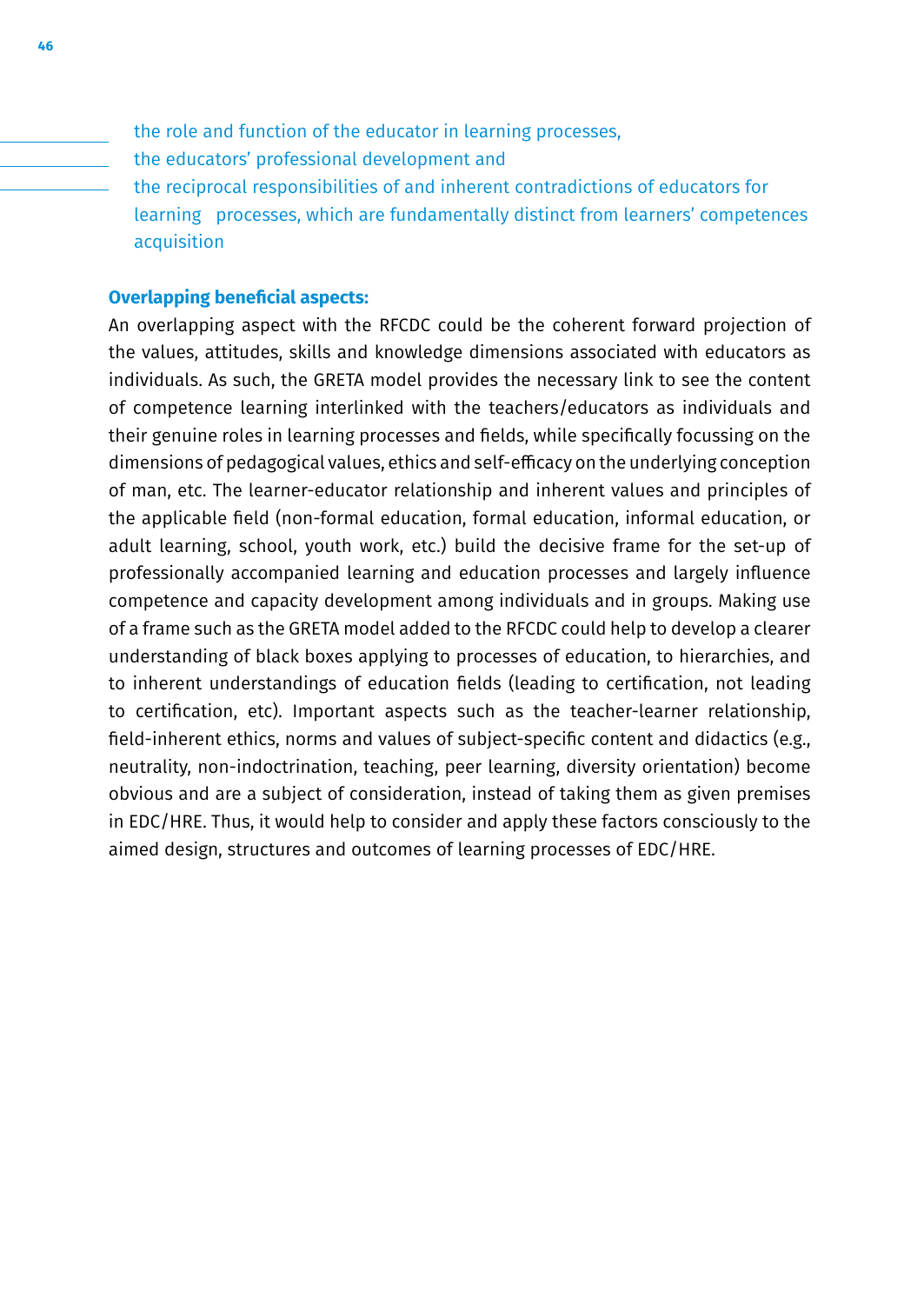- the role and function of the educator in learning processes,
- the educators' professional development and
- the reciprocal responsibilities of and inherent contradictions of educators for learning processes, which are fundamentally distinct from learners' competences acquisition

**Overlapping beneficial aspects:**

An overlapping aspect with the RFCDC could be the coherent forward projection of the values, attitudes, skills and knowledge dimensions associated with educators as individuals. As such, the GRETA model provides the necessary link to see the content of competence learning interlinked with the teachers/educators as individuals and their genuine roles in learning processes and fields, while specifically focussing on the dimensions of pedagogical values, ethics and self-efficacy on the underlying conception of man, etc. The learner-educator relationship and inherent values and principles of the applicable field (non-formal education, formal education, informal education, or adult learning, school, youth work, etc.) build the decisive frame for the set-up of professionally accompanied learning and education processes and largely influence competence and capacity development among individuals and in groups. Making use of a frame such as the GRETA model added to the RFCDC could help to develop a clearer understanding of black boxes applying to processes of education, to hierarchies, and to inherent understandings of education fields (leading to certification, not leading to certification, etc). Important aspects such as the teacher-learner relationship, field-inherent ethics, norms and values of subject-specific content and didactics (e.g., neutrality, non-indoctrination, teaching, peer learning, diversity orientation) become obvious and are a subject of consideration, instead of taking them as given premises in EDC/HRE. Thus, it would help to consider and apply these factors consciously to the aimed design, structures and outcomes of learning processes of EDC/HRE.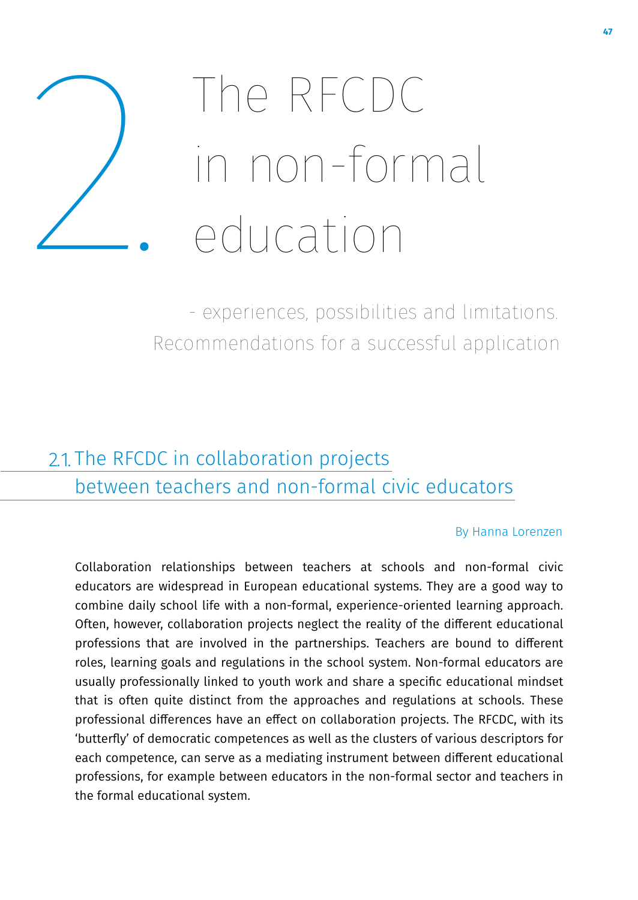# 2. The RFCDC in non-formal education

- experiences, possibilities and limitations. Recommendations for a successful application

## 2.1. The RFCDC in collaboration projects between teachers and non-formal civic educators

By Hanna Lorenzen

Collaboration relationships between teachers at schools and non-formal civic educators are widespread in European educational systems. They are a good way to combine daily school life with a non-formal, experience-oriented learning approach. Often, however, collaboration projects neglect the reality of the different educational professions that are involved in the partnerships. Teachers are bound to different roles, learning goals and regulations in the school system. Non-formal educators are usually professionally linked to youth work and share a specific educational mindset that is often quite distinct from the approaches and regulations at schools. These professional differences have an effect on collaboration projects. The RFCDC, with its 'butterfly' of democratic competences as well as the clusters of various descriptors for each competence, can serve as a mediating instrument between different educational professions, for example between educators in the non-formal sector and teachers in the formal educational system.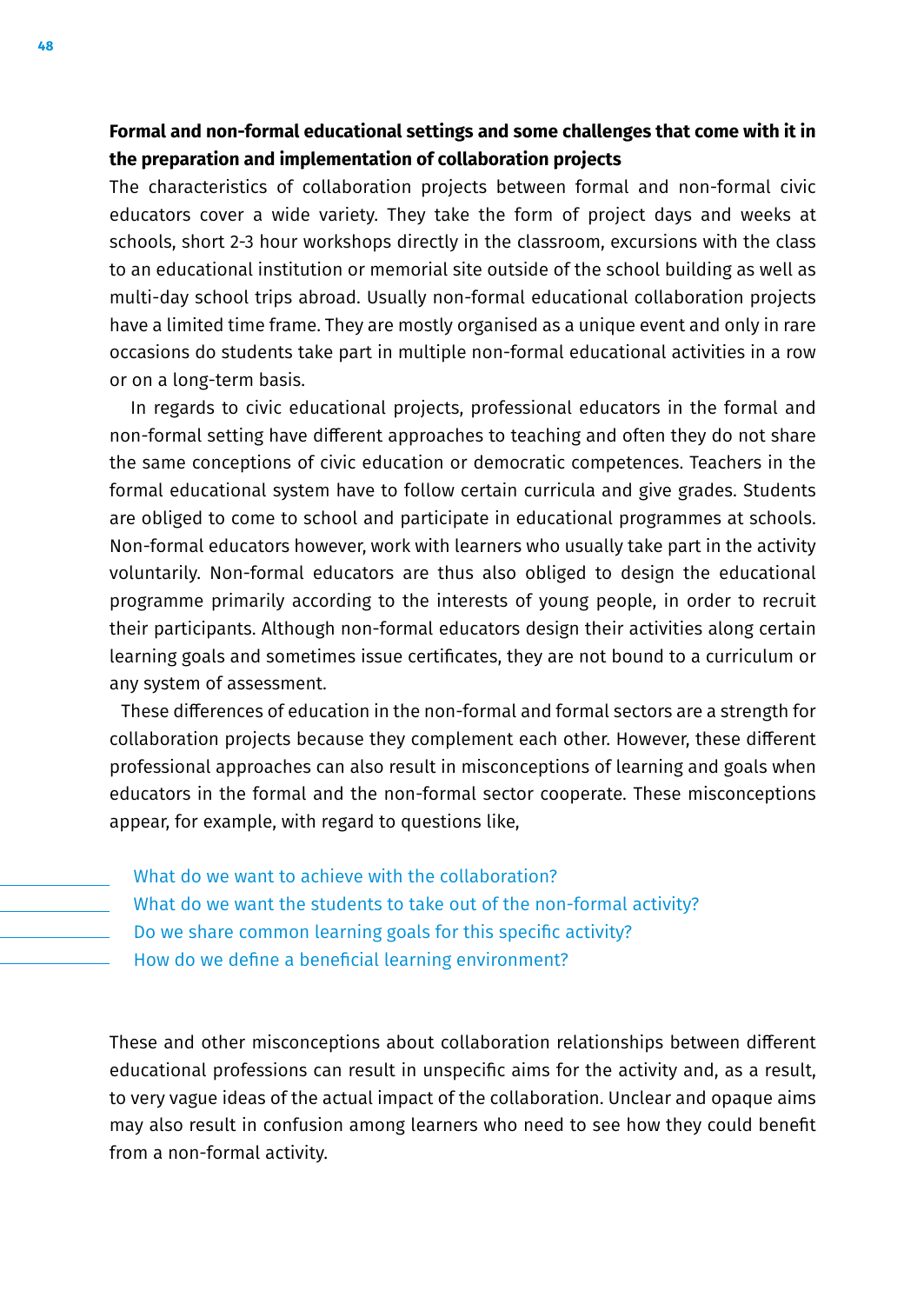**Formal and non-formal educational settings and some challenges that come with it in the preparation and implementation of collaboration projects**

The characteristics of collaboration projects between formal and non-formal civic educators cover a wide variety. They take the form of project days and weeks at schools, short 2-3 hour workshops directly in the classroom, excursions with the class to an educational institution or memorial site outside of the school building as well as multi-day school trips abroad. Usually non-formal educational collaboration projects have a limited time frame. They are mostly organised as a unique event and only in rare occasions do students take part in multiple non-formal educational activities in a row or on a long-term basis.

In regards to civic educational projects, professional educators in the formal and non-formal setting have different approaches to teaching and often they do not share the same conceptions of civic education or democratic competences. Teachers in the formal educational system have to follow certain curricula and give grades. Students are obliged to come to school and participate in educational programmes at schools. Non-formal educators however, work with learners who usually take part in the activity voluntarily. Non-formal educators are thus also obliged to design the educational programme primarily according to the interests of young people, in order to recruit their participants. Although non-formal educators design their activities along certain learning goals and sometimes issue certificates, they are not bound to a curriculum or any system of assessment.

These differences of education in the non-formal and formal sectors are a strength for collaboration projects because they complement each other. However, these different professional approaches can also result in misconceptions of learning and goals when educators in the formal and the non-formal sector cooperate. These misconceptions appear, for example, with regard to questions like,

- What do we want to achieve with the collaboration?
- What do we want the students to take out of the non-formal activity?
- Do we share common learning goals for this specific activity?
- How do we define a beneficial learning environment?

These and other misconceptions about collaboration relationships between different educational professions can result in unspecific aims for the activity and, as a result, to very vague ideas of the actual impact of the collaboration. Unclear and opaque aims may also result in confusion among learners who need to see how they could benefit from a non-formal activity.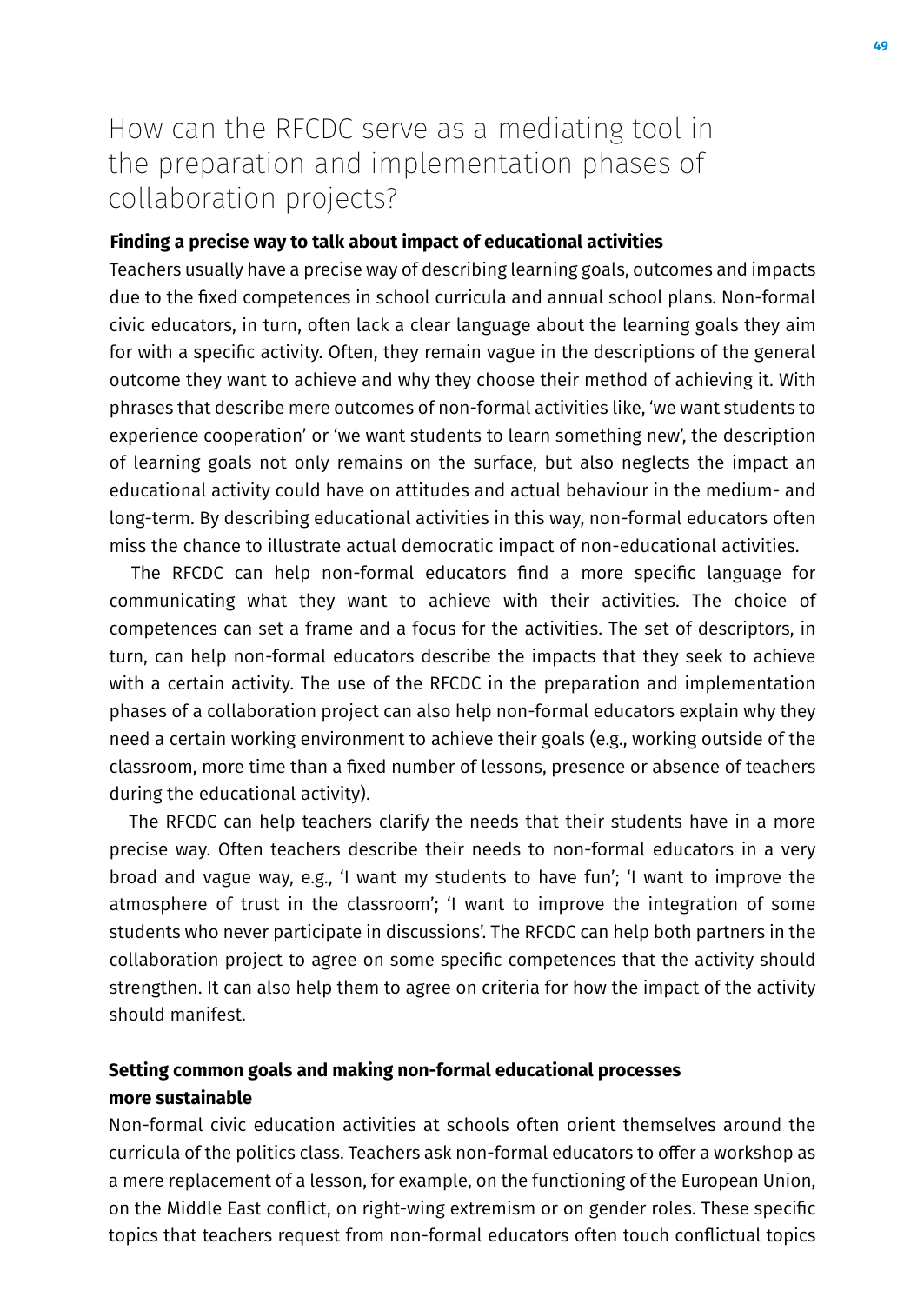# How can the RFCDC serve as a mediating tool in the preparation and implementation phases of collaboration projects?

**Finding a precise way to talk about impact of educational activities**

Teachers usually have a precise way of describing learning goals, outcomes and impacts due to the fixed competences in school curricula and annual school plans. Non-formal civic educators, in turn, often lack a clear language about the learning goals they aim for with a specific activity. Often, they remain vague in the descriptions of the general outcome they want to achieve and why they choose their method of achieving it. With phrases that describe mere outcomes of non-formal activities like, 'we want students to experience cooperation' or 'we want students to learn something new', the description of learning goals not only remains on the surface, but also neglects the impact an educational activity could have on attitudes and actual behaviour in the medium- and long-term. By describing educational activities in this way, non-formal educators often miss the chance to illustrate actual democratic impact of non-educational activities.

The RFCDC can help non-formal educators find a more specific language for communicating what they want to achieve with their activities. The choice of competences can set a frame and a focus for the activities. The set of descriptors, in turn, can help non-formal educators describe the impacts that they seek to achieve with a certain activity. The use of the RFCDC in the preparation and implementation phases of a collaboration project can also help non-formal educators explain why they need a certain working environment to achieve their goals (e.g., working outside of the classroom, more time than a fixed number of lessons, presence or absence of teachers during the educational activity).

The RFCDC can help teachers clarify the needs that their students have in a more precise way. Often teachers describe their needs to non-formal educators in a very broad and vague way, e.g., 'I want my students to have fun'; 'I want to improve the atmosphere of trust in the classroom'; 'I want to improve the integration of some students who never participate in discussions'. The RFCDC can help both partners in the collaboration project to agree on some specific competences that the activity should strengthen. It can also help them to agree on criteria for how the impact of the activity should manifest.

**Setting common goals and making non-formal educational processes more sustainable**

Non-formal civic education activities at schools often orient themselves around the curricula of the politics class. Teachers ask non-formal educators to offer a workshop as a mere replacement of a lesson, for example, on the functioning of the European Union, on the Middle East conflict, on right-wing extremism or on gender roles. These specific topics that teachers request from non-formal educators often touch conflictual topics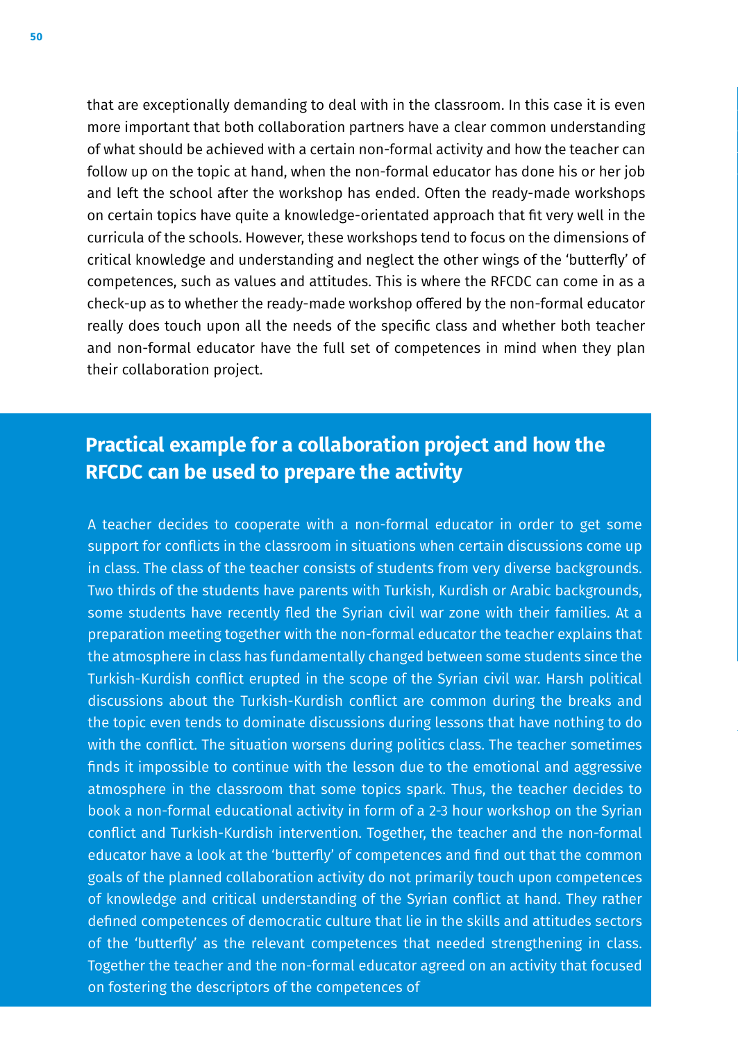that are exceptionally demanding to deal with in the classroom. In this case it is even more important that both collaboration partners have a clear common understanding of what should be achieved with a certain non-formal activity and how the teacher can follow up on the topic at hand, when the non-formal educator has done his or her job and left the school after the workshop has ended. Often the ready-made workshops on certain topics have quite a knowledge-orientated approach that fit very well in the curricula of the schools. However, these workshops tend to focus on the dimensions of critical knowledge and understanding and neglect the other wings of the 'butterfly' of competences, such as values and attitudes. This is where the RFCDC can come in as a check-up as to whether the ready-made workshop offered by the non-formal educator really does touch upon all the needs of the specific class and whether both teacher and non-formal educator have the full set of competences in mind when they plan their collaboration project.

## Practical example for a collaboration project and how the RFCDC can be used to prepare the activity

A teacher decides to cooperate with a non-formal educator in order to get some support for conflicts in the classroom in situations when certain discussions come up in class. The class of the teacher consists of students from very diverse backgrounds. Two thirds of the students have parents with Turkish, Kurdish or Arabic backgrounds, some students have recently fled the Syrian civil war zone with their families. At a preparation meeting together with the non-formal educator the teacher explains that the atmosphere in class has fundamentally changed between some students since the Turkish-Kurdish conflict erupted in the scope of the Syrian civil war. Harsh political discussions about the Turkish-Kurdish conflict are common during the breaks and the topic even tends to dominate discussions during lessons that have nothing to do with the conflict. The situation worsens during politics class. The teacher sometimes finds it impossible to continue with the lesson due to the emotional and aggressive atmosphere in the classroom that some topics spark. Thus, the teacher decides to book a non-formal educational activity in form of a 2-3 hour workshop on the Syrian conflict and Turkish-Kurdish intervention. Together, the teacher and the non-formal educator have a look at the 'butterfly' of competences and find out that the common goals of the planned collaboration activity do not primarily touch upon competences of knowledge and critical understanding of the Syrian conflict at hand. They rather defined competences of democratic culture that lie in the skills and attitudes sectors of the 'butterfly' as the relevant competences that needed strengthening in class. Together the teacher and the non-formal educator agreed on an activity that focused on fostering the descriptors of the competences of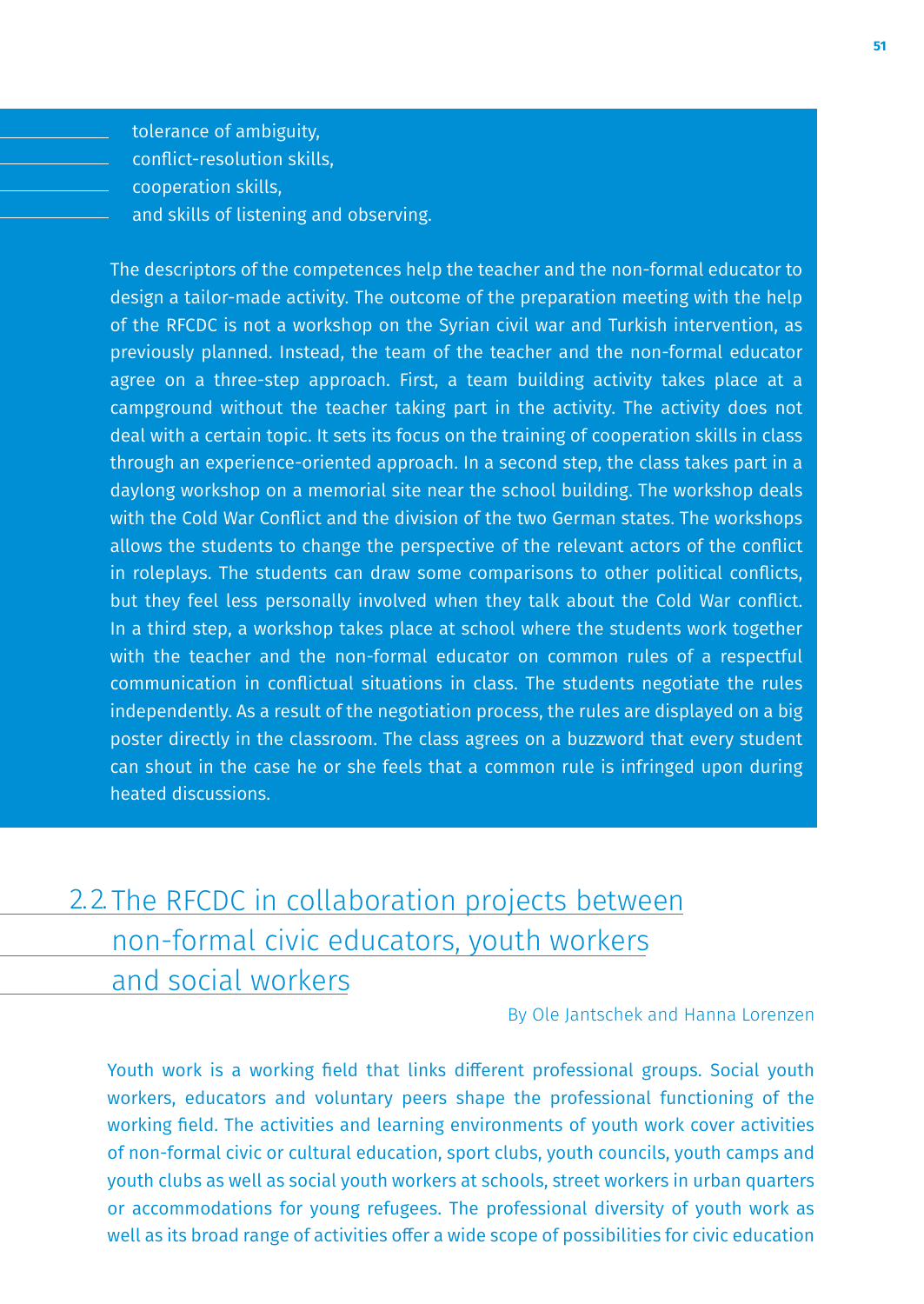- tolerance of ambiguity,
- conflict-resolution skills,
- cooperation skills,
- and skills of listening and observing.

The descriptors of the competences help the teacher and the non-formal educator to design a tailor-made activity. The outcome of the preparation meeting with the help of the RFCDC is not a workshop on the Syrian civil war and Turkish intervention, as previously planned. Instead, the team of the teacher and the non-formal educator agree on a three-step approach. First, a team building activity takes place at a campground without the teacher taking part in the activity. The activity does not deal with a certain topic. It sets its focus on the training of cooperation skills in class through an experience-oriented approach. In a second step, the class takes part in a daylong workshop on a memorial site near the school building. The workshop deals with the Cold War Conflict and the division of the two German states. The workshops allows the students to change the perspective of the relevant actors of the conflict in roleplays. The students can draw some comparisons to other political conflicts, but they feel less personally involved when they talk about the Cold War conflict. In a third step, a workshop takes place at school where the students work together with the teacher and the non-formal educator on common rules of a respectful communication in conflictual situations in class. The students negotiate the rules independently. As a result of the negotiation process, the rules are displayed on a big poster directly in the classroom. The class agrees on a buzzword that every student can shout in the case he or she feels that a common rule is infringed upon during heated discussions.

## 2.2. The RFCDC in collaboration projects between non-formal civic educators, youth workers and social workers

By Ole Jantschek and Hanna Lorenzen

Youth work is a working field that links different professional groups. Social youth workers, educators and voluntary peers shape the professional functioning of the working field. The activities and learning environments of youth work cover activities of non-formal civic or cultural education, sport clubs, youth councils, youth camps and youth clubs as well as social youth workers at schools, street workers in urban quarters or accommodations for young refugees. The professional diversity of youth work as well as its broad range of activities offer a wide scope of possibilities for civic education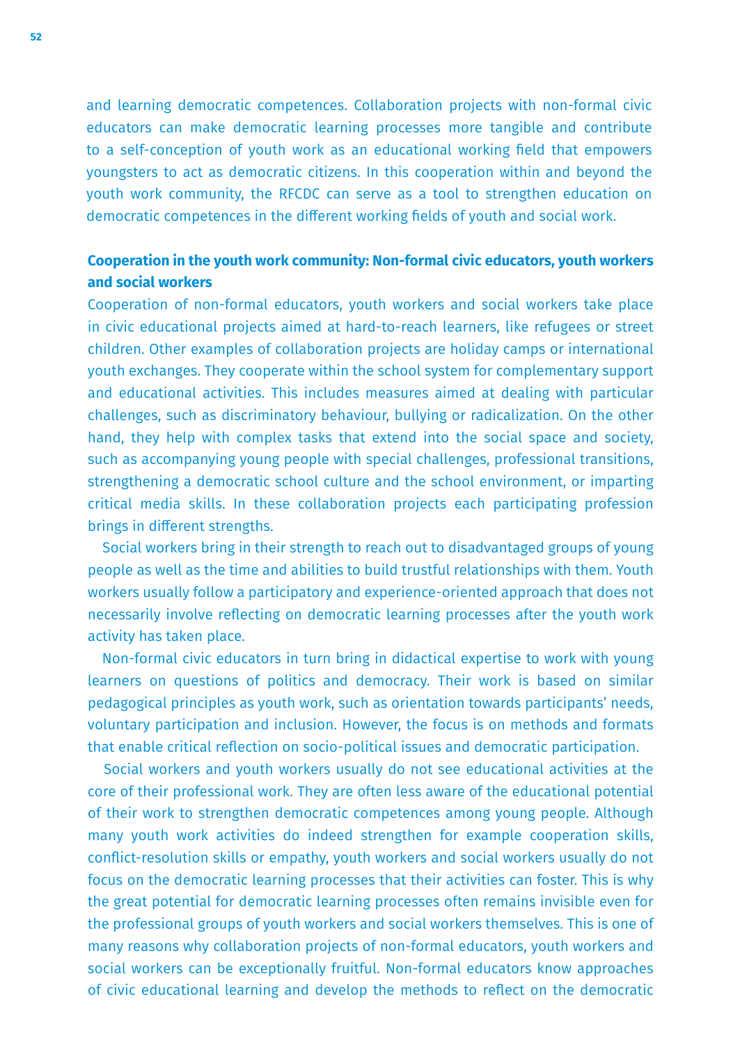and learning democratic competences. Collaboration projects with non-formal civic educators can make democratic learning processes more tangible and contribute to a self-conception of youth work as an educational working field that empowers youngsters to act as democratic citizens. In this cooperation within and beyond the youth work community, the RFCDC can serve as a tool to strengthen education on democratic competences in the different working fields of youth and social work.

**Cooperation in the youth work community: Non-formal civic educators, youth workers and social workers**

Cooperation of non-formal educators, youth workers and social workers take place in civic educational projects aimed at hard-to-reach learners, like refugees or street children. Other examples of collaboration projects are holiday camps or international youth exchanges. They cooperate within the school system for complementary support and educational activities. This includes measures aimed at dealing with particular challenges, such as discriminatory behaviour, bullying or radicalization. On the other hand, they help with complex tasks that extend into the social space and society, such as accompanying young people with special challenges, professional transitions, strengthening a democratic school culture and the school environment, or imparting critical media skills. In these collaboration projects each participating profession brings in different strengths.

Social workers bring in their strength to reach out to disadvantaged groups of young people as well as the time and abilities to build trustful relationships with them. Youth workers usually follow a participatory and experience-oriented approach that does not necessarily involve reflecting on democratic learning processes after the youth work activity has taken place.

Non-formal civic educators in turn bring in didactical expertise to work with young learners on questions of politics and democracy. Their work is based on similar pedagogical principles as youth work, such as orientation towards participants' needs, voluntary participation and inclusion. However, the focus is on methods and formats that enable critical reflection on socio-political issues and democratic participation.

Social workers and youth workers usually do not see educational activities at the core of their professional work. They are often less aware of the educational potential of their work to strengthen democratic competences among young people. Although many youth work activities do indeed strengthen for example cooperation skills, conflict-resolution skills or empathy, youth workers and social workers usually do not focus on the democratic learning processes that their activities can foster. This is why the great potential for democratic learning processes often remains invisible even for the professional groups of youth workers and social workers themselves. This is one of many reasons why collaboration projects of non-formal educators, youth workers and social workers can be exceptionally fruitful. Non-formal educators know approaches of civic educational learning and develop the methods to reflect on the democratic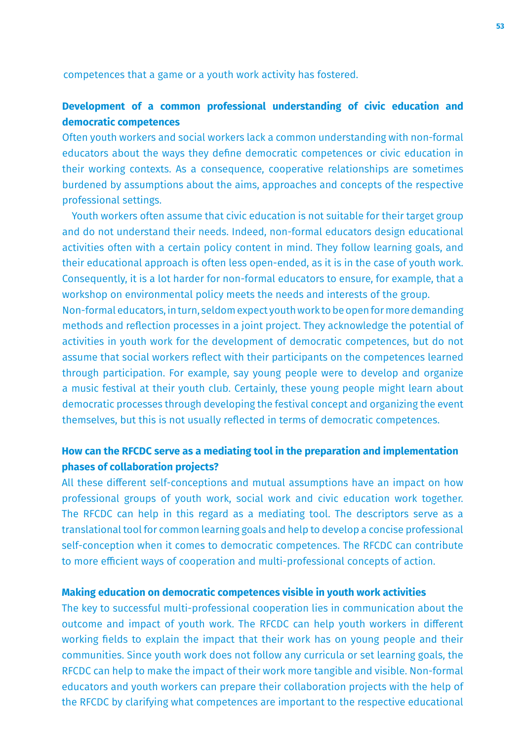competences that a game or a youth work activity has fostered.

**Development of a common professional understanding of civic education and democratic competences**

Often youth workers and social workers lack a common understanding with non-formal educators about the ways they define democratic competences or civic education in their working contexts. As a consequence, cooperative relationships are sometimes burdened by assumptions about the aims, approaches and concepts of the respective professional settings.

Youth workers often assume that civic education is not suitable for their target group and do not understand their needs. Indeed, non-formal educators design educational activities often with a certain policy content in mind. They follow learning goals, and their educational approach is often less open-ended, as it is in the case of youth work. Consequently, it is a lot harder for non-formal educators to ensure, for example, that a workshop on environmental policy meets the needs and interests of the group.

Non-formal educators, in turn, seldom expect youth work to be open for more demanding methods and reflection processes in a joint project. They acknowledge the potential of activities in youth work for the development of democratic competences, but do not assume that social workers reflect with their participants on the competences learned through participation. For example, say young people were to develop and organize a music festival at their youth club. Certainly, these young people might learn about democratic processes through developing the festival concept and organizing the event themselves, but this is not usually reflected in terms of democratic competences.

**How can the RFCDC serve as a mediating tool in the preparation and implementation phases of collaboration projects?**

All these different self-conceptions and mutual assumptions have an impact on how professional groups of youth work, social work and civic education work together. The RFCDC can help in this regard as a mediating tool. The descriptors serve as a translational tool for common learning goals and help to develop a concise professional self-conception when it comes to democratic competences. The RFCDC can contribute to more efficient ways of cooperation and multi-professional concepts of action.

**Making education on democratic competences visible in youth work activities**

The key to successful multi-professional cooperation lies in communication about the outcome and impact of youth work. The RFCDC can help youth workers in different working fields to explain the impact that their work has on young people and their communities. Since youth work does not follow any curricula or set learning goals, the RFCDC can help to make the impact of their work more tangible and visible. Non-formal educators and youth workers can prepare their collaboration projects with the help of the RFCDC by clarifying what competences are important to the respective educational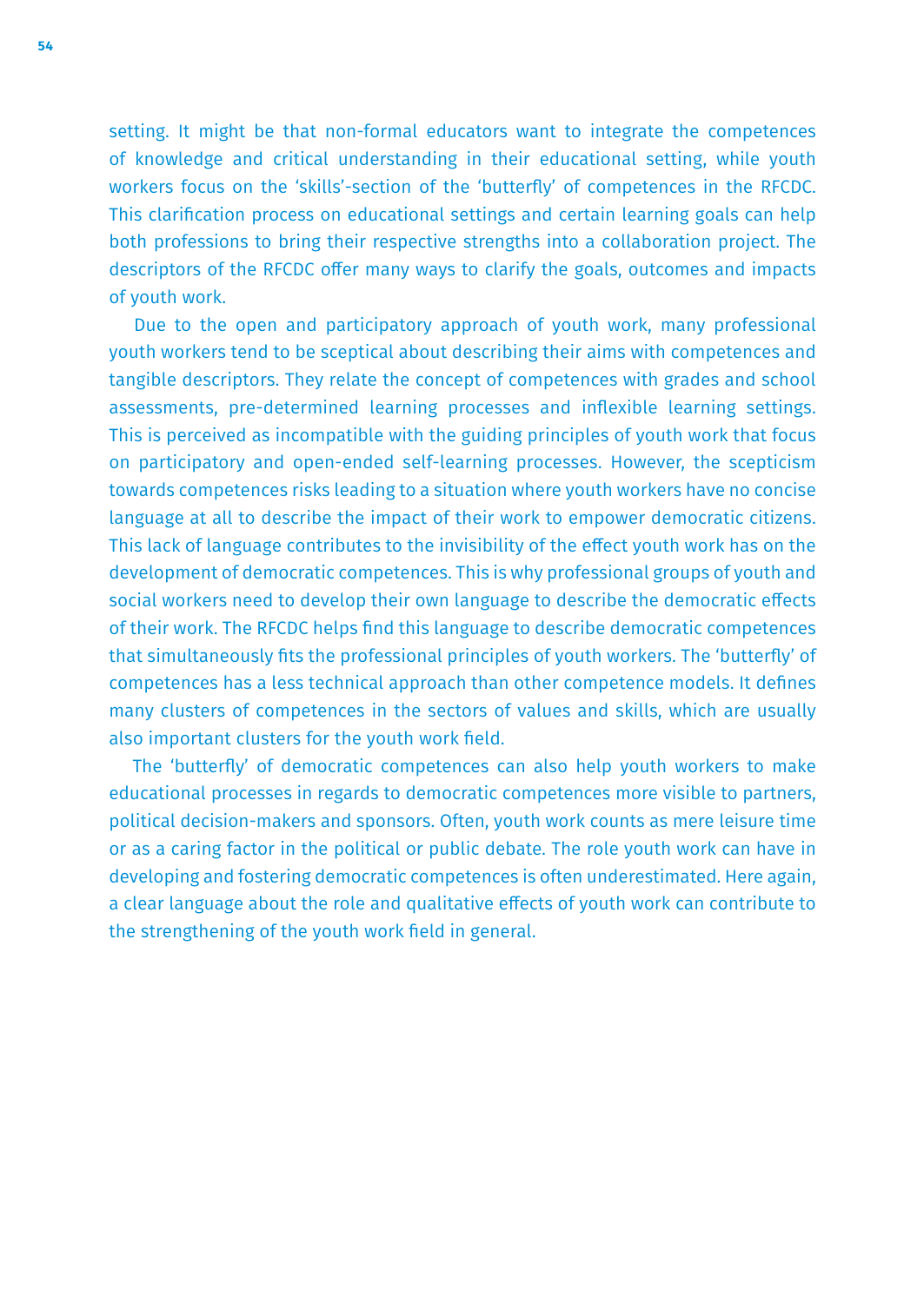setting. It might be that non-formal educators want to integrate the competences of knowledge and critical understanding in their educational setting, while youth workers focus on the 'skills'-section of the 'butterfly' of competences in the RFCDC. This clarification process on educational settings and certain learning goals can help both professions to bring their respective strengths into a collaboration project. The descriptors of the RFCDC offer many ways to clarify the goals, outcomes and impacts of youth work.

Due to the open and participatory approach of youth work, many professional youth workers tend to be sceptical about describing their aims with competences and tangible descriptors. They relate the concept of competences with grades and school assessments, pre-determined learning processes and inflexible learning settings. This is perceived as incompatible with the guiding principles of youth work that focus on participatory and open-ended self-learning processes. However, the scepticism towards competences risks leading to a situation where youth workers have no concise language at all to describe the impact of their work to empower democratic citizens. This lack of language contributes to the invisibility of the effect youth work has on the development of democratic competences. This is why professional groups of youth and social workers need to develop their own language to describe the democratic effects of their work. The RFCDC helps find this language to describe democratic competences that simultaneously fits the professional principles of youth workers. The 'butterfly' of competences has a less technical approach than other competence models. It defines many clusters of competences in the sectors of values and skills, which are usually also important clusters for the youth work field.

The 'butterfly' of democratic competences can also help youth workers to make educational processes in regards to democratic competences more visible to partners, political decision-makers and sponsors. Often, youth work counts as mere leisure time or as a caring factor in the political or public debate. The role youth work can have in developing and fostering democratic competences is often underestimated. Here again, a clear language about the role and qualitative effects of youth work can contribute to the strengthening of the youth work field in general.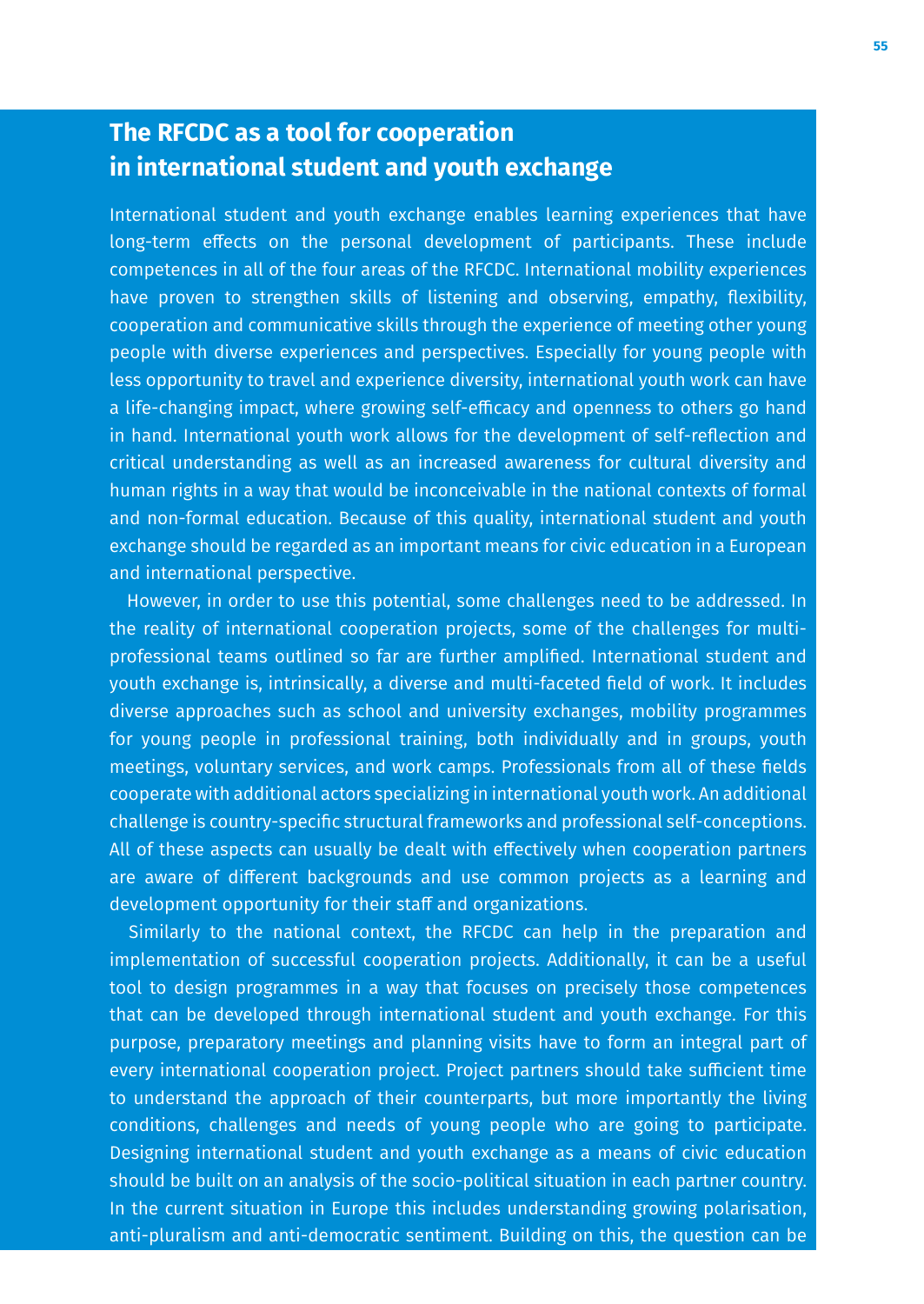## The RFCDC as a tool for cooperation in international student and youth exchange

International student and youth exchange enables learning experiences that have long-term effects on the personal development of participants. These include competences in all of the four areas of the RFCDC. International mobility experiences have proven to strengthen skills of listening and observing, empathy, flexibility, cooperation and communicative skills through the experience of meeting other young people with diverse experiences and perspectives. Especially for young people with less opportunity to travel and experience diversity, international youth work can have a life-changing impact, where growing self-efficacy and openness to others go hand in hand. International youth work allows for the development of self-reflection and critical understanding as well as an increased awareness for cultural diversity and human rights in a way that would be inconceivable in the national contexts of formal and non-formal education. Because of this quality, international student and youth exchange should be regarded as an important means for civic education in a European and international perspective.

However, in order to use this potential, some challenges need to be addressed. In the reality of international cooperation projects, some of the challenges for multi-professional teams outlined so far are further amplified. International student and youth exchange is, intrinsically, a diverse and multi-faceted field of work. It includes diverse approaches such as school and university exchanges, mobility programmes for young people in professional training, both individually and in groups, youth meetings, voluntary services, and work camps. Professionals from all of these fields cooperate with additional actors specializing in international youth work. An additional challenge is country-specific structural frameworks and professional self-conceptions. All of these aspects can usually be dealt with effectively when cooperation partners are aware of different backgrounds and use common projects as a learning and development opportunity for their staff and organizations.

Similarly to the national context, the RFCDC can help in the preparation and implementation of successful cooperation projects. Additionally, it can be a useful tool to design programmes in a way that focuses on precisely those competences that can be developed through international student and youth exchange. For this purpose, preparatory meetings and planning visits have to form an integral part of every international cooperation project. Project partners should take sufficient time to understand the approach of their counterparts, but more importantly the living conditions, challenges and needs of young people who are going to participate. Designing international student and youth exchange as a means of civic education should be built on an analysis of the socio-political situation in each partner country. In the current situation in Europe this includes understanding growing polarisation, anti-pluralism and anti-democratic sentiment. Building on this, the question can be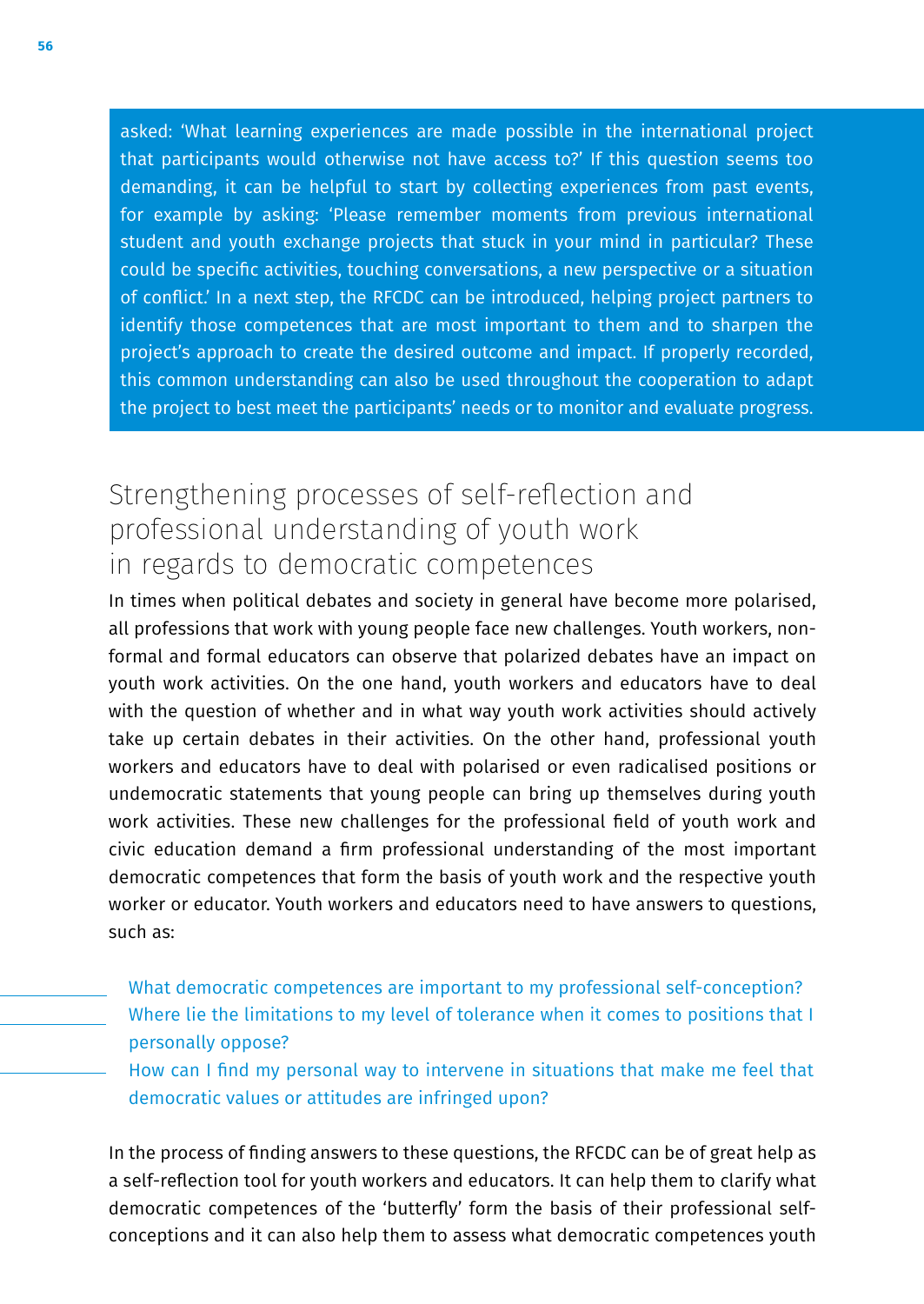asked: 'What learning experiences are made possible in the international project that participants would otherwise not have access to?' If this question seems too demanding, it can be helpful to start by collecting experiences from past events, for example by asking: 'Please remember moments from previous international student and youth exchange projects that stuck in your mind in particular? These could be specific activities, touching conversations, a new perspective or a situation of conflict.' In a next step, the RFCDC can be introduced, helping project partners to identify those competences that are most important to them and to sharpen the project's approach to create the desired outcome and impact. If properly recorded, this common understanding can also be used throughout the cooperation to adapt the project to best meet the participants' needs or to monitor and evaluate progress.

## Strengthening processes of self-reflection and professional understanding of youth work in regards to democratic competences

In times when political debates and society in general have become more polarised, all professions that work with young people face new challenges. Youth workers, non-formal and formal educators can observe that polarized debates have an impact on youth work activities. On the one hand, youth workers and educators have to deal with the question of whether and in what way youth work activities should actively take up certain debates in their activities. On the other hand, professional youth workers and educators have to deal with polarised or even radicalised positions or undemocratic statements that young people can bring up themselves during youth work activities. These new challenges for the professional field of youth work and civic education demand a firm professional understanding of the most important democratic competences that form the basis of youth work and the respective youth worker or educator. Youth workers and educators need to have answers to questions, such as:

- What democratic competences are important to my professional self-conception?
- Where lie the limitations to my level of tolerance when it comes to positions that I personally oppose?
- How can I find my personal way to intervene in situations that make me feel that democratic values or attitudes are infringed upon?

In the process of finding answers to these questions, the RFCDC can be of great help as a self-reflection tool for youth workers and educators. It can help them to clarify what democratic competences of the 'butterfly' form the basis of their professional self-conceptions and it can also help them to assess what democratic competences youth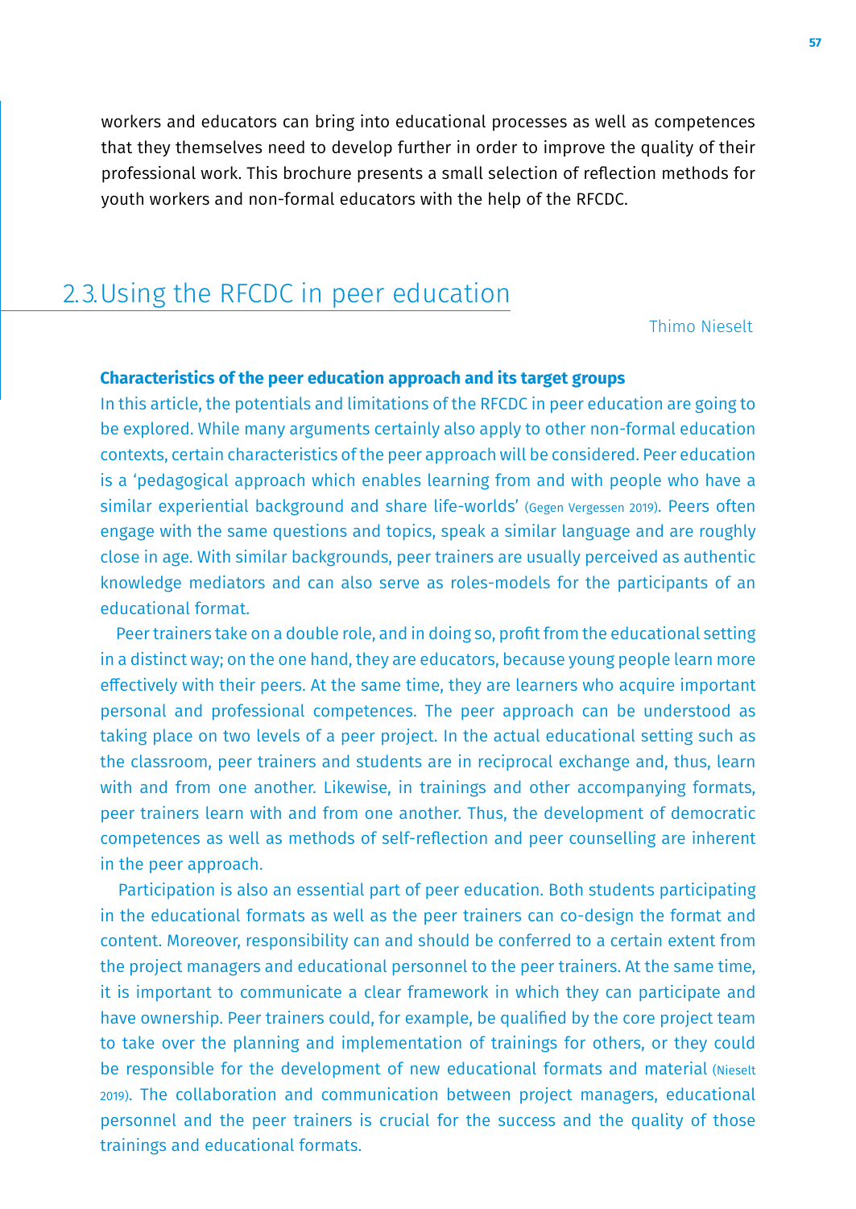workers and educators can bring into educational processes as well as competences that they themselves need to develop further in order to improve the quality of their professional work. This brochure presents a small selection of reflection methods for youth workers and non-formal educators with the help of the RFCDC.

## 2.3. Using the RFCDC in peer education

Thimo Nieselt

**Characteristics of the peer education approach and its target groups**

In this article, the potentials and limitations of the RFCDC in peer education are going to be explored. While many arguments certainly also apply to other non-formal education contexts, certain characteristics of the peer approach will be considered. Peer education is a 'pedagogical approach which enables learning from and with people who have a similar experiential background and share life-worlds' (Gegen Vergessen 2019). Peers often engage with the same questions and topics, speak a similar language and are roughly close in age. With similar backgrounds, peer trainers are usually perceived as authentic knowledge mediators and can also serve as roles-models for the participants of an educational format.

Peer trainers take on a double role, and in doing so, profit from the educational setting in a distinct way; on the one hand, they are educators, because young people learn more effectively with their peers. At the same time, they are learners who acquire important personal and professional competences. The peer approach can be understood as taking place on two levels of a peer project. In the actual educational setting such as the classroom, peer trainers and students are in reciprocal exchange and, thus, learn with and from one another. Likewise, in trainings and other accompanying formats, peer trainers learn with and from one another. Thus, the development of democratic competences as well as methods of self-reflection and peer counselling are inherent in the peer approach.

Participation is also an essential part of peer education. Both students participating in the educational formats as well as the peer trainers can co-design the format and content. Moreover, responsibility can and should be conferred to a certain extent from the project managers and educational personnel to the peer trainers. At the same time, it is important to communicate a clear framework in which they can participate and have ownership. Peer trainers could, for example, be qualified by the core project team to take over the planning and implementation of trainings for others, or they could be responsible for the development of new educational formats and material (Nieselt 2019). The collaboration and communication between project managers, educational personnel and the peer trainers is crucial for the success and the quality of those trainings and educational formats.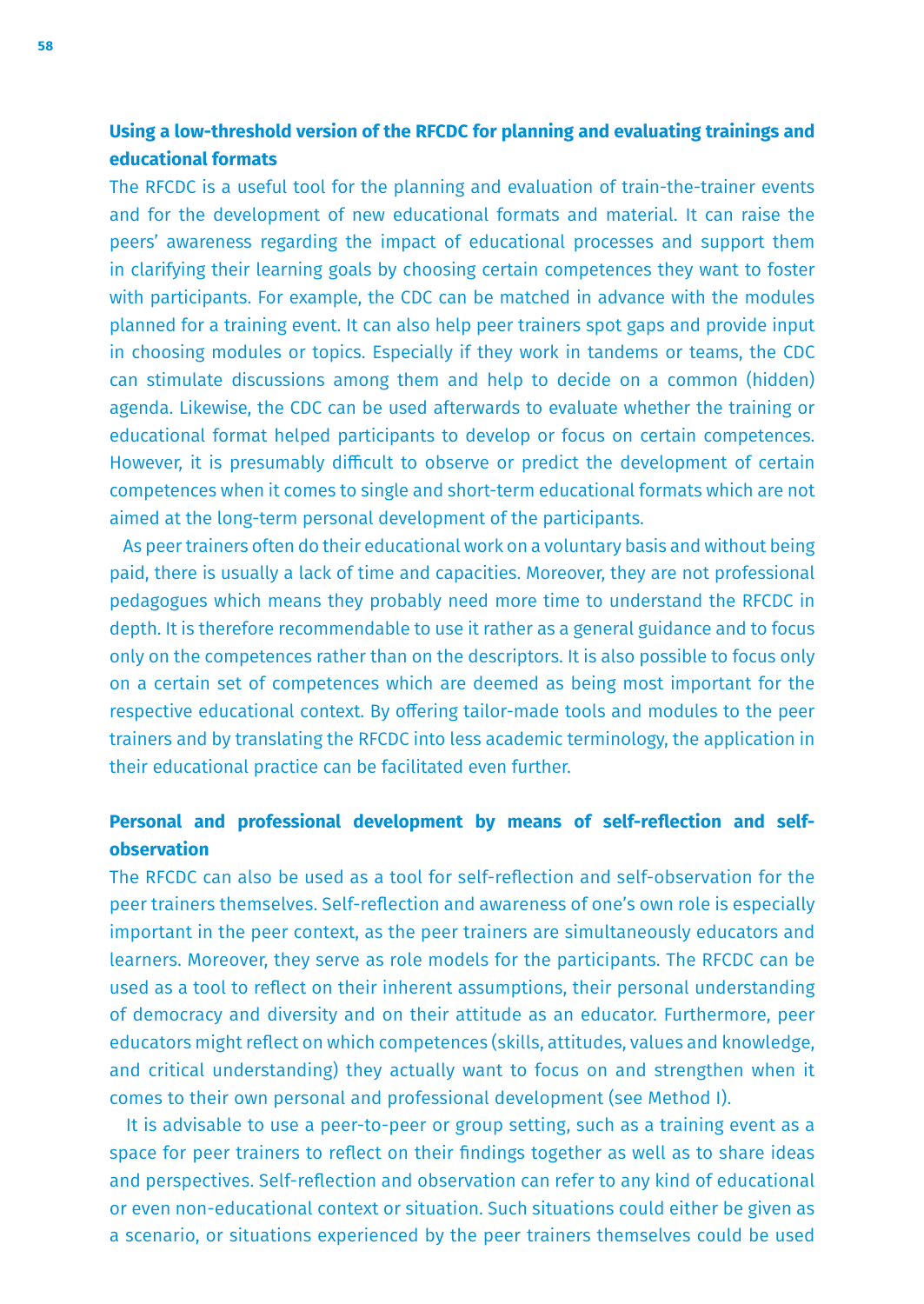### Using a low-threshold version of the RFCDC for planning and evaluating trainings and educational formats

The RFCDC is a useful tool for the planning and evaluation of train-the-trainer events and for the development of new educational formats and material. It can raise the peers' awareness regarding the impact of educational processes and support them in clarifying their learning goals by choosing certain competences they want to foster with participants. For example, the CDC can be matched in advance with the modules planned for a training event. It can also help peer trainers spot gaps and provide input in choosing modules or topics. Especially if they work in tandems or teams, the CDC can stimulate discussions among them and help to decide on a common (hidden) agenda. Likewise, the CDC can be used afterwards to evaluate whether the training or educational format helped participants to develop or focus on certain competences. However, it is presumably difficult to observe or predict the development of certain competences when it comes to single and short-term educational formats which are not aimed at the long-term personal development of the participants.

As peer trainers often do their educational work on a voluntary basis and without being paid, there is usually a lack of time and capacities. Moreover, they are not professional pedagogues which means they probably need more time to understand the RFCDC in depth. It is therefore recommendable to use it rather as a general guidance and to focus only on the competences rather than on the descriptors. It is also possible to focus only on a certain set of competences which are deemed as being most important for the respective educational context. By offering tailor-made tools and modules to the peer trainers and by translating the RFCDC into less academic terminology, the application in their educational practice can be facilitated even further.

### Personal and professional development by means of self-reflection and self-observation

The RFCDC can also be used as a tool for self-reflection and self-observation for the peer trainers themselves. Self-reflection and awareness of one's own role is especially important in the peer context, as the peer trainers are simultaneously educators and learners. Moreover, they serve as role models for the participants. The RFCDC can be used as a tool to reflect on their inherent assumptions, their personal understanding of democracy and diversity and on their attitude as an educator. Furthermore, peer educators might reflect on which competences (skills, attitudes, values and knowledge, and critical understanding) they actually want to focus on and strengthen when it comes to their own personal and professional development (see Method I).

It is advisable to use a peer-to-peer or group setting, such as a training event as a space for peer trainers to reflect on their findings together as well as to share ideas and perspectives. Self-reflection and observation can refer to any kind of educational or even non-educational context or situation. Such situations could either be given as a scenario, or situations experienced by the peer trainers themselves could be used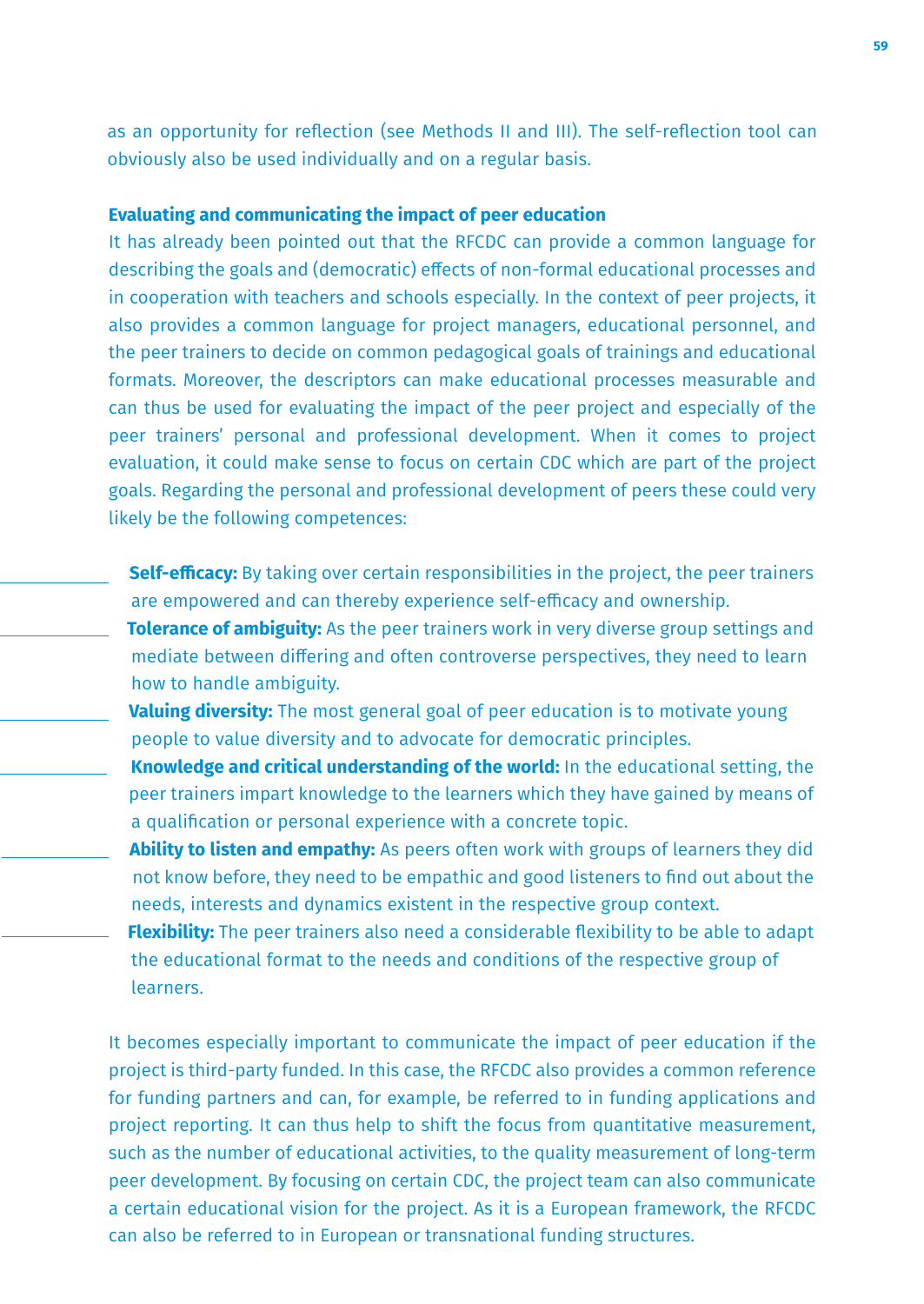as an opportunity for reflection (see Methods II and III). The self-reflection tool can obviously also be used individually and on a regular basis.

**Evaluating and communicating the impact of peer education**

It has already been pointed out that the RFCDC can provide a common language for describing the goals and (democratic) effects of non-formal educational processes and in cooperation with teachers and schools especially. In the context of peer projects, it also provides a common language for project managers, educational personnel, and the peer trainers to decide on common pedagogical goals of trainings and educational formats. Moreover, the descriptors can make educational processes measurable and can thus be used for evaluating the impact of the peer project and especially of the peer trainers' personal and professional development. When it comes to project evaluation, it could make sense to focus on certain CDC which are part of the project goals. Regarding the personal and professional development of peers these could very likely be the following competences:

- **Self-efficacy:** By taking over certain responsibilities in the project, the peer trainers are empowered and can thereby experience self-efficacy and ownership.
- **Tolerance of ambiguity:** As the peer trainers work in very diverse group settings and mediate between differing and often controverse perspectives, they need to learn how to handle ambiguity.
- **Valuing diversity:** The most general goal of peer education is to motivate young people to value diversity and to advocate for democratic principles.
- **Knowledge and critical understanding of the world:** In the educational setting, the peer trainers impart knowledge to the learners which they have gained by means of a qualification or personal experience with a concrete topic.
- **Ability to listen and empathy:** As peers often work with groups of learners they did not know before, they need to be empathic and good listeners to find out about the needs, interests and dynamics existent in the respective group context.
- **Flexibility:** The peer trainers also need a considerable flexibility to be able to adapt the educational format to the needs and conditions of the respective group of learners.

It becomes especially important to communicate the impact of peer education if the project is third-party funded. In this case, the RFCDC also provides a common reference for funding partners and can, for example, be referred to in funding applications and project reporting. It can thus help to shift the focus from quantitative measurement, such as the number of educational activities, to the quality measurement of long-term peer development. By focusing on certain CDC, the project team can also communicate a certain educational vision for the project. As it is a European framework, the RFCDC can also be referred to in European or transnational funding structures.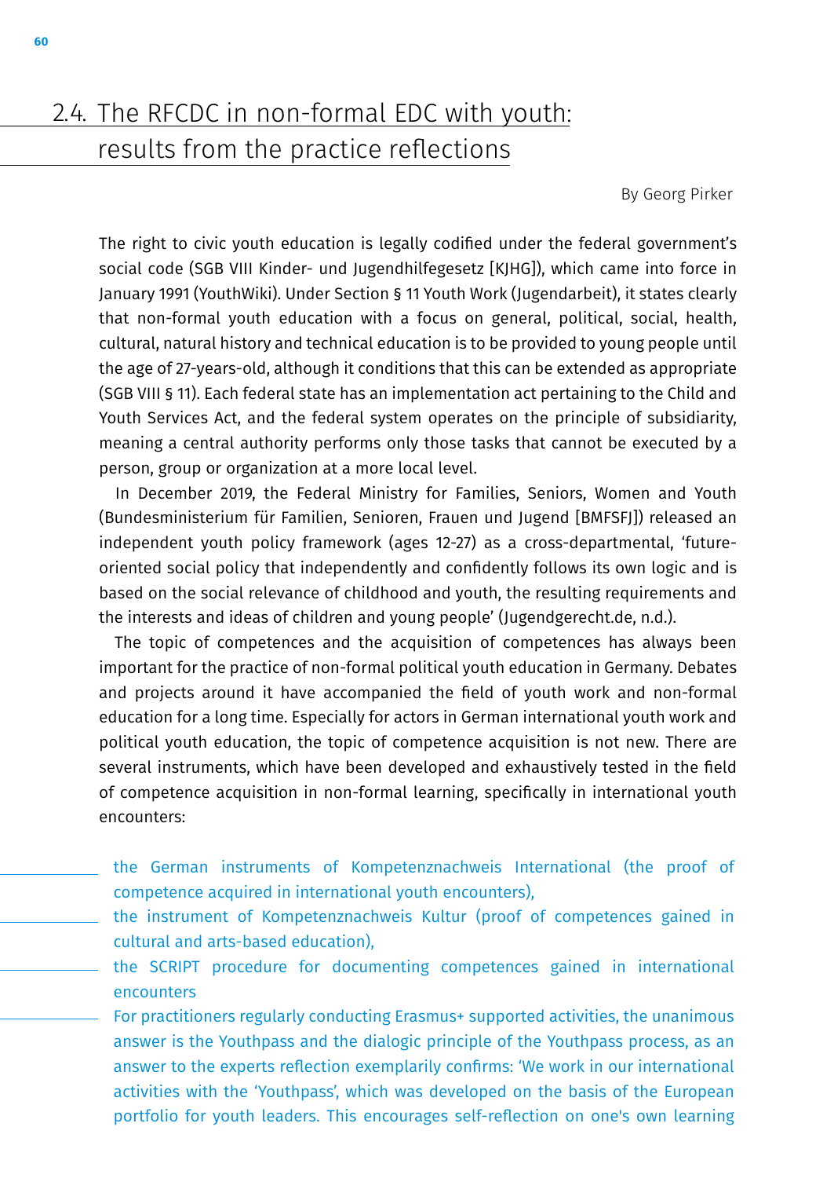## 2.4. The RFCDC in non-formal EDC with youth: results from the practice reflections

By Georg Pirker

The right to civic youth education is legally codified under the federal government's social code (SGB VIII Kinder- und Jugendhilfegesetz [KJHG]), which came into force in January 1991 (YouthWiki). Under Section § 11 Youth Work (Jugendarbeit), it states clearly that non-formal youth education with a focus on general, political, social, health, cultural, natural history and technical education is to be provided to young people until the age of 27-years-old, although it conditions that this can be extended as appropriate (SGB VIII § 11). Each federal state has an implementation act pertaining to the Child and Youth Services Act, and the federal system operates on the principle of subsidiarity, meaning a central authority performs only those tasks that cannot be executed by a person, group or organization at a more local level.

In December 2019, the Federal Ministry for Families, Seniors, Women and Youth (Bundesministerium für Familien, Senioren, Frauen und Jugend [BMFSFJ]) released an independent youth policy framework (ages 12-27) as a cross-departmental, 'future-oriented social policy that independently and confidently follows its own logic and is based on the social relevance of childhood and youth, the resulting requirements and the interests and ideas of children and young people' (Jugendgerecht.de, n.d.).

The topic of competences and the acquisition of competences has always been important for the practice of non-formal political youth education in Germany. Debates and projects around it have accompanied the field of youth work and non-formal education for a long time. Especially for actors in German international youth work and political youth education, the topic of competence acquisition is not new. There are several instruments, which have been developed and exhaustively tested in the field of competence acquisition in non-formal learning, specifically in international youth encounters:

- the German instruments of Kompetenznachweis International (the proof of competence acquired in international youth encounters),
- the instrument of Kompetenznachweis Kultur (proof of competences gained in cultural and arts-based education),
- the SCRIPT procedure for documenting competences gained in international encounters
- For practitioners regularly conducting Erasmus+ supported activities, the unanimous answer is the Youthpass and the dialogic principle of the Youthpass process, as an answer to the experts reflection exemplarily confirms: 'We work in our international activities with the 'Youthpass', which was developed on the basis of the European portfolio for youth leaders. This encourages self-reflection on one's own learning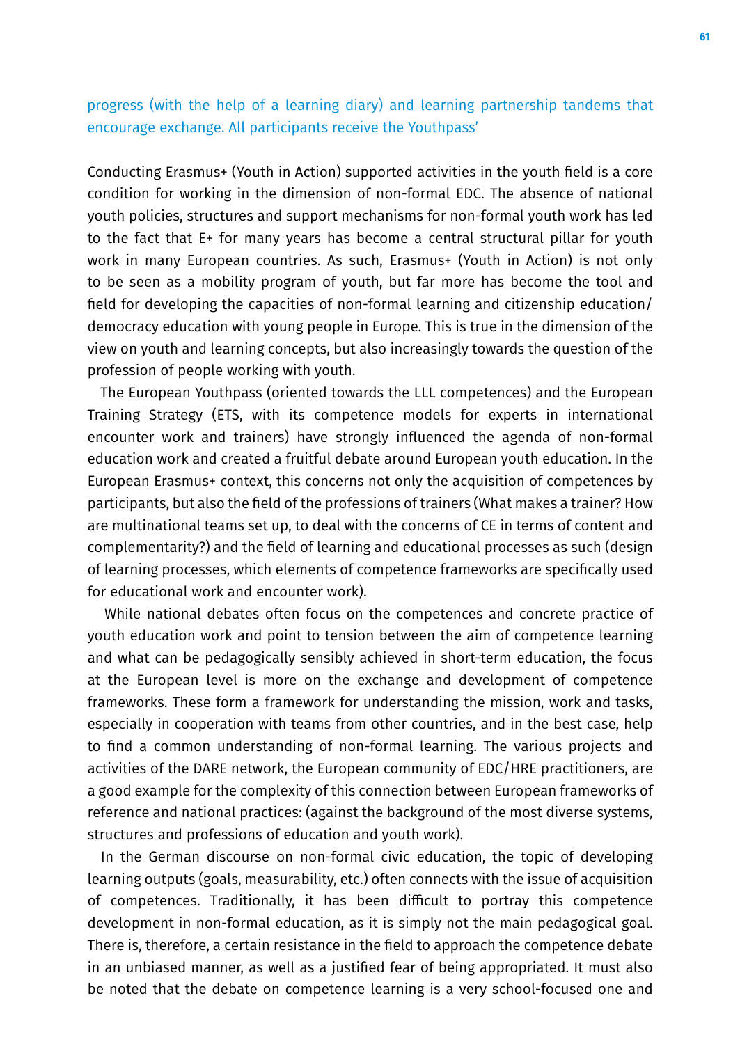progress (with the help of a learning diary) and learning partnership tandems that encourage exchange. All participants receive the Youthpass'

Conducting Erasmus+ (Youth in Action) supported activities in the youth field is a core condition for working in the dimension of non-formal EDC. The absence of national youth policies, structures and support mechanisms for non-formal youth work has led to the fact that E+ for many years has become a central structural pillar for youth work in many European countries. As such, Erasmus+ (Youth in Action) is not only to be seen as a mobility program of youth, but far more has become the tool and field for developing the capacities of non-formal learning and citizenship education/ democracy education with young people in Europe. This is true in the dimension of the view on youth and learning concepts, but also increasingly towards the question of the profession of people working with youth.

The European Youthpass (oriented towards the LLL competences) and the European Training Strategy (ETS, with its competence models for experts in international encounter work and trainers) have strongly influenced the agenda of non-formal education work and created a fruitful debate around European youth education. In the European Erasmus+ context, this concerns not only the acquisition of competences by participants, but also the field of the professions of trainers (What makes a trainer? How are multinational teams set up, to deal with the concerns of CE in terms of content and complementarity?) and the field of learning and educational processes as such (design of learning processes, which elements of competence frameworks are specifically used for educational work and encounter work).

While national debates often focus on the competences and concrete practice of youth education work and point to tension between the aim of competence learning and what can be pedagogically sensibly achieved in short-term education, the focus at the European level is more on the exchange and development of competence frameworks. These form a framework for understanding the mission, work and tasks, especially in cooperation with teams from other countries, and in the best case, help to find a common understanding of non-formal learning. The various projects and activities of the DARE network, the European community of EDC/HRE practitioners, are a good example for the complexity of this connection between European frameworks of reference and national practices: (against the background of the most diverse systems, structures and professions of education and youth work).

In the German discourse on non-formal civic education, the topic of developing learning outputs (goals, measurability, etc.) often connects with the issue of acquisition of competences. Traditionally, it has been difficult to portray this competence development in non-formal education, as it is simply not the main pedagogical goal. There is, therefore, a certain resistance in the field to approach the competence debate in an unbiased manner, as well as a justified fear of being appropriated. It must also be noted that the debate on competence learning is a very school-focused one and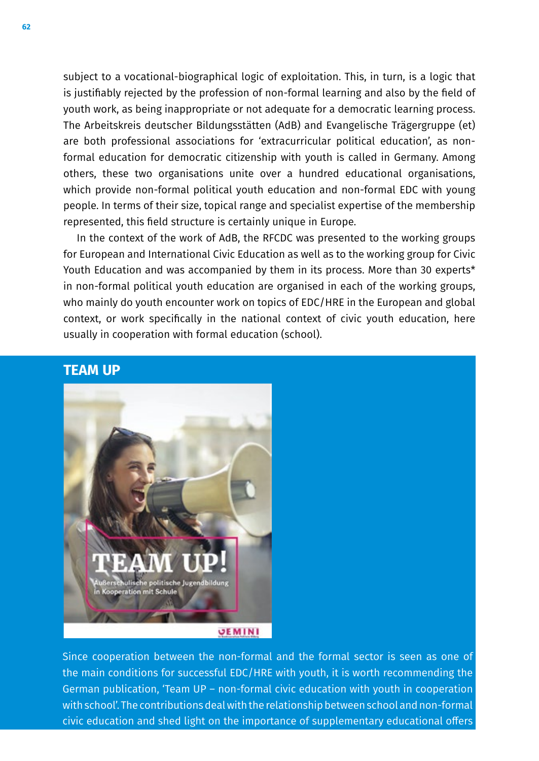subject to a vocational-biographical logic of exploitation. This, in turn, is a logic that is justifiably rejected by the profession of non-formal learning and also by the field of youth work, as being inappropriate or not adequate for a democratic learning process. The Arbeitskreis deutscher Bildungsstätten (AdB) and Evangelische Trägergruppe (et) are both professional associations for 'extracurricular political education', as non-formal education for democratic citizenship with youth is called in Germany. Among others, these two organisations unite over a hundred educational organisations, which provide non-formal political youth education and non-formal EDC with young people. In terms of their size, topical range and specialist expertise of the membership represented, this field structure is certainly unique in Europe.

In the context of the work of AdB, the RFCDC was presented to the working groups for European and International Civic Education as well as to the working group for Civic Youth Education and was accompanied by them in its process. More than 30 experts* in non-formal political youth education are organised in each of the working groups, who mainly do youth encounter work on topics of EDC/HRE in the European and global context, or work specifically in the national context of civic youth education, here usually in cooperation with formal education (school).

## TEAM UP

TEAM UP!
Außerschulische politische Jugendbildung in Kooperation mit Schule

Since cooperation between the non-formal and the formal sector is seen as one of the main conditions for successful EDC/HRE with youth, it is worth recommending the German publication, 'Team UP – non-formal civic education with youth in cooperation with school'. The contributions deal with the relationship between school and non-formal civic education and shed light on the importance of supplementary educational offers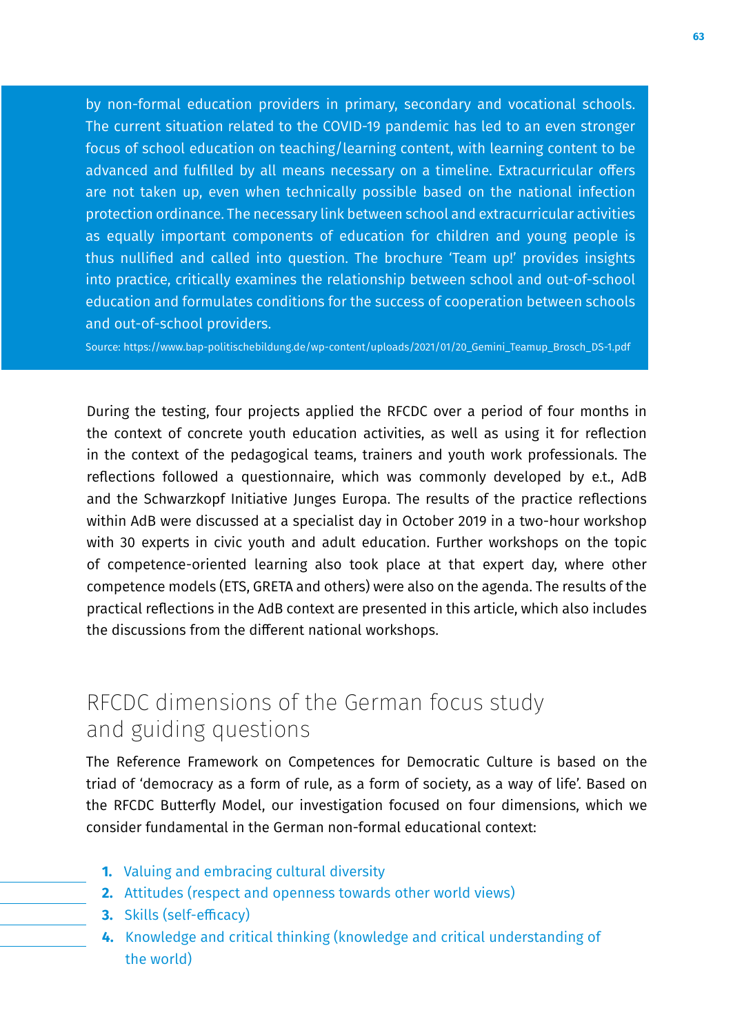by non-formal education providers in primary, secondary and vocational schools. The current situation related to the COVID-19 pandemic has led to an even stronger focus of school education on teaching/learning content, with learning content to be advanced and fulfilled by all means necessary on a timeline. Extracurricular offers are not taken up, even when technically possible based on the national infection protection ordinance. The necessary link between school and extracurricular activities as equally important components of education for children and young people is thus nullified and called into question. The brochure 'Team up!' provides insights into practice, critically examines the relationship between school and out-of-school education and formulates conditions for the success of cooperation between schools and out-of-school providers.

Source: https://www.bap-politischebildung.de/wp-content/uploads/2021/01/20_Gemini_Teamup_Brosch_DS-1.pdf

During the testing, four projects applied the RFCDC over a period of four months in the context of concrete youth education activities, as well as using it for reflection in the context of the pedagogical teams, trainers and youth work professionals. The reflections followed a questionnaire, which was commonly developed by e.t., AdB and the Schwarzkopf Initiative Junges Europa. The results of the practice reflections within AdB were discussed at a specialist day in October 2019 in a two-hour workshop with 30 experts in civic youth and adult education. Further workshops on the topic of competence-oriented learning also took place at that expert day, where other competence models (ETS, GRETA and others) were also on the agenda. The results of the practical reflections in the AdB context are presented in this article, which also includes the discussions from the different national workshops.

## RFCDC dimensions of the German focus study and guiding questions

The Reference Framework on Competences for Democratic Culture is based on the triad of 'democracy as a form of rule, as a form of society, as a way of life'. Based on the RFCDC Butterfly Model, our investigation focused on four dimensions, which we consider fundamental in the German non-formal educational context:

1. Valuing and embracing cultural diversity
2. Attitudes (respect and openness towards other world views)
3. Skills (self-efficacy)
4. Knowledge and critical thinking (knowledge and critical understanding of the world)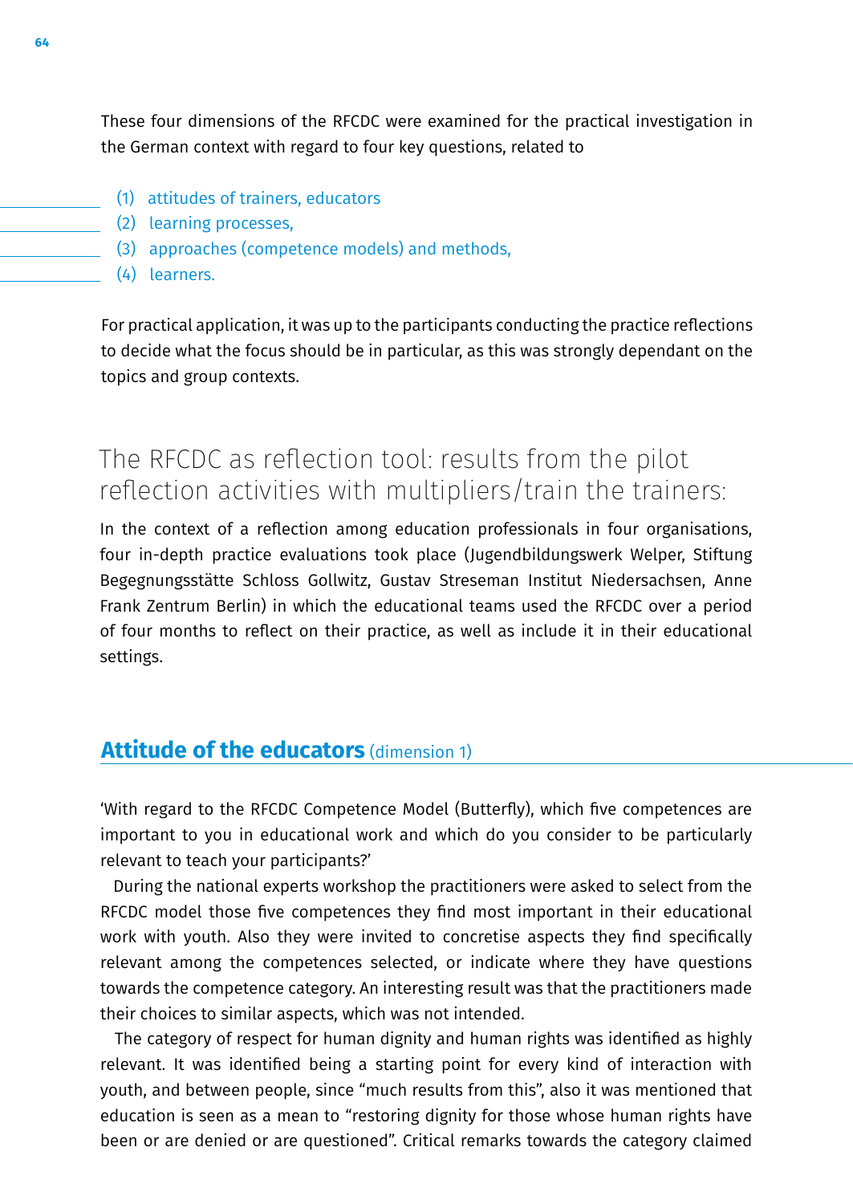These four dimensions of the RFCDC were examined for the practical investigation in the German context with regard to four key questions, related to

(1) attitudes of trainers, educators
(2) learning processes,
(3) approaches (competence models) and methods,
(4) learners.

For practical application, it was up to the participants conducting the practice reflections to decide what the focus should be in particular, as this was strongly dependant on the topics and group contexts.

## The RFCDC as reflection tool: results from the pilot reflection activities with multipliers/train the trainers:

In the context of a reflection among education professionals in four organisations, four in-depth practice evaluations took place (Jugendbildungswerk Welper, Stiftung Begegnungsstätte Schloss Gollwitz, Gustav Streseman Institut Niedersachsen, Anne Frank Zentrum Berlin) in which the educational teams used the RFCDC over a period of four months to reflect on their practice, as well as include it in their educational settings.

### **Attitude of the educators** (dimension 1)

'With regard to the RFCDC Competence Model (Butterfly), which five competences are important to you in educational work and which do you consider to be particularly relevant to teach your participants?'

During the national experts workshop the practitioners were asked to select from the RFCDC model those five competences they find most important in their educational work with youth. Also they were invited to concretise aspects they find specifically relevant among the competences selected, or indicate where they have questions towards the competence category. An interesting result was that the practitioners made their choices to similar aspects, which was not intended.

The category of respect for human dignity and human rights was identified as highly relevant. It was identified being a starting point for every kind of interaction with youth, and between people, since "much results from this", also it was mentioned that education is seen as a mean to "restoring dignity for those whose human rights have been or are denied or are questioned". Critical remarks towards the category claimed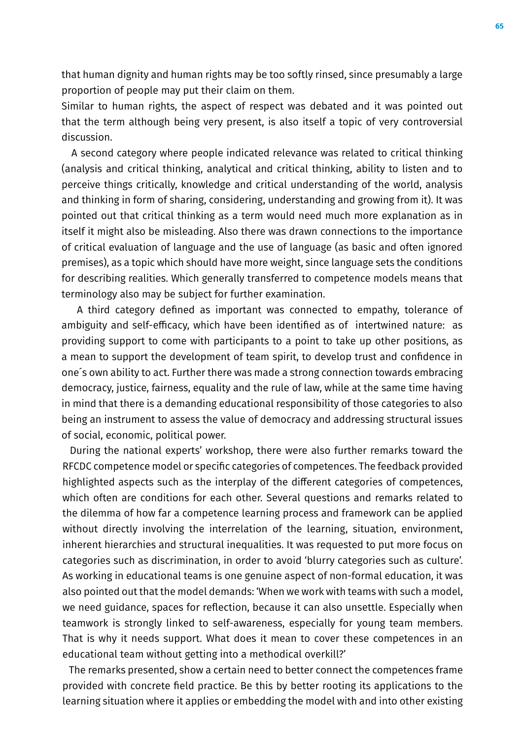that human dignity and human rights may be too softly rinsed, since presumably a large proportion of people may put their claim on them.

Similar to human rights, the aspect of respect was debated and it was pointed out that the term although being very present, is also itself a topic of very controversial discussion.

A second category where people indicated relevance was related to critical thinking (analysis and critical thinking, analytical and critical thinking, ability to listen and to perceive things critically, knowledge and critical understanding of the world, analysis and thinking in form of sharing, considering, understanding and growing from it). It was pointed out that critical thinking as a term would need much more explanation as in itself it might also be misleading. Also there was drawn connections to the importance of critical evaluation of language and the use of language (as basic and often ignored premises), as a topic which should have more weight, since language sets the conditions for describing realities. Which generally transferred to competence models means that terminology also may be subject for further examination.

A third category defined as important was connected to empathy, tolerance of ambiguity and self-efficacy, which have been identified as of intertwined nature: as providing support to come with participants to a point to take up other positions, as a mean to support the development of team spirit, to develop trust and confidence in one´s own ability to act. Further there was made a strong connection towards embracing democracy, justice, fairness, equality and the rule of law, while at the same time having in mind that there is a demanding educational responsibility of those categories to also being an instrument to assess the value of democracy and addressing structural issues of social, economic, political power.

During the national experts' workshop, there were also further remarks toward the RFCDC competence model or specific categories of competences. The feedback provided highlighted aspects such as the interplay of the different categories of competences, which often are conditions for each other. Several questions and remarks related to the dilemma of how far a competence learning process and framework can be applied without directly involving the interrelation of the learning, situation, environment, inherent hierarchies and structural inequalities. It was requested to put more focus on categories such as discrimination, in order to avoid 'blurry categories such as culture'. As working in educational teams is one genuine aspect of non-formal education, it was also pointed out that the model demands: 'When we work with teams with such a model, we need guidance, spaces for reflection, because it can also unsettle. Especially when teamwork is strongly linked to self-awareness, especially for young team members. That is why it needs support. What does it mean to cover these competences in an educational team without getting into a methodical overkill?'

The remarks presented, show a certain need to better connect the competences frame provided with concrete field practice. Be this by better rooting its applications to the learning situation where it applies or embedding the model with and into other existing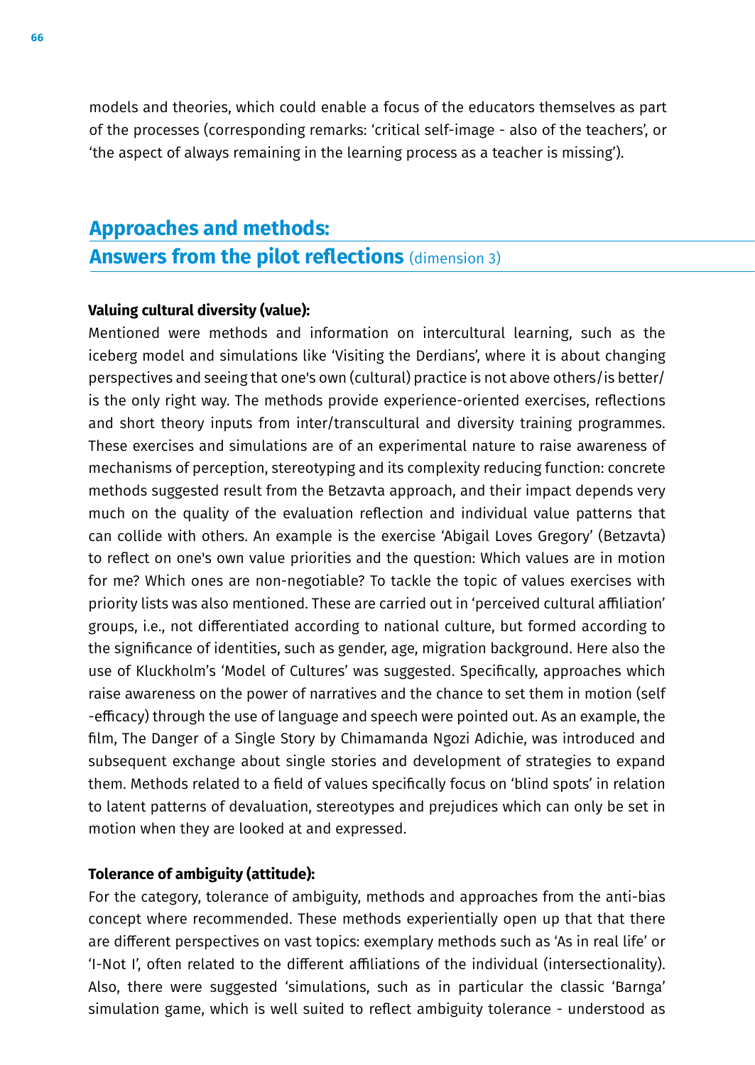models and theories, which could enable a focus of the educators themselves as part of the processes (corresponding remarks: 'critical self-image - also of the teachers', or 'the aspect of always remaining in the learning process as a teacher is missing').

## Approaches and methods: Answers from the pilot reflections (dimension 3)

**Valuing cultural diversity (value):**

Mentioned were methods and information on intercultural learning, such as the iceberg model and simulations like 'Visiting the Derdians', where it is about changing perspectives and seeing that one's own (cultural) practice is not above others/is better/is the only right way. The methods provide experience-oriented exercises, reflections and short theory inputs from inter/transcultural and diversity training programmes. These exercises and simulations are of an experimental nature to raise awareness of mechanisms of perception, stereotyping and its complexity reducing function: concrete methods suggested result from the Betzavta approach, and their impact depends very much on the quality of the evaluation reflection and individual value patterns that can collide with others. An example is the exercise 'Abigail Loves Gregory' (Betzavta) to reflect on one's own value priorities and the question: Which values are in motion for me? Which ones are non-negotiable? To tackle the topic of values exercises with priority lists was also mentioned. These are carried out in 'perceived cultural affiliation' groups, i.e., not differentiated according to national culture, but formed according to the significance of identities, such as gender, age, migration background. Here also the use of Kluckholm's 'Model of Cultures' was suggested. Specifically, approaches which raise awareness on the power of narratives and the chance to set them in motion (self-efficacy) through the use of language and speech were pointed out. As an example, the film, The Danger of a Single Story by Chimamanda Ngozi Adichie, was introduced and subsequent exchange about single stories and development of strategies to expand them. Methods related to a field of values specifically focus on 'blind spots' in relation to latent patterns of devaluation, stereotypes and prejudices which can only be set in motion when they are looked at and expressed.

**Tolerance of ambiguity (attitude):**

For the category, tolerance of ambiguity, methods and approaches from the anti-bias concept where recommended. These methods experientially open up that that there are different perspectives on vast topics: exemplary methods such as 'As in real life' or 'I-Not I', often related to the different affiliations of the individual (intersectionality). Also, there were suggested 'simulations, such as in particular the classic 'Barnga' simulation game, which is well suited to reflect ambiguity tolerance - understood as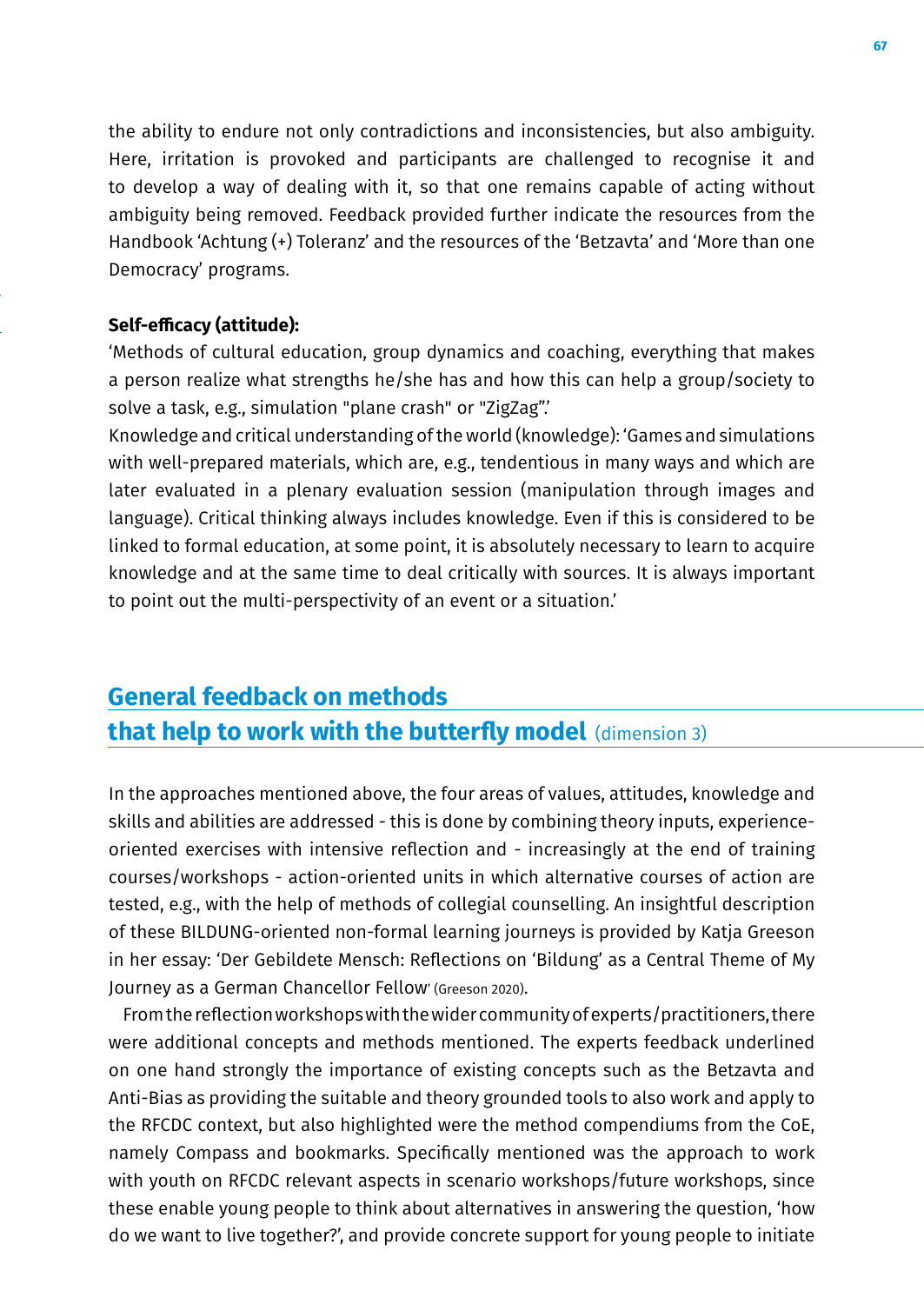the ability to endure not only contradictions and inconsistencies, but also ambiguity. Here, irritation is provoked and participants are challenged to recognise it and to develop a way of dealing with it, so that one remains capable of acting without ambiguity being removed. Feedback provided further indicate the resources from the Handbook 'Achtung (+) Toleranz' and the resources of the 'Betzavta' and 'More than one Democracy' programs.

**Self-efficacy (attitude):**
'Methods of cultural education, group dynamics and coaching, everything that makes a person realize what strengths he/she has and how this can help a group/society to solve a task, e.g., simulation "plane crash" or "ZigZag".'
Knowledge and critical understanding of the world (knowledge): 'Games and simulations with well-prepared materials, which are, e.g., tendentious in many ways and which are later evaluated in a plenary evaluation session (manipulation through images and language). Critical thinking always includes knowledge. Even if this is considered to be linked to formal education, at some point, it is absolutely necessary to learn to acquire knowledge and at the same time to deal critically with sources. It is always important to point out the multi-perspectivity of an event or a situation.'

## General feedback on methods that help to work with the butterfly model (dimension 3)

In the approaches mentioned above, the four areas of values, attitudes, knowledge and skills and abilities are addressed - this is done by combining theory inputs, experience-oriented exercises with intensive reflection and - increasingly at the end of training courses/workshops - action-oriented units in which alternative courses of action are tested, e.g., with the help of methods of collegial counselling. An insightful description of these BILDUNG-oriented non-formal learning journeys is provided by Katja Greeson in her essay: 'Der Gebildete Mensch: Reflections on 'Bildung' as a Central Theme of My Journey as a German Chancellor Fellow' (Greeson 2020).

From the reflection workshops with the wider community of experts/practitioners, there were additional concepts and methods mentioned. The experts feedback underlined on one hand strongly the importance of existing concepts such as the Betzavta and Anti-Bias as providing the suitable and theory grounded tools to also work and apply to the RFCDC context, but also highlighted were the method compendiums from the CoE, namely Compass and bookmarks. Specifically mentioned was the approach to work with youth on RFCDC relevant aspects in scenario workshops/future workshops, since these enable young people to think about alternatives in answering the question, 'how do we want to live together?', and provide concrete support for young people to initiate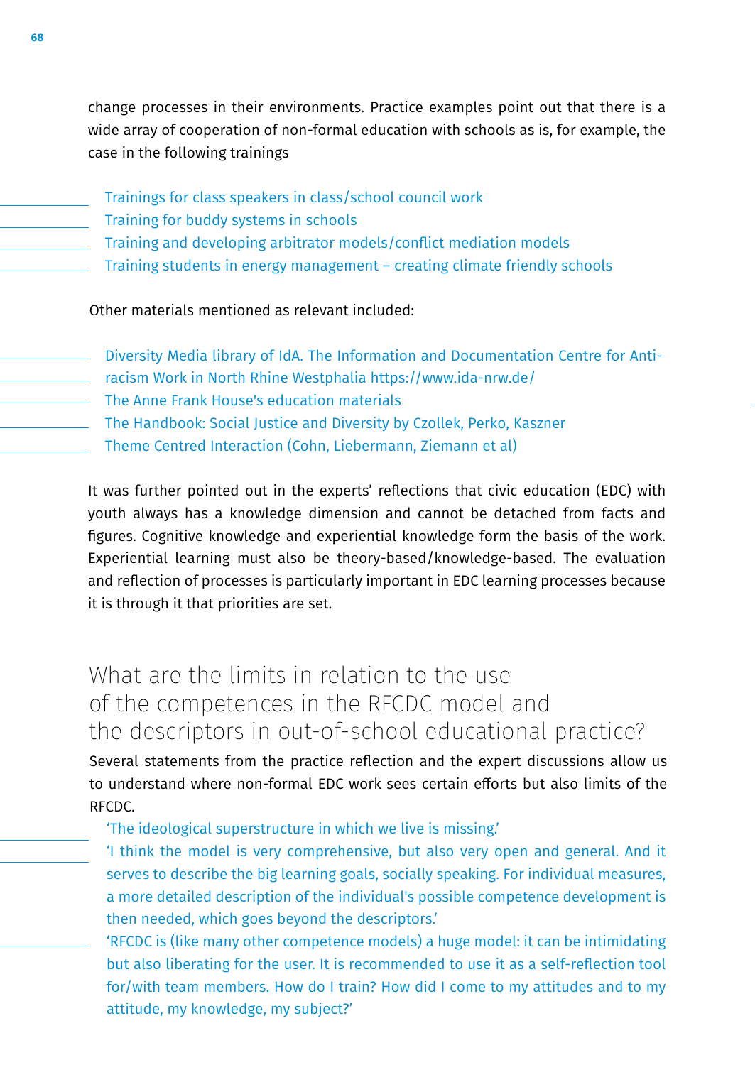change processes in their environments. Practice examples point out that there is a wide array of cooperation of non-formal education with schools as is, for example, the case in the following trainings

- Trainings for class speakers in class/school council work
- Training for buddy systems in schools
- Training and developing arbitrator models/conflict mediation models
- Training students in energy management – creating climate friendly schools

Other materials mentioned as relevant included:

- Diversity Media library of IdA. The Information and Documentation Centre for Anti-racism Work in North Rhine Westphalia https://www.ida-nrw.de/
- The Anne Frank House's education materials
- The Handbook: Social Justice and Diversity by Czollek, Perko, Kaszner
- Theme Centred Interaction (Cohn, Liebermann, Ziemann et al)

It was further pointed out in the experts' reflections that civic education (EDC) with youth always has a knowledge dimension and cannot be detached from facts and figures. Cognitive knowledge and experiential knowledge form the basis of the work. Experiential learning must also be theory-based/knowledge-based. The evaluation and reflection of processes is particularly important in EDC learning processes because it is through it that priorities are set.

## What are the limits in relation to the use of the competences in the RFCDC model and the descriptors in out-of-school educational practice?

Several statements from the practice reflection and the expert discussions allow us to understand where non-formal EDC work sees certain efforts but also limits of the RFCDC.

- 'The ideological superstructure in which we live is missing.'
- 'I think the model is very comprehensive, but also very open and general. And it serves to describe the big learning goals, socially speaking. For individual measures, a more detailed description of the individual's possible competence development is then needed, which goes beyond the descriptors.'
- 'RFCDC is (like many other competence models) a huge model: it can be intimidating but also liberating for the user. It is recommended to use it as a self-reflection tool for/with team members. How do I train? How did I come to my attitudes and to my attitude, my knowledge, my subject?'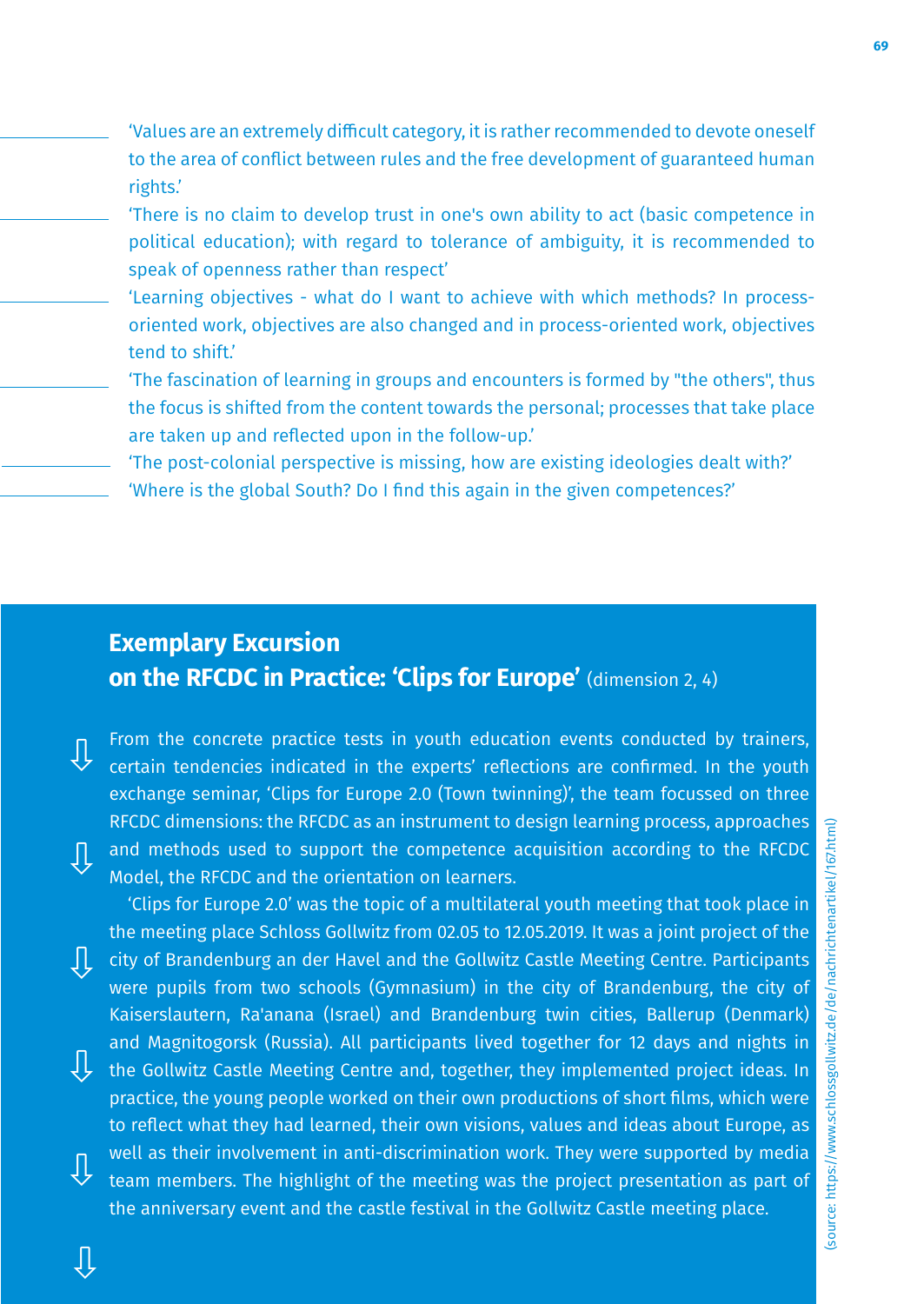- 'Values are an extremely difficult category, it is rather recommended to devote oneself to the area of conflict between rules and the free development of guaranteed human rights.'
- 'There is no claim to develop trust in one's own ability to act (basic competence in political education); with regard to tolerance of ambiguity, it is recommended to speak of openness rather than respect'
- 'Learning objectives - what do I want to achieve with which methods? In process-oriented work, objectives are also changed and in process-oriented work, objectives tend to shift.'
- 'The fascination of learning in groups and encounters is formed by "the others", thus the focus is shifted from the content towards the personal; processes that take place are taken up and reflected upon in the follow-up.'
- 'The post-colonial perspective is missing, how are existing ideologies dealt with?'
- 'Where is the global South? Do I find this again in the given competences?'

## Exemplary Excursion on the RFCDC in Practice: 'Clips for Europe' (dimension 2, 4)

From the concrete practice tests in youth education events conducted by trainers, certain tendencies indicated in the experts' reflections are confirmed. In the youth exchange seminar, 'Clips for Europe 2.0 (Town twinning)', the team focussed on three RFCDC dimensions: the RFCDC as an instrument to design learning process, approaches and methods used to support the competence acquisition according to the RFCDC Model, the RFCDC and the orientation on learners.

'Clips for Europe 2.0' was the topic of a multilateral youth meeting that took place in the meeting place Schloss Gollwitz from 02.05 to 12.05.2019. It was a joint project of the city of Brandenburg an der Havel and the Gollwitz Castle Meeting Centre. Participants were pupils from two schools (Gymnasium) in the city of Brandenburg, the city of Kaiserslautern, Ra'anana (Israel) and Brandenburg twin cities, Ballerup (Denmark) and Magnitogorsk (Russia). All participants lived together for 12 days and nights in the Gollwitz Castle Meeting Centre and, together, they implemented project ideas. In practice, the young people worked on their own productions of short films, which were to reflect what they had learned, their own visions, values and ideas about Europe, as well as their involvement in anti-discrimination work. They were supported by media team members. The highlight of the meeting was the project presentation as part of the anniversary event and the castle festival in the Gollwitz Castle meeting place.

(source: https://www.schlossgollwitz.de/de/nachrichtenartikel/167.html)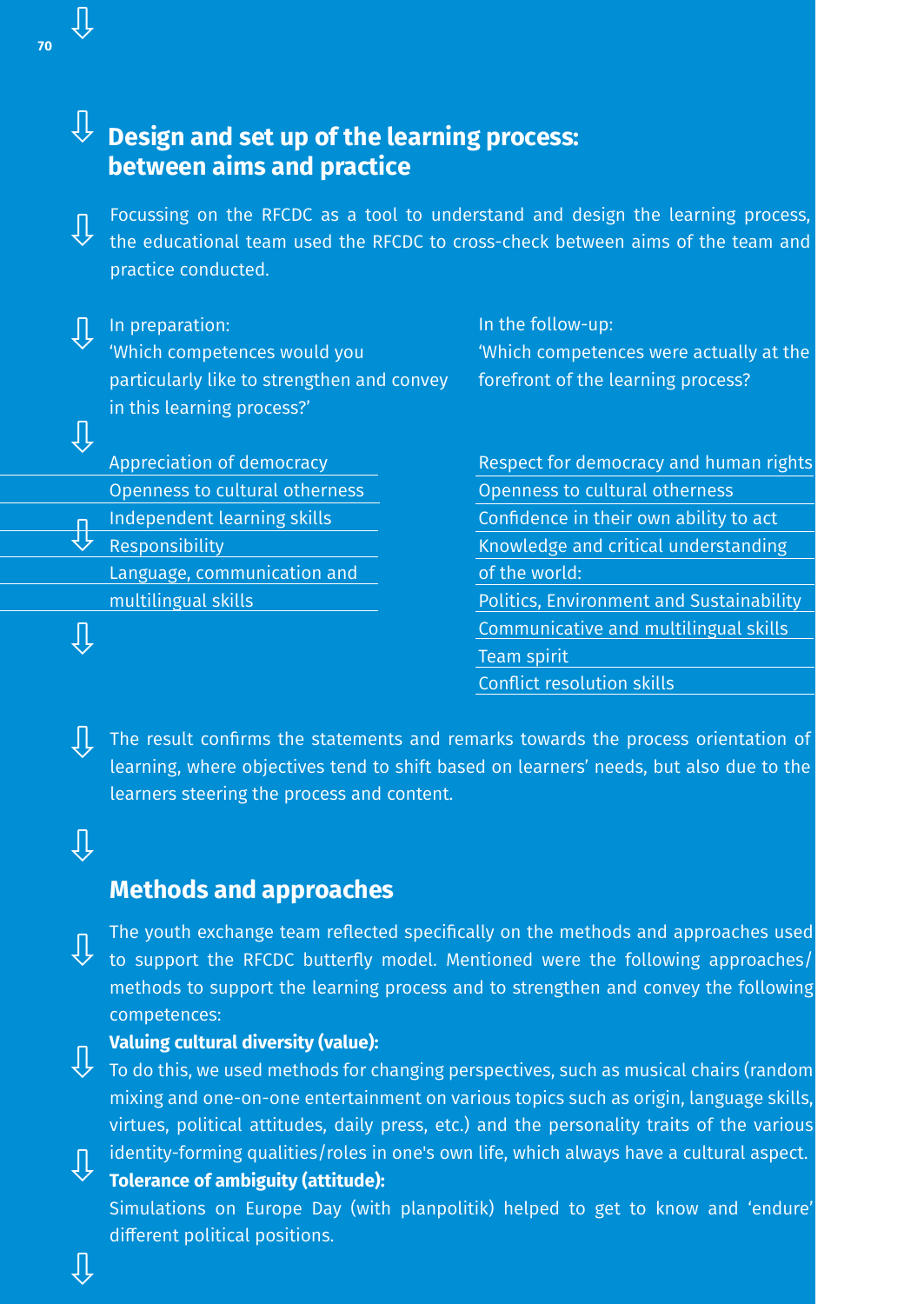## Design and set up of the learning process: between aims and practice

Focussing on the RFCDC as a tool to understand and design the learning process, the educational team used the RFCDC to cross-check between aims of the team and practice conducted.

| In preparation: 'Which competences would you particularly like to strengthen and convey in this learning process?' | In the follow-up: 'Which competences were actually at the forefront of the learning process? |
|---|---|
| Appreciation of democracy | Respect for democracy and human rights |
| Openness to cultural otherness | Openness to cultural otherness |
| Independent learning skills | Confidence in their own ability to act |
| Responsibility | Knowledge and critical understanding of the world: |
| Language, communication and multilingual skills | Politics, Environment and Sustainability |
| | Communicative and multilingual skills |
| | Team spirit |
| | Conflict resolution skills |

The result confirms the statements and remarks towards the process orientation of learning, where objectives tend to shift based on learners' needs, but also due to the learners steering the process and content.

## Methods and approaches

The youth exchange team reflected specifically on the methods and approaches used to support the RFCDC butterfly model. Mentioned were the following approaches/methods to support the learning process and to strengthen and convey the following competences:

**Valuing cultural diversity (value):**
To do this, we used methods for changing perspectives, such as musical chairs (random mixing and one-on-one entertainment on various topics such as origin, language skills, virtues, political attitudes, daily press, etc.) and the personality traits of the various identity-forming qualities/roles in one's own life, which always have a cultural aspect.

**Tolerance of ambiguity (attitude):**
Simulations on Europe Day (with planpolitik) helped to get to know and 'endure' different political positions.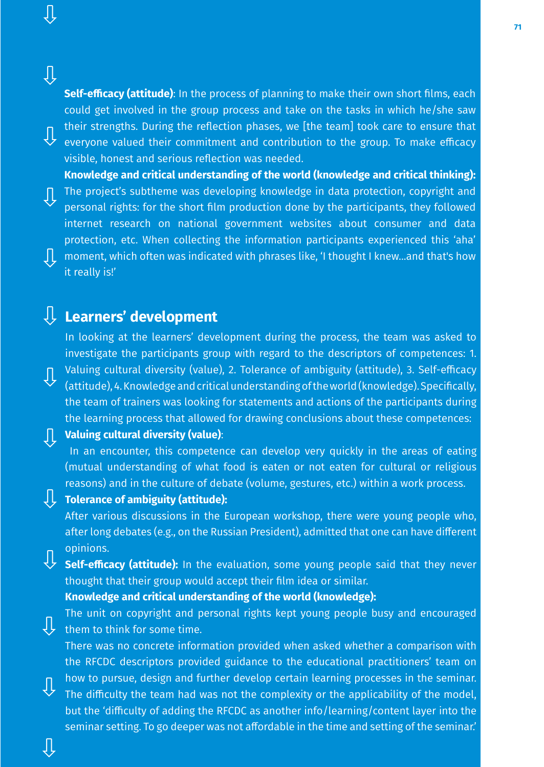**Self-efficacy (attitude)**: In the process of planning to make their own short films, each could get involved in the group process and take on the tasks in which he/she saw their strengths. During the reflection phases, we [the team] took care to ensure that everyone valued their commitment and contribution to the group. To make efficacy visible, honest and serious reflection was needed.

**Knowledge and critical understanding of the world (knowledge and critical thinking):** The project's subtheme was developing knowledge in data protection, copyright and personal rights: for the short film production done by the participants, they followed internet research on national government websites about consumer and data protection, etc. When collecting the information participants experienced this 'aha' moment, which often was indicated with phrases like, 'I thought I knew...and that's how it really is!'

## Learners' development

In looking at the learners' development during the process, the team was asked to investigate the participants group with regard to the descriptors of competences: 1. Valuing cultural diversity (value), 2. Tolerance of ambiguity (attitude), 3. Self-efficacy (attitude), 4. Knowledge and critical understanding of the world (knowledge). Specifically, the team of trainers was looking for statements and actions of the participants during the learning process that allowed for drawing conclusions about these competences:

**Valuing cultural diversity (value)**:

In an encounter, this competence can develop very quickly in the areas of eating (mutual understanding of what food is eaten or not eaten for cultural or religious reasons) and in the culture of debate (volume, gestures, etc.) within a work process.

**Tolerance of ambiguity (attitude):**

After various discussions in the European workshop, there were young people who, after long debates (e.g., on the Russian President), admitted that one can have different opinions.

**Self-efficacy (attitude):** In the evaluation, some young people said that they never thought that their group would accept their film idea or similar.

**Knowledge and critical understanding of the world (knowledge):**

The unit on copyright and personal rights kept young people busy and encouraged them to think for some time.

There was no concrete information provided when asked whether a comparison with the RFCDC descriptors provided guidance to the educational practitioners' team on how to pursue, design and further develop certain learning processes in the seminar. The difficulty the team had was not the complexity or the applicability of the model, but the 'difficulty of adding the RFCDC as another info/learning/content layer into the seminar setting. To go deeper was not affordable in the time and setting of the seminar.'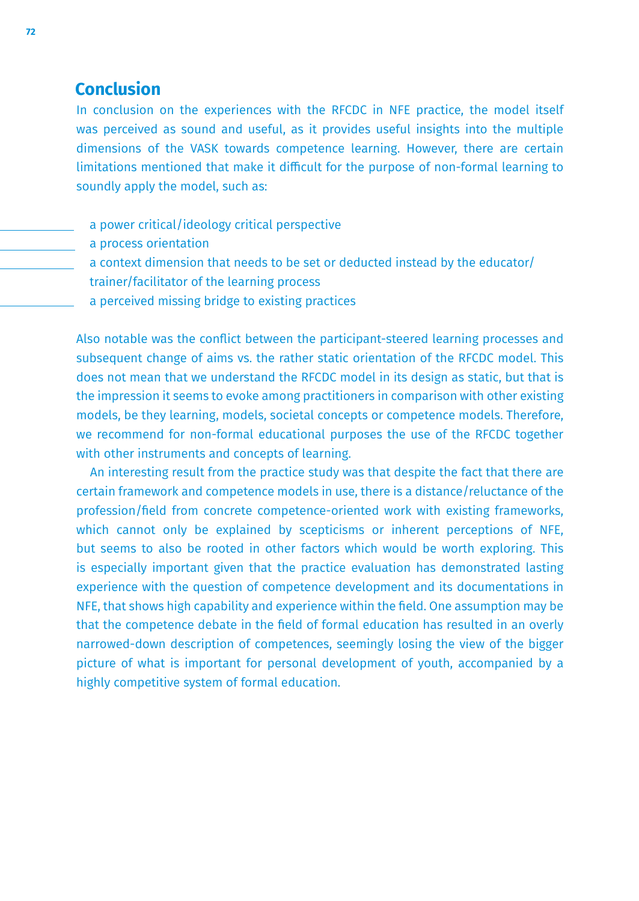## Conclusion

In conclusion on the experiences with the RFCDC in NFE practice, the model itself was perceived as sound and useful, as it provides useful insights into the multiple dimensions of the VASK towards competence learning. However, there are certain limitations mentioned that make it difficult for the purpose of non-formal learning to soundly apply the model, such as:

- a power critical/ideology critical perspective
- a process orientation
- a context dimension that needs to be set or deducted instead by the educator/trainer/facilitator of the learning process
- a perceived missing bridge to existing practices

Also notable was the conflict between the participant-steered learning processes and subsequent change of aims vs. the rather static orientation of the RFCDC model. This does not mean that we understand the RFCDC model in its design as static, but that is the impression it seems to evoke among practitioners in comparison with other existing models, be they learning, models, societal concepts or competence models. Therefore, we recommend for non-formal educational purposes the use of the RFCDC together with other instruments and concepts of learning.

An interesting result from the practice study was that despite the fact that there are certain framework and competence models in use, there is a distance/reluctance of the profession/field from concrete competence-oriented work with existing frameworks, which cannot only be explained by scepticisms or inherent perceptions of NFE, but seems to also be rooted in other factors which would be worth exploring. This is especially important given that the practice evaluation has demonstrated lasting experience with the question of competence development and its documentations in NFE, that shows high capability and experience within the field. One assumption may be that the competence debate in the field of formal education has resulted in an overly narrowed-down description of competences, seemingly losing the view of the bigger picture of what is important for personal development of youth, accompanied by a highly competitive system of formal education.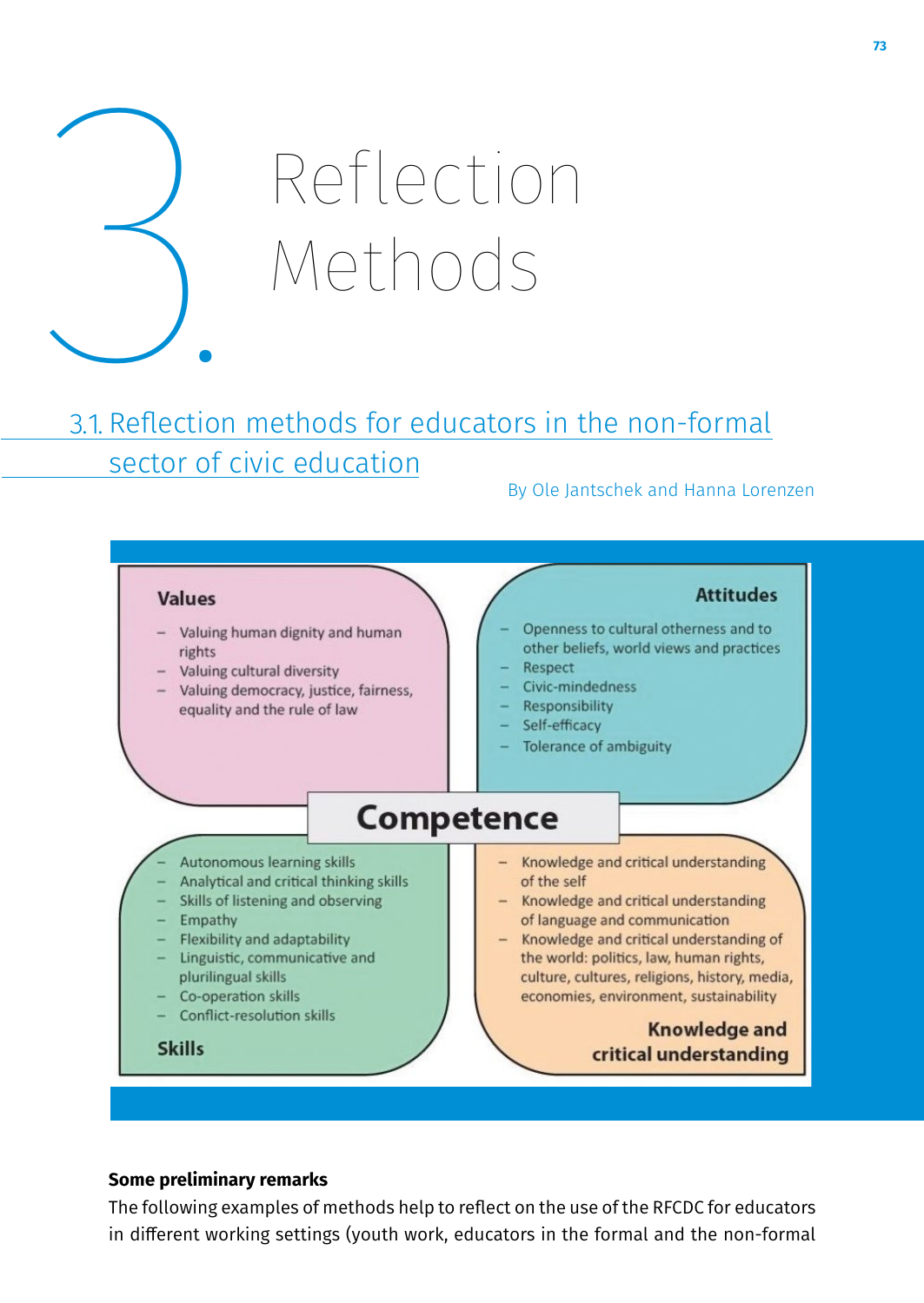// 3. Reflection Methods

# 3. Reflection Methods

## 3.1. Reflection methods for educators in the non-formal sector of civic education

By Ole Jantschek and Hanna Lorenzen

**Values**

- Valuing human dignity and human rights
- Valuing cultural diversity
- Valuing democracy, justice, fairness, equality and the rule of law

**Attitudes**

- Openness to cultural otherness and to other beliefs, world views and practices
- Respect
- Civic-mindedness
- Responsibility
- Self-efficacy
- Tolerance of ambiguity

**Competence**

**Skills**

- Autonomous learning skills
- Analytical and critical thinking skills
- Skills of listening and observing
- Empathy
- Flexibility and adaptability
- Linguistic, communicative and plurilingual skills
- Co-operation skills
- Conflict-resolution skills

**Knowledge and critical understanding**

- Knowledge and critical understanding of the self
- Knowledge and critical understanding of language and communication
- Knowledge and critical understanding of the world: politics, law, human rights, culture, cultures, religions, history, media, economies, environment, sustainability

**Some preliminary remarks**

The following examples of methods help to reflect on the use of the RFCDC for educators in different working settings (youth work, educators in the formal and the non-formal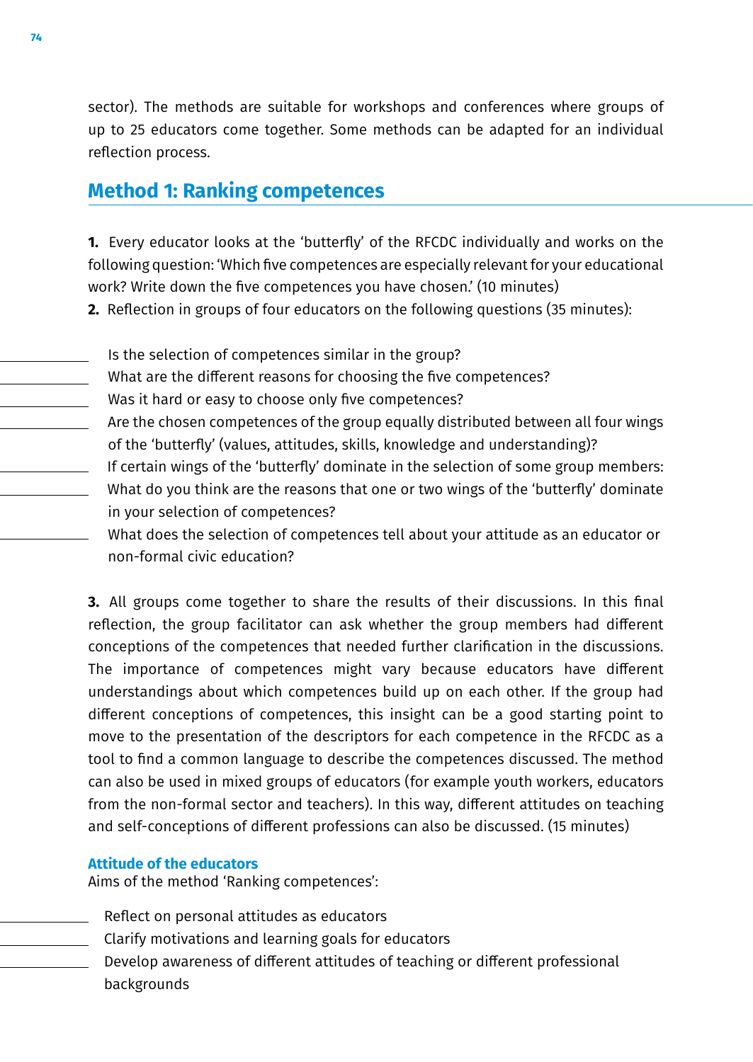sector). The methods are suitable for workshops and conferences where groups of up to 25 educators come together. Some methods can be adapted for an individual reflection process.

## Method 1: Ranking competences

**1.** Every educator looks at the 'butterfly' of the RFCDC individually and works on the following question: 'Which five competences are especially relevant for your educational work? Write down the five competences you have chosen.' (10 minutes)

**2.** Reflection in groups of four educators on the following questions (35 minutes):

- Is the selection of competences similar in the group?
- What are the different reasons for choosing the five competences?
- Was it hard or easy to choose only five competences?
- Are the chosen competences of the group equally distributed between all four wings of the 'butterfly' (values, attitudes, skills, knowledge and understanding)?
- If certain wings of the 'butterfly' dominate in the selection of some group members:
- What do you think are the reasons that one or two wings of the 'butterfly' dominate in your selection of competences?
- What does the selection of competences tell about your attitude as an educator or non-formal civic education?

**3.** All groups come together to share the results of their discussions. In this final reflection, the group facilitator can ask whether the group members had different conceptions of the competences that needed further clarification in the discussions. The importance of competences might vary because educators have different understandings about which competences build up on each other. If the group had different conceptions of competences, this insight can be a good starting point to move to the presentation of the descriptors for each competence in the RFCDC as a tool to find a common language to describe the competences discussed. The method can also be used in mixed groups of educators (for example youth workers, educators from the non-formal sector and teachers). In this way, different attitudes on teaching and self-conceptions of different professions can also be discussed. (15 minutes)

### Attitude of the educators

Aims of the method 'Ranking competences':

- Reflect on personal attitudes as educators
- Clarify motivations and learning goals for educators
- Develop awareness of different attitudes of teaching or different professional backgrounds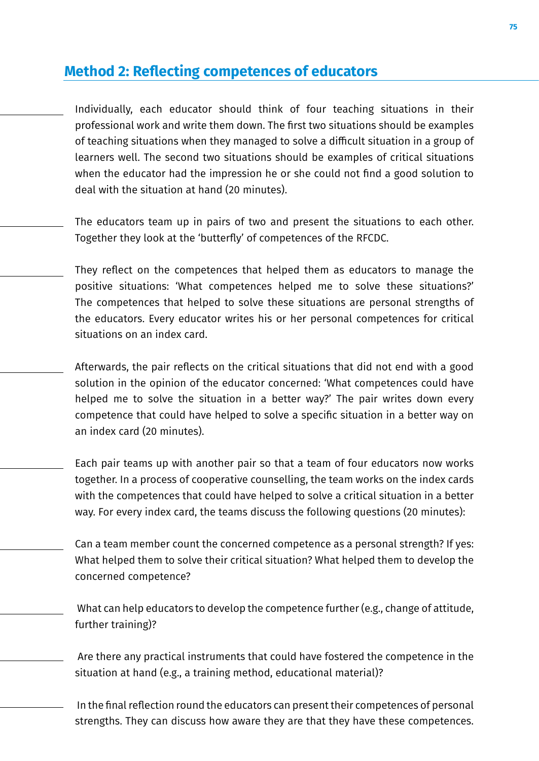## Method 2: Reflecting competences of educators

Individually, each educator should think of four teaching situations in their professional work and write them down. The first two situations should be examples of teaching situations when they managed to solve a difficult situation in a group of learners well. The second two situations should be examples of critical situations when the educator had the impression he or she could not find a good solution to deal with the situation at hand (20 minutes).

The educators team up in pairs of two and present the situations to each other. Together they look at the 'butterfly' of competences of the RFCDC.

They reflect on the competences that helped them as educators to manage the positive situations: 'What competences helped me to solve these situations?' The competences that helped to solve these situations are personal strengths of the educators. Every educator writes his or her personal competences for critical situations on an index card.

Afterwards, the pair reflects on the critical situations that did not end with a good solution in the opinion of the educator concerned: 'What competences could have helped me to solve the situation in a better way?' The pair writes down every competence that could have helped to solve a specific situation in a better way on an index card (20 minutes).

Each pair teams up with another pair so that a team of four educators now works together. In a process of cooperative counselling, the team works on the index cards with the competences that could have helped to solve a critical situation in a better way. For every index card, the teams discuss the following questions (20 minutes):

Can a team member count the concerned competence as a personal strength? If yes: What helped them to solve their critical situation? What helped them to develop the concerned competence?

What can help educators to develop the competence further (e.g., change of attitude, further training)?

Are there any practical instruments that could have fostered the competence in the situation at hand (e.g., a training method, educational material)?

In the final reflection round the educators can present their competences of personal strengths. They can discuss how aware they are that they have these competences.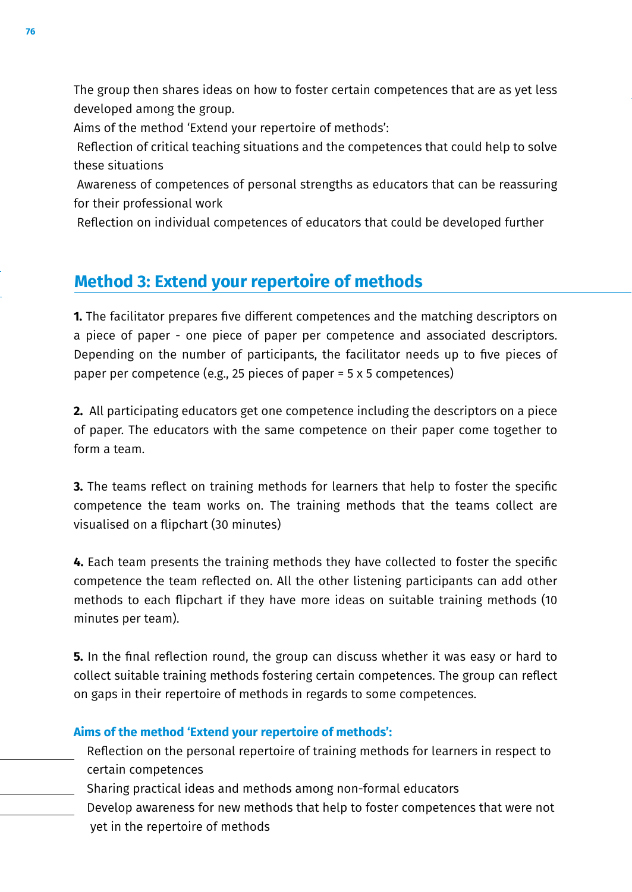The group then shares ideas on how to foster certain competences that are as yet less developed among the group.

Aims of the method 'Extend your repertoire of methods':

- Reflection of critical teaching situations and the competences that could help to solve these situations
- Awareness of competences of personal strengths as educators that can be reassuring for their professional work
- Reflection on individual competences of educators that could be developed further

## Method 3: Extend your repertoire of methods

**1.** The facilitator prepares five different competences and the matching descriptors on a piece of paper - one piece of paper per competence and associated descriptors. Depending on the number of participants, the facilitator needs up to five pieces of paper per competence (e.g., 25 pieces of paper = 5 x 5 competences)

**2.** All participating educators get one competence including the descriptors on a piece of paper. The educators with the same competence on their paper come together to form a team.

**3.** The teams reflect on training methods for learners that help to foster the specific competence the team works on. The training methods that the teams collect are visualised on a flipchart (30 minutes)

**4.** Each team presents the training methods they have collected to foster the specific competence the team reflected on. All the other listening participants can add other methods to each flipchart if they have more ideas on suitable training methods (10 minutes per team).

**5.** In the final reflection round, the group can discuss whether it was easy or hard to collect suitable training methods fostering certain competences. The group can reflect on gaps in their repertoire of methods in regards to some competences.

**Aims of the method 'Extend your repertoire of methods':**

- Reflection on the personal repertoire of training methods for learners in respect to certain competences
- Sharing practical ideas and methods among non-formal educators
- Develop awareness for new methods that help to foster competences that were not yet in the repertoire of methods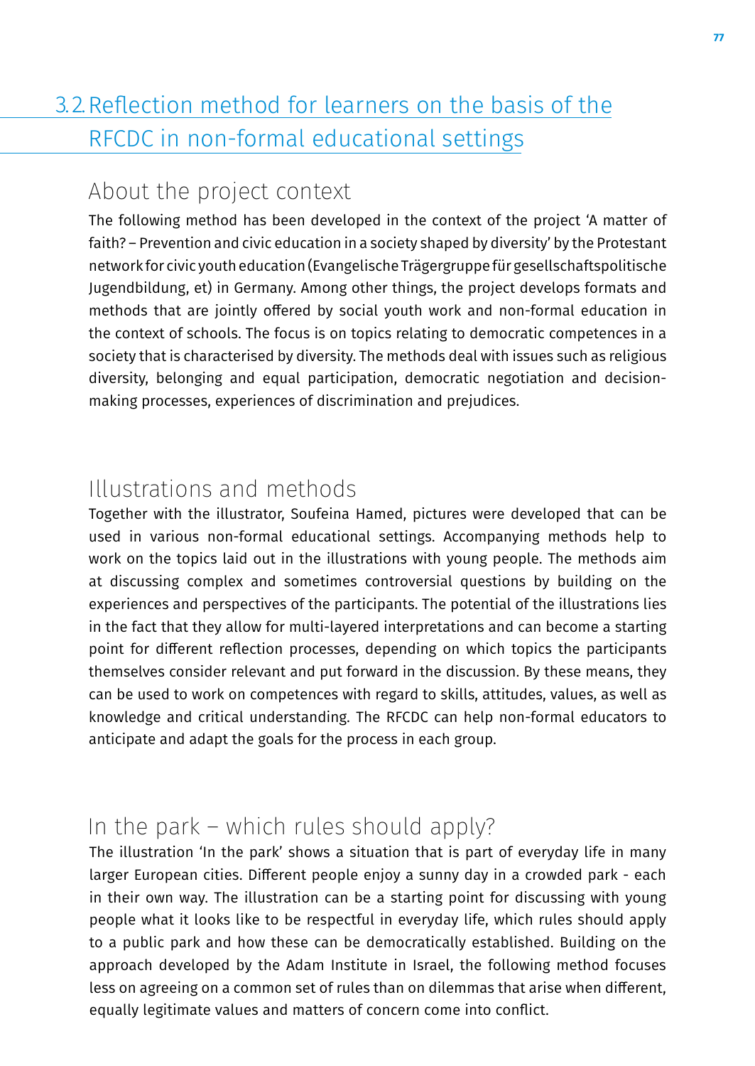## 3.2. Reflection method for learners on the basis of the RFCDC in non-formal educational settings

### About the project context

The following method has been developed in the context of the project 'A matter of faith? – Prevention and civic education in a society shaped by diversity' by the Protestant network for civic youth education (Evangelische Trägergruppe für gesellschaftspolitische Jugendbildung, et) in Germany. Among other things, the project develops formats and methods that are jointly offered by social youth work and non-formal education in the context of schools. The focus is on topics relating to democratic competences in a society that is characterised by diversity. The methods deal with issues such as religious diversity, belonging and equal participation, democratic negotiation and decision-making processes, experiences of discrimination and prejudices.

### Illustrations and methods

Together with the illustrator, Soufeina Hamed, pictures were developed that can be used in various non-formal educational settings. Accompanying methods help to work on the topics laid out in the illustrations with young people. The methods aim at discussing complex and sometimes controversial questions by building on the experiences and perspectives of the participants. The potential of the illustrations lies in the fact that they allow for multi-layered interpretations and can become a starting point for different reflection processes, depending on which topics the participants themselves consider relevant and put forward in the discussion. By these means, they can be used to work on competences with regard to skills, attitudes, values, as well as knowledge and critical understanding. The RFCDC can help non-formal educators to anticipate and adapt the goals for the process in each group.

### In the park – which rules should apply?

The illustration 'In the park' shows a situation that is part of everyday life in many larger European cities. Different people enjoy a sunny day in a crowded park - each in their own way. The illustration can be a starting point for discussing with young people what it looks like to be respectful in everyday life, which rules should apply to a public park and how these can be democratically established. Building on the approach developed by the Adam Institute in Israel, the following method focuses less on agreeing on a common set of rules than on dilemmas that arise when different, equally legitimate values and matters of concern come into conflict.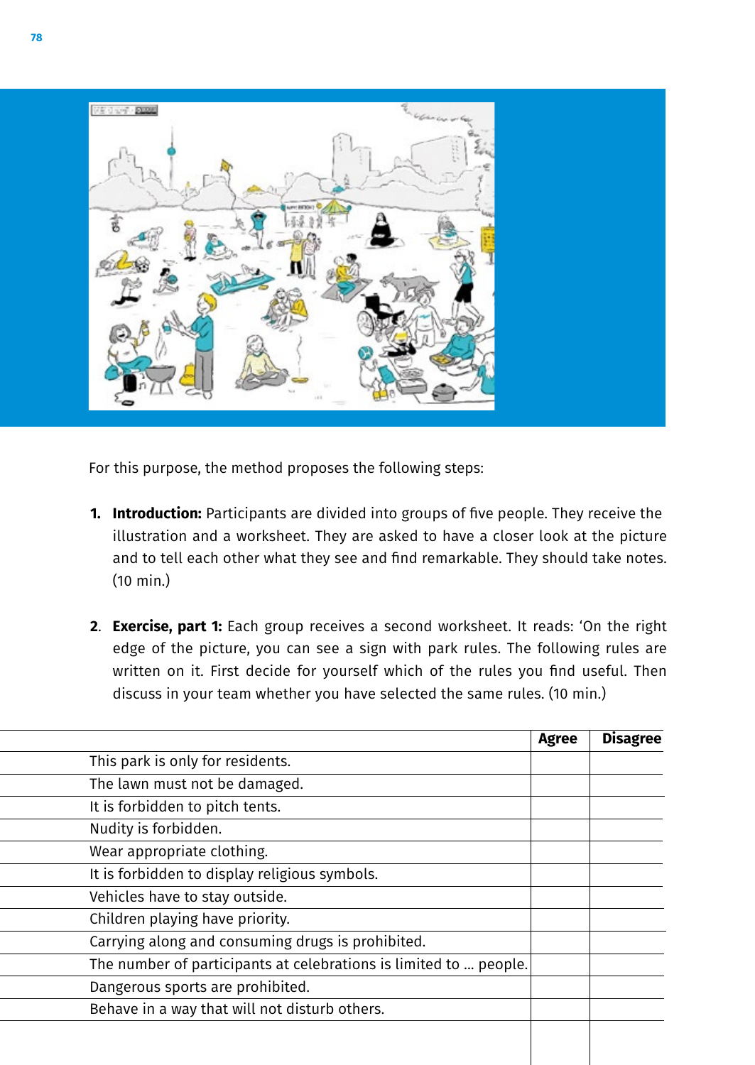For this purpose, the method proposes the following steps:

1. **Introduction:** Participants are divided into groups of five people. They receive the illustration and a worksheet. They are asked to have a closer look at the picture and to tell each other what they see and find remarkable. They should take notes. (10 min.)

2. **Exercise, part 1:** Each group receives a second worksheet. It reads: 'On the right edge of the picture, you can see a sign with park rules. The following rules are written on it. First decide for yourself which of the rules you find useful. Then discuss in your team whether you have selected the same rules. (10 min.)

| | Agree | Disagree |
|---|---|---|
| This park is only for residents. | | |
| The lawn must not be damaged. | | |
| It is forbidden to pitch tents. | | |
| Nudity is forbidden. | | |
| Wear appropriate clothing. | | |
| It is forbidden to display religious symbols. | | |
| Vehicles have to stay outside. | | |
| Children playing have priority. | | |
| Carrying along and consuming drugs is prohibited. | | |
| The number of participants at celebrations is limited to ... people. | | |
| Dangerous sports are prohibited. | | |
| Behave in a way that will not disturb others. | | |
| | | |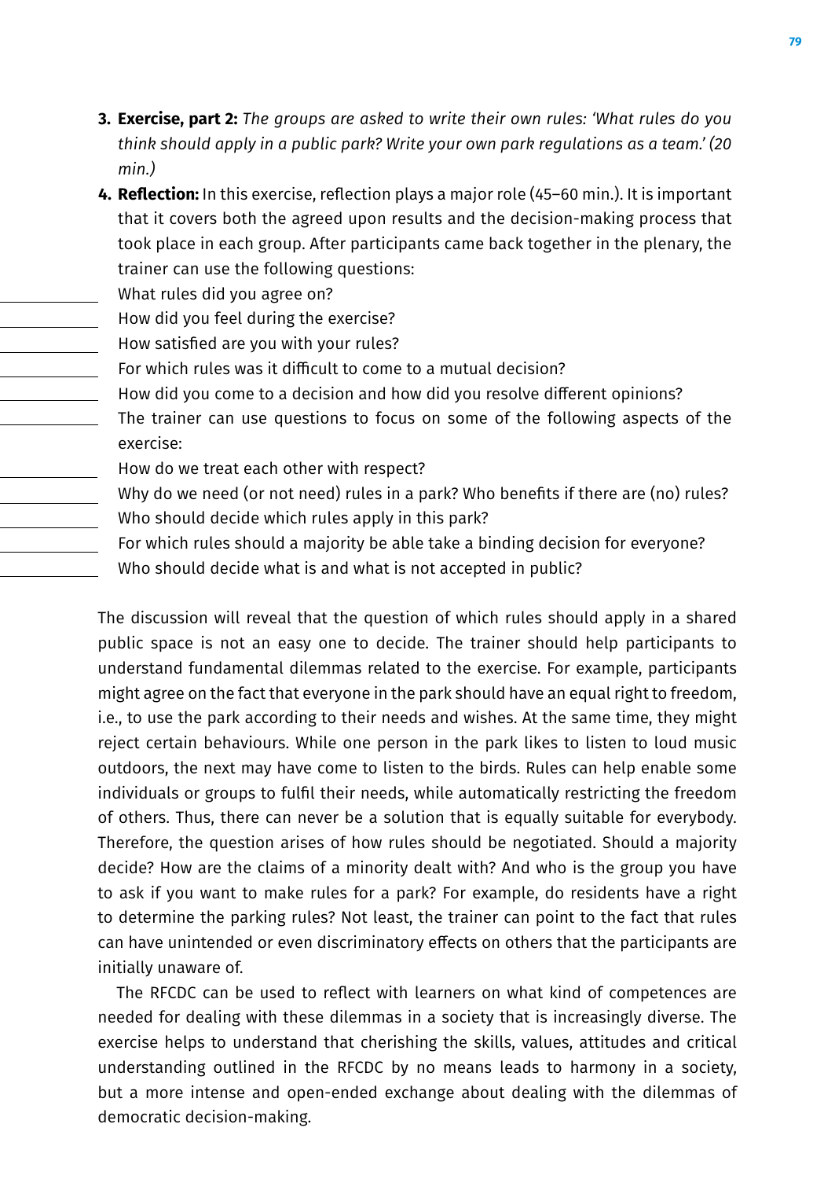3. **Exercise, part 2:** *The groups are asked to write their own rules: 'What rules do you think should apply in a public park? Write your own park regulations as a team.' (20 min.)*
4. **Reflection:** In this exercise, reflection plays a major role (45–60 min.). It is important that it covers both the agreed upon results and the decision-making process that took place in each group. After participants came back together in the plenary, the trainer can use the following questions:
   - What rules did you agree on?
   - How did you feel during the exercise?
   - How satisfied are you with your rules?
   - For which rules was it difficult to come to a mutual decision?
   - How did you come to a decision and how did you resolve different opinions?
   - The trainer can use questions to focus on some of the following aspects of the exercise:
   - How do we treat each other with respect?
   - Why do we need (or not need) rules in a park? Who benefits if there are (no) rules?
   - Who should decide which rules apply in this park?
   - For which rules should a majority be able take a binding decision for everyone?
   - Who should decide what is and what is not accepted in public?

The discussion will reveal that the question of which rules should apply in a shared public space is not an easy one to decide. The trainer should help participants to understand fundamental dilemmas related to the exercise. For example, participants might agree on the fact that everyone in the park should have an equal right to freedom, i.e., to use the park according to their needs and wishes. At the same time, they might reject certain behaviours. While one person in the park likes to listen to loud music outdoors, the next may have come to listen to the birds. Rules can help enable some individuals or groups to fulfil their needs, while automatically restricting the freedom of others. Thus, there can never be a solution that is equally suitable for everybody. Therefore, the question arises of how rules should be negotiated. Should a majority decide? How are the claims of a minority dealt with? And who is the group you have to ask if you want to make rules for a park? For example, do residents have a right to determine the parking rules? Not least, the trainer can point to the fact that rules can have unintended or even discriminatory effects on others that the participants are initially unaware of.

The RFCDC can be used to reflect with learners on what kind of competences are needed for dealing with these dilemmas in a society that is increasingly diverse. The exercise helps to understand that cherishing the skills, values, attitudes and critical understanding outlined in the RFCDC by no means leads to harmony in a society, but a more intense and open-ended exchange about dealing with the dilemmas of democratic decision-making.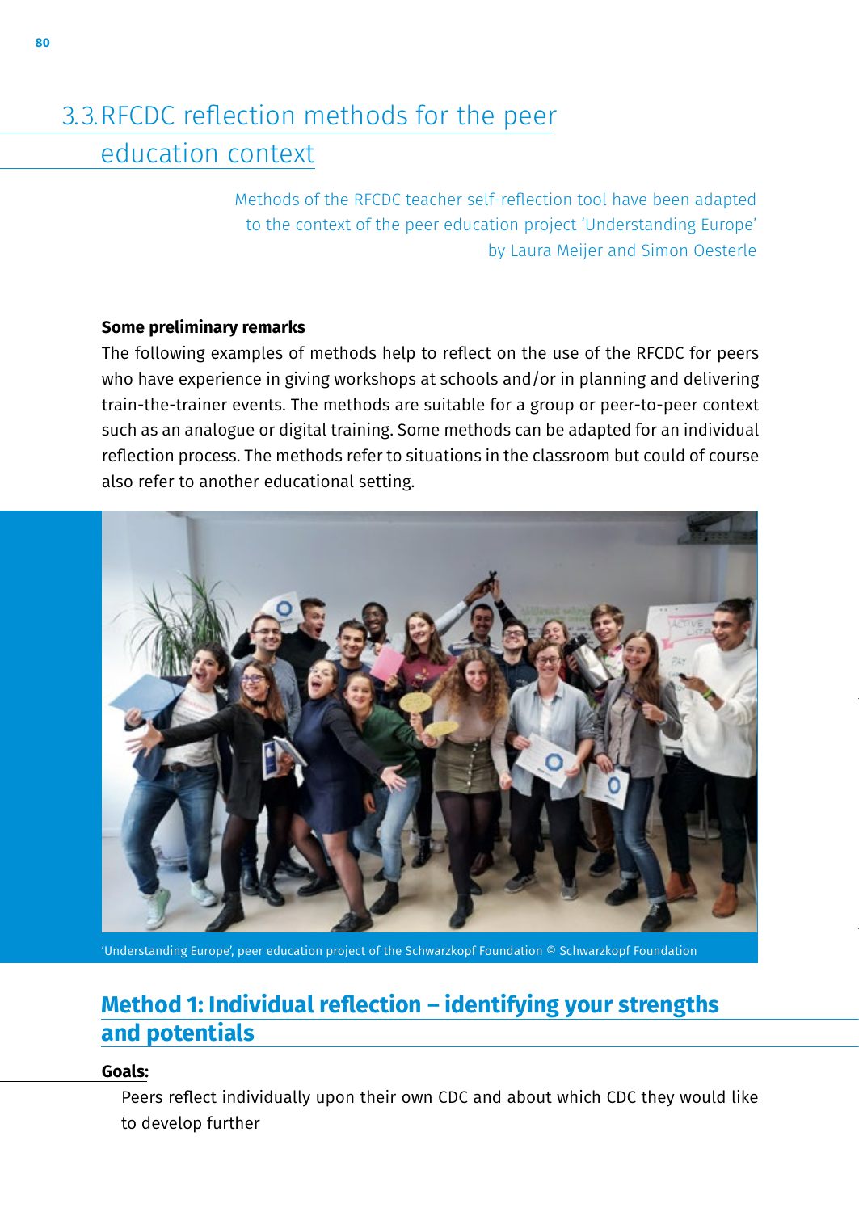## 3.3. RFCDC reflection methods for the peer education context

Methods of the RFCDC teacher self-reflection tool have been adapted to the context of the peer education project 'Understanding Europe' by Laura Meijer and Simon Oesterle

**Some preliminary remarks**

The following examples of methods help to reflect on the use of the RFCDC for peers who have experience in giving workshops at schools and/or in planning and delivering train-the-trainer events. The methods are suitable for a group or peer-to-peer context such as an analogue or digital training. Some methods can be adapted for an individual reflection process. The methods refer to situations in the classroom but could of course also refer to another educational setting.

'Understanding Europe', peer education project of the Schwarzkopf Foundation © Schwarzkopf Foundation

### Method 1: Individual reflection – identifying your strengths and potentials

**Goals:**

Peers reflect individually upon their own CDC and about which CDC they would like to develop further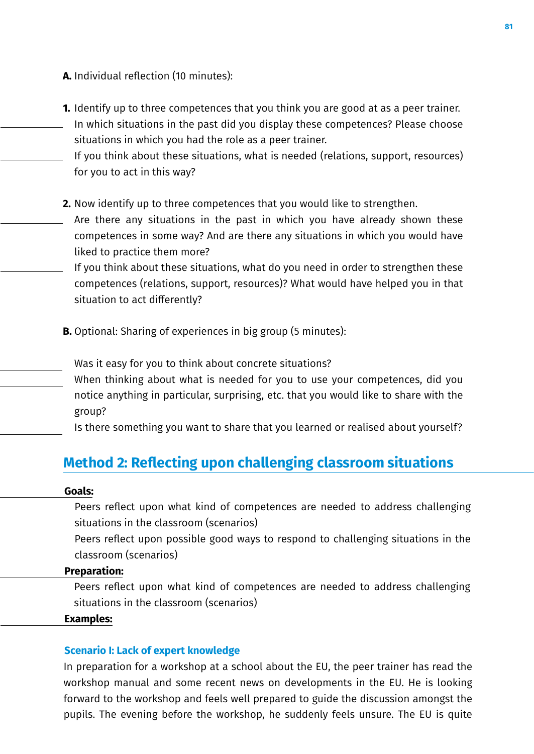**A.** Individual reflection (10 minutes):

1. Identify up to three competences that you think you are good at as a peer trainer.
   - In which situations in the past did you display these competences? Please choose situations in which you had the role as a peer trainer.
   - If you think about these situations, what is needed (relations, support, resources) for you to act in this way?

2. Now identify up to three competences that you would like to strengthen.
   - Are there any situations in the past in which you have already shown these competences in some way? And are there any situations in which you would have liked to practice them more?
   - If you think about these situations, what do you need in order to strengthen these competences (relations, support, resources)? What would have helped you in that situation to act differently?

**B.** Optional: Sharing of experiences in big group (5 minutes):

- Was it easy for you to think about concrete situations?
- When thinking about what is needed for you to use your competences, did you notice anything in particular, surprising, etc. that you would like to share with the group?
- Is there something you want to share that you learned or realised about yourself?

## Method 2: Reflecting upon challenging classroom situations

**Goals:**

- Peers reflect upon what kind of competences are needed to address challenging situations in the classroom (scenarios)
- Peers reflect upon possible good ways to respond to challenging situations in the classroom (scenarios)

**Preparation:**

- Peers reflect upon what kind of competences are needed to address challenging situations in the classroom (scenarios)

**Examples:**

### Scenario I: Lack of expert knowledge

In preparation for a workshop at a school about the EU, the peer trainer has read the workshop manual and some recent news on developments in the EU. He is looking forward to the workshop and feels well prepared to guide the discussion amongst the pupils. The evening before the workshop, he suddenly feels unsure. The EU is quite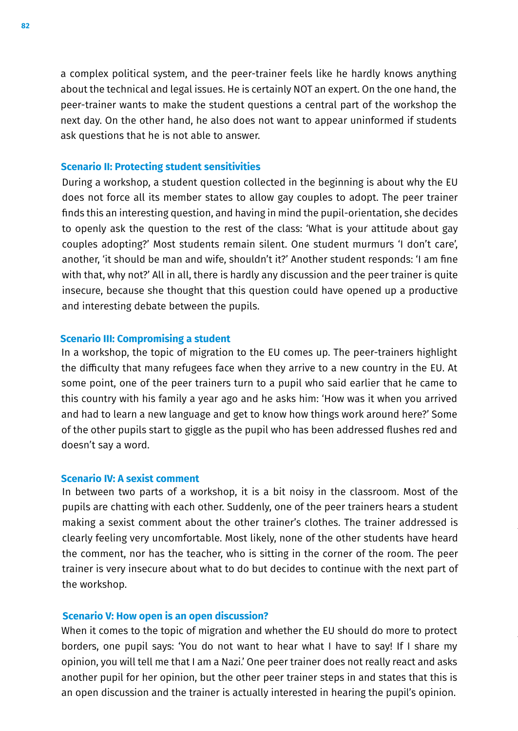a complex political system, and the peer-trainer feels like he hardly knows anything about the technical and legal issues. He is certainly NOT an expert. On the one hand, the peer-trainer wants to make the student questions a central part of the workshop the next day. On the other hand, he also does not want to appear uninformed if students ask questions that he is not able to answer.

### Scenario II: Protecting student sensitivities

During a workshop, a student question collected in the beginning is about why the EU does not force all its member states to allow gay couples to adopt. The peer trainer finds this an interesting question, and having in mind the pupil-orientation, she decides to openly ask the question to the rest of the class: 'What is your attitude about gay couples adopting?' Most students remain silent. One student murmurs 'I don't care', another, 'it should be man and wife, shouldn't it?' Another student responds: 'I am fine with that, why not?' All in all, there is hardly any discussion and the peer trainer is quite insecure, because she thought that this question could have opened up a productive and interesting debate between the pupils.

### Scenario III: Compromising a student

In a workshop, the topic of migration to the EU comes up. The peer-trainers highlight the difficulty that many refugees face when they arrive to a new country in the EU. At some point, one of the peer trainers turn to a pupil who said earlier that he came to this country with his family a year ago and he asks him: 'How was it when you arrived and had to learn a new language and get to know how things work around here?' Some of the other pupils start to giggle as the pupil who has been addressed flushes red and doesn't say a word.

### Scenario IV: A sexist comment

In between two parts of a workshop, it is a bit noisy in the classroom. Most of the pupils are chatting with each other. Suddenly, one of the peer trainers hears a student making a sexist comment about the other trainer's clothes. The trainer addressed is clearly feeling very uncomfortable. Most likely, none of the other students have heard the comment, nor has the teacher, who is sitting in the corner of the room. The peer trainer is very insecure about what to do but decides to continue with the next part of the workshop.

### Scenario V: How open is an open discussion?

When it comes to the topic of migration and whether the EU should do more to protect borders, one pupil says: 'You do not want to hear what I have to say! If I share my opinion, you will tell me that I am a Nazi.' One peer trainer does not really react and asks another pupil for her opinion, but the other peer trainer steps in and states that this is an open discussion and the trainer is actually interested in hearing the pupil's opinion.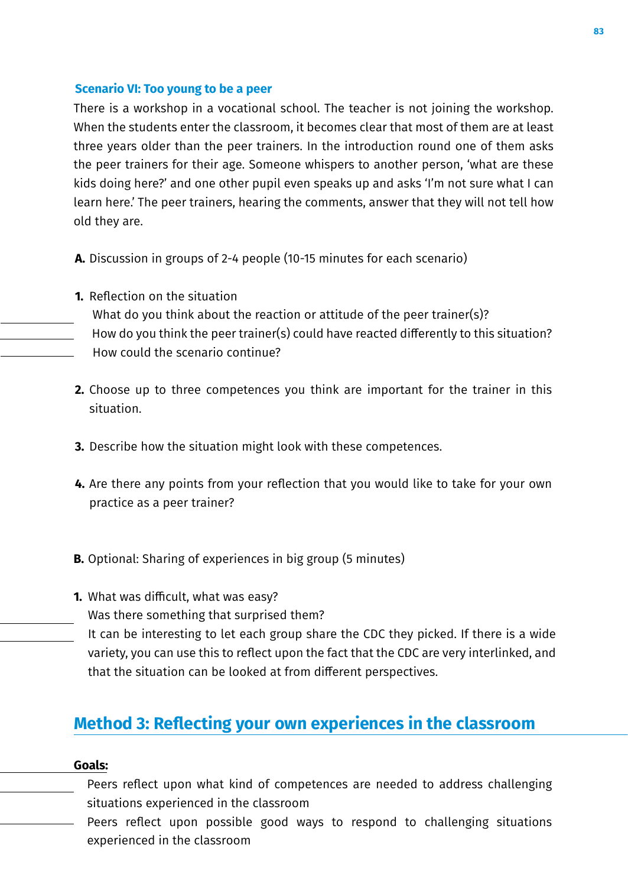### Scenario VI: Too young to be a peer

There is a workshop in a vocational school. The teacher is not joining the workshop. When the students enter the classroom, it becomes clear that most of them are at least three years older than the peer trainers. In the introduction round one of them asks the peer trainers for their age. Someone whispers to another person, 'what are these kids doing here?' and one other pupil even speaks up and asks 'I'm not sure what I can learn here.' The peer trainers, hearing the comments, answer that they will not tell how old they are.

**A.** Discussion in groups of 2-4 people (10-15 minutes for each scenario)

1. Reflection on the situation
   - What do you think about the reaction or attitude of the peer trainer(s)?
   - How do you think the peer trainer(s) could have reacted differently to this situation?
   - How could the scenario continue?

2. Choose up to three competences you think are important for the trainer in this situation.

3. Describe how the situation might look with these competences.

4. Are there any points from your reflection that you would like to take for your own practice as a peer trainer?

**B.** Optional: Sharing of experiences in big group (5 minutes)

1. What was difficult, what was easy?
   - Was there something that surprised them?
   - It can be interesting to let each group share the CDC they picked. If there is a wide variety, you can use this to reflect upon the fact that the CDC are very interlinked, and that the situation can be looked at from different perspectives.

## Method 3: Reflecting your own experiences in the classroom

**Goals:**

- Peers reflect upon what kind of competences are needed to address challenging situations experienced in the classroom
- Peers reflect upon possible good ways to respond to challenging situations experienced in the classroom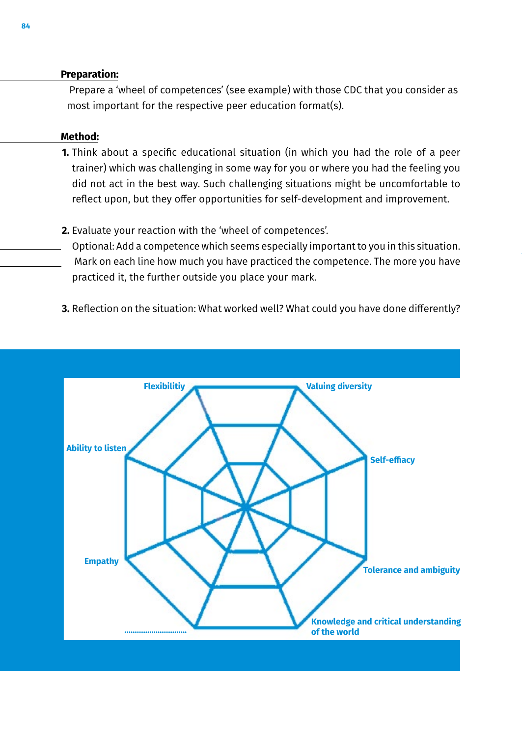**Preparation:**

Prepare a 'wheel of competences' (see example) with those CDC that you consider as most important for the respective peer education format(s).

**Method:**

1. Think about a specific educational situation (in which you had the role of a peer trainer) which was challenging in some way for you or where you had the feeling you did not act in the best way. Such challenging situations might be uncomfortable to reflect upon, but they offer opportunities for self-development and improvement.

2. Evaluate your reaction with the 'wheel of competences'.
   Optional: Add a competence which seems especially important to you in this situation.
   Mark on each line how much you have practiced the competence. The more you have practiced it, the further outside you place your mark.

3. Reflection on the situation: What worked well? What could you have done differently?

Flexibilitiy

Valuing diversity

Ability to listen

Self-effiacy

Empathy

Tolerance and ambiguity

..............................

Knowledge and critical understanding of the world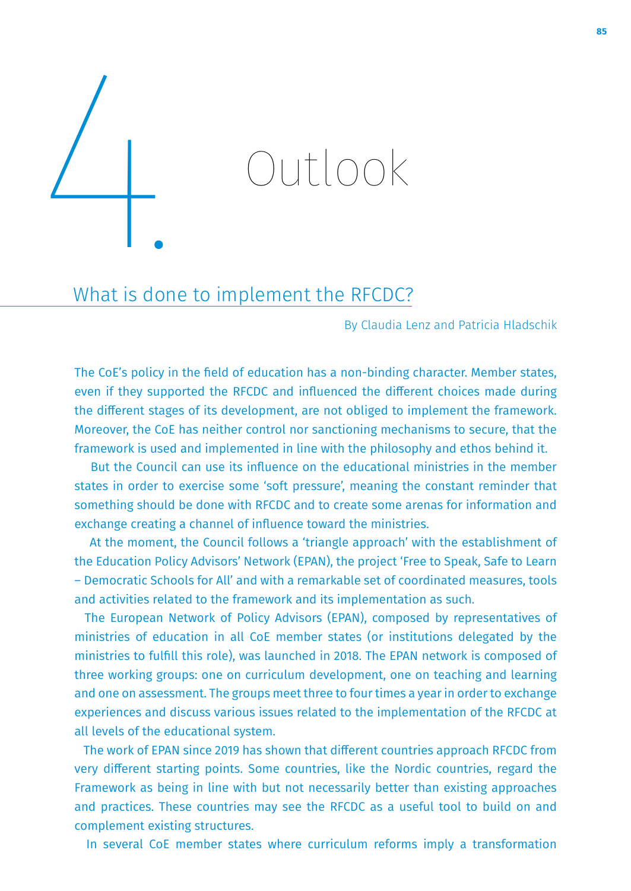# 4. Outlook

## What is done to implement the RFCDC?

By Claudia Lenz and Patricia Hladschik

The CoE's policy in the field of education has a non-binding character. Member states, even if they supported the RFCDC and influenced the different choices made during the different stages of its development, are not obliged to implement the framework. Moreover, the CoE has neither control nor sanctioning mechanisms to secure, that the framework is used and implemented in line with the philosophy and ethos behind it.

But the Council can use its influence on the educational ministries in the member states in order to exercise some 'soft pressure', meaning the constant reminder that something should be done with RFCDC and to create some arenas for information and exchange creating a channel of influence toward the ministries.

At the moment, the Council follows a 'triangle approach' with the establishment of the Education Policy Advisors' Network (EPAN), the project 'Free to Speak, Safe to Learn – Democratic Schools for All' and with a remarkable set of coordinated measures, tools and activities related to the framework and its implementation as such.

The European Network of Policy Advisors (EPAN), composed by representatives of ministries of education in all CoE member states (or institutions delegated by the ministries to fulfill this role), was launched in 2018. The EPAN network is composed of three working groups: one on curriculum development, one on teaching and learning and one on assessment. The groups meet three to four times a year in order to exchange experiences and discuss various issues related to the implementation of the RFCDC at all levels of the educational system.

The work of EPAN since 2019 has shown that different countries approach RFCDC from very different starting points. Some countries, like the Nordic countries, regard the Framework as being in line with but not necessarily better than existing approaches and practices. These countries may see the RFCDC as a useful tool to build on and complement existing structures.

In several CoE member states where curriculum reforms imply a transformation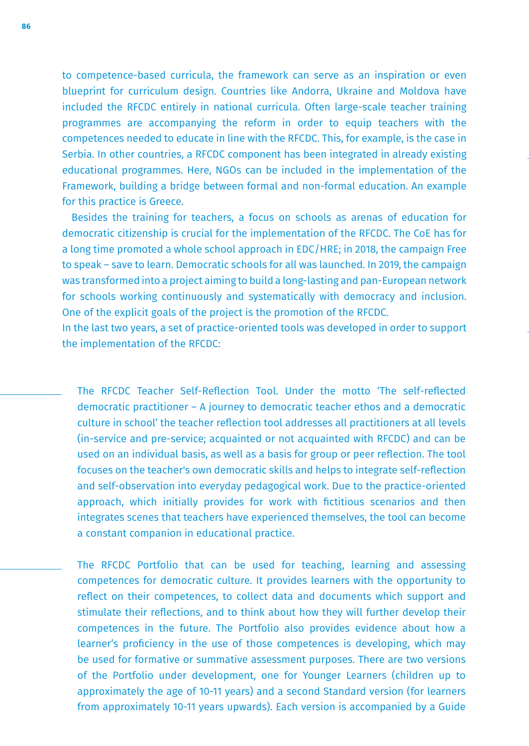to competence-based curricula, the framework can serve as an inspiration or even blueprint for curriculum design. Countries like Andorra, Ukraine and Moldova have included the RFCDC entirely in national curricula. Often large-scale teacher training programmes are accompanying the reform in order to equip teachers with the competences needed to educate in line with the RFCDC. This, for example, is the case in Serbia. In other countries, a RFCDC component has been integrated in already existing educational programmes. Here, NGOs can be included in the implementation of the Framework, building a bridge between formal and non-formal education. An example for this practice is Greece.

Besides the training for teachers, a focus on schools as arenas of education for democratic citizenship is crucial for the implementation of the RFCDC. The CoE has for a long time promoted a whole school approach in EDC/HRE; in 2018, the campaign Free to speak – save to learn. Democratic schools for all was launched. In 2019, the campaign was transformed into a project aiming to build a long-lasting and pan-European network for schools working continuously and systematically with democracy and inclusion. One of the explicit goals of the project is the promotion of the RFCDC.
In the last two years, a set of practice-oriented tools was developed in order to support the implementation of the RFCDC:

The RFCDC Teacher Self-Reflection Tool. Under the motto 'The self-reflected democratic practitioner – A journey to democratic teacher ethos and a democratic culture in school' the teacher reflection tool addresses all practitioners at all levels (in-service and pre-service; acquainted or not acquainted with RFCDC) and can be used on an individual basis, as well as a basis for group or peer reflection. The tool focuses on the teacher's own democratic skills and helps to integrate self-reflection and self-observation into everyday pedagogical work. Due to the practice-oriented approach, which initially provides for work with fictitious scenarios and then integrates scenes that teachers have experienced themselves, the tool can become a constant companion in educational practice.

The RFCDC Portfolio that can be used for teaching, learning and assessing competences for democratic culture. It provides learners with the opportunity to reflect on their competences, to collect data and documents which support and stimulate their reflections, and to think about how they will further develop their competences in the future. The Portfolio also provides evidence about how a learner's proficiency in the use of those competences is developing, which may be used for formative or summative assessment purposes. There are two versions of the Portfolio under development, one for Younger Learners (children up to approximately the age of 10-11 years) and a second Standard version (for learners from approximately 10-11 years upwards). Each version is accompanied by a Guide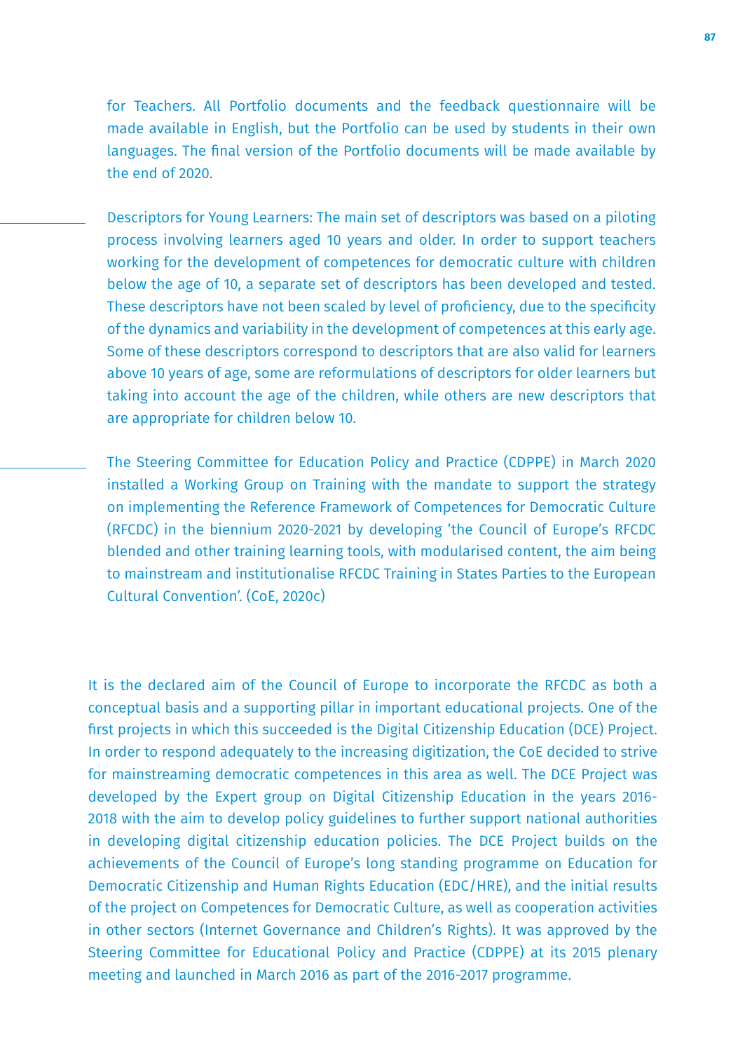for Teachers. All Portfolio documents and the feedback questionnaire will be made available in English, but the Portfolio can be used by students in their own languages. The final version of the Portfolio documents will be made available by the end of 2020.

Descriptors for Young Learners: The main set of descriptors was based on a piloting process involving learners aged 10 years and older. In order to support teachers working for the development of competences for democratic culture with children below the age of 10, a separate set of descriptors has been developed and tested. These descriptors have not been scaled by level of proficiency, due to the specificity of the dynamics and variability in the development of competences at this early age. Some of these descriptors correspond to descriptors that are also valid for learners above 10 years of age, some are reformulations of descriptors for older learners but taking into account the age of the children, while others are new descriptors that are appropriate for children below 10.

The Steering Committee for Education Policy and Practice (CDPPE) in March 2020 installed a Working Group on Training with the mandate to support the strategy on implementing the Reference Framework of Competences for Democratic Culture (RFCDC) in the biennium 2020-2021 by developing 'the Council of Europe's RFCDC blended and other training learning tools, with modularised content, the aim being to mainstream and institutionalise RFCDC Training in States Parties to the European Cultural Convention'. (CoE, 2020c)

It is the declared aim of the Council of Europe to incorporate the RFCDC as both a conceptual basis and a supporting pillar in important educational projects. One of the first projects in which this succeeded is the Digital Citizenship Education (DCE) Project. In order to respond adequately to the increasing digitization, the CoE decided to strive for mainstreaming democratic competences in this area as well. The DCE Project was developed by the Expert group on Digital Citizenship Education in the years 2016-2018 with the aim to develop policy guidelines to further support national authorities in developing digital citizenship education policies. The DCE Project builds on the achievements of the Council of Europe's long standing programme on Education for Democratic Citizenship and Human Rights Education (EDC/HRE), and the initial results of the project on Competences for Democratic Culture, as well as cooperation activities in other sectors (Internet Governance and Children's Rights). It was approved by the Steering Committee for Educational Policy and Practice (CDPPE) at its 2015 plenary meeting and launched in March 2016 as part of the 2016-2017 programme.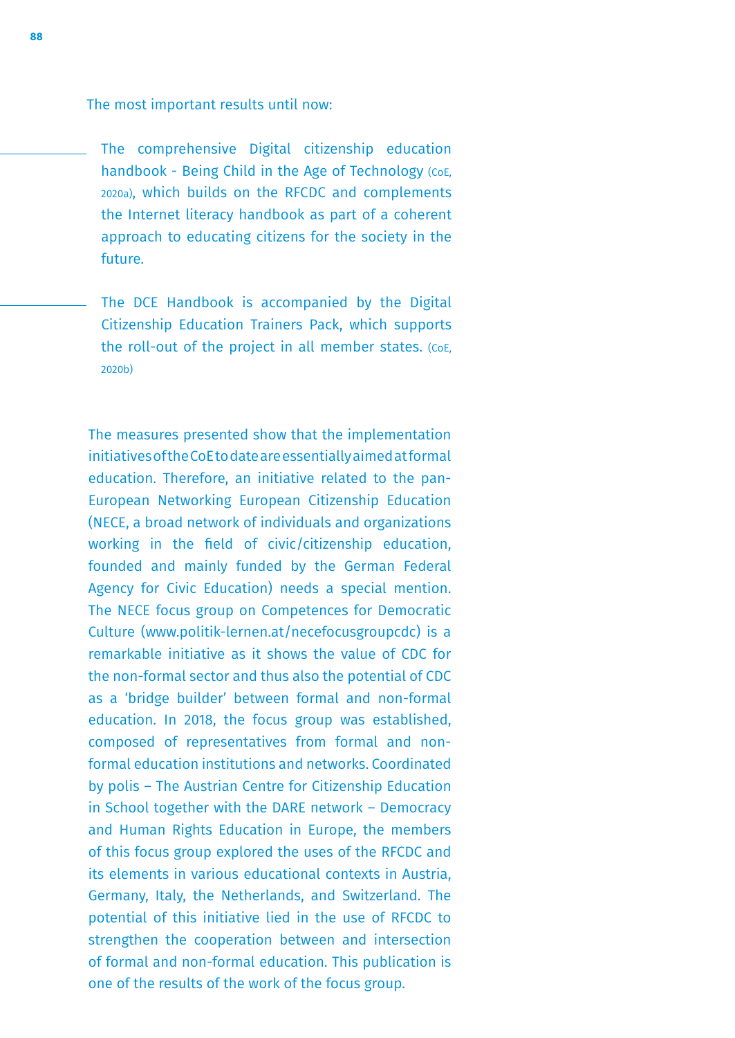The most important results until now:

- The comprehensive Digital citizenship education handbook - Being Child in the Age of Technology (CoE, 2020a), which builds on the RFCDC and complements the Internet literacy handbook as part of a coherent approach to educating citizens for the society in the future.
- The DCE Handbook is accompanied by the Digital Citizenship Education Trainers Pack, which supports the roll-out of the project in all member states. (CoE, 2020b)

The measures presented show that the implementation initiatives of the CoE to date are essentially aimed at formal education. Therefore, an initiative related to the pan-European Networking European Citizenship Education (NECE, a broad network of individuals and organizations working in the field of civic/citizenship education, founded and mainly funded by the German Federal Agency for Civic Education) needs a special mention. The NECE focus group on Competences for Democratic Culture (www.politik-lernen.at/necefocusgroupcdc) is a remarkable initiative as it shows the value of CDC for the non-formal sector and thus also the potential of CDC as a 'bridge builder' between formal and non-formal education. In 2018, the focus group was established, composed of representatives from formal and non-formal education institutions and networks. Coordinated by polis – The Austrian Centre for Citizenship Education in School together with the DARE network – Democracy and Human Rights Education in Europe, the members of this focus group explored the uses of the RFCDC and its elements in various educational contexts in Austria, Germany, Italy, the Netherlands, and Switzerland. The potential of this initiative lied in the use of RFCDC to strengthen the cooperation between and intersection of formal and non-formal education. This publication is one of the results of the work of the focus group.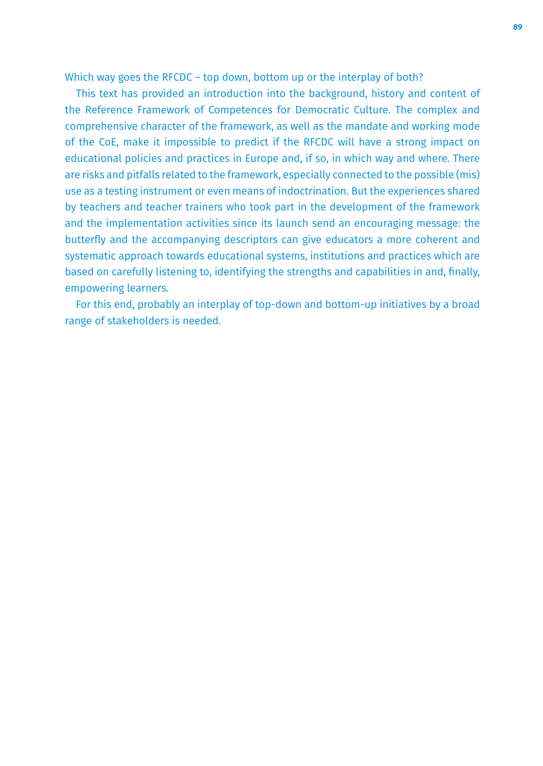Which way goes the RFCDC – top down, bottom up or the interplay of both?

This text has provided an introduction into the background, history and content of the Reference Framework of Competences for Democratic Culture. The complex and comprehensive character of the framework, as well as the mandate and working mode of the CoE, make it impossible to predict if the RFCDC will have a strong impact on educational policies and practices in Europe and, if so, in which way and where. There are risks and pitfalls related to the framework, especially connected to the possible (mis) use as a testing instrument or even means of indoctrination. But the experiences shared by teachers and teacher trainers who took part in the development of the framework and the implementation activities since its launch send an encouraging message: the butterfly and the accompanying descriptors can give educators a more coherent and systematic approach towards educational systems, institutions and practices which are based on carefully listening to, identifying the strengths and capabilities in and, finally, empowering learners.

For this end, probably an interplay of top-down and bottom-up initiatives by a broad range of stakeholders is needed.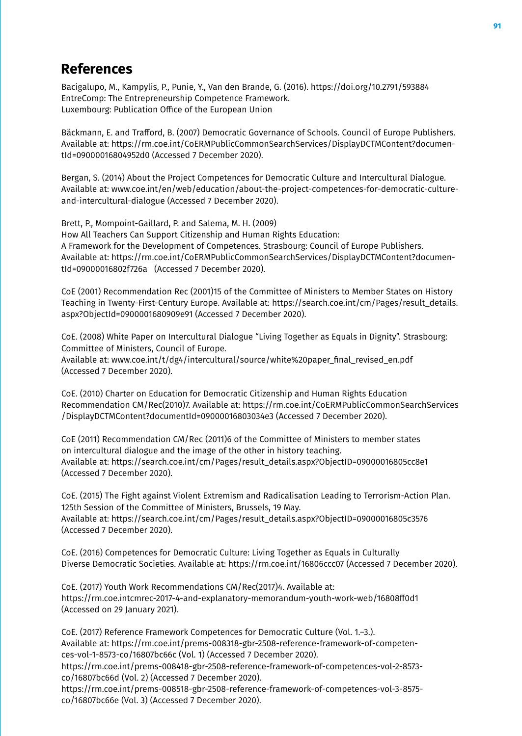# References

Bacigalupo, M., Kampylis, P., Punie, Y., Van den Brande, G. (2016). https://doi.org/10.2791/593884
EntreComp: The Entrepreneurship Competence Framework.
Luxembourg: Publication Office of the European Union

Bäckmann, E. and Trafford, B. (2007) Democratic Governance of Schools. Council of Europe Publishers. Available at: https://rm.coe.int/CoERMPublicCommonSearchServices/DisplayDCTMContent?documentId=09000016804952d0 (Accessed 7 December 2020).

Bergan, S. (2014) About the Project Competences for Democratic Culture and Intercultural Dialogue. Available at: www.coe.int/en/web/education/about-the-project-competences-for-democratic-culture-and-intercultural-dialogue (Accessed 7 December 2020).

Brett, P., Mompoint-Gaillard, P. and Salema, M. H. (2009)
How All Teachers Can Support Citizenship and Human Rights Education:
A Framework for the Development of Competences. Strasbourg: Council of Europe Publishers.
Available at: https://rm.coe.int/CoERMPublicCommonSearchServices/DisplayDCTMContent?documentId=09000016802f726a (Accessed 7 December 2020).

CoE (2001) Recommendation Rec (2001)15 of the Committee of Ministers to Member States on History Teaching in Twenty-First-Century Europe. Available at: https://search.coe.int/cm/Pages/result_details.aspx?ObjectId=0900001680909e91 (Accessed 7 December 2020).

CoE. (2008) White Paper on Intercultural Dialogue "Living Together as Equals in Dignity". Strasbourg: Committee of Ministers, Council of Europe.
Available at: www.coe.int/t/dg4/intercultural/source/white%20paper_final_revised_en.pdf (Accessed 7 December 2020).

CoE. (2010) Charter on Education for Democratic Citizenship and Human Rights Education Recommendation CM/Rec(2010)7. Available at: https://rm.coe.int/CoERMPublicCommonSearchServices/DisplayDCTMContent?documentId=09000016803034e3 (Accessed 7 December 2020).

CoE (2011) Recommendation CM/Rec (2011)6 of the Committee of Ministers to member states on intercultural dialogue and the image of the other in history teaching.
Available at: https://search.coe.int/cm/Pages/result_details.aspx?ObjectID=09000016805cc8e1 (Accessed 7 December 2020).

CoE. (2015) The Fight against Violent Extremism and Radicalisation Leading to Terrorism-Action Plan. 125th Session of the Committee of Ministers, Brussels, 19 May.
Available at: https://search.coe.int/cm/Pages/result_details.aspx?ObjectID=09000016805c3576 (Accessed 7 December 2020).

CoE. (2016) Competences for Democratic Culture: Living Together as Equals in Culturally Diverse Democratic Societies. Available at: https://rm.coe.int/16806ccc07 (Accessed 7 December 2020).

CoE. (2017) Youth Work Recommendations CM/Rec(2017)4. Available at:
https://rm.coe.intcmrec-2017-4-and-explanatory-memorandum-youth-work-web/16808ff0d1 (Accessed on 29 January 2021).

CoE. (2017) Reference Framework Competences for Democratic Culture (Vol. 1.–3.).
Available at: https://rm.coe.int/prems-008318-gbr-2508-reference-framework-of-competences-vol-1-8573-co/16807bc66c (Vol. 1) (Accessed 7 December 2020).
https://rm.coe.int/prems-008418-gbr-2508-reference-framework-of-competences-vol-2-8573-co/16807bc66d (Vol. 2) (Accessed 7 December 2020).
https://rm.coe.int/prems-008518-gbr-2508-reference-framework-of-competences-vol-3-8575-co/16807bc66e (Vol. 3) (Accessed 7 December 2020).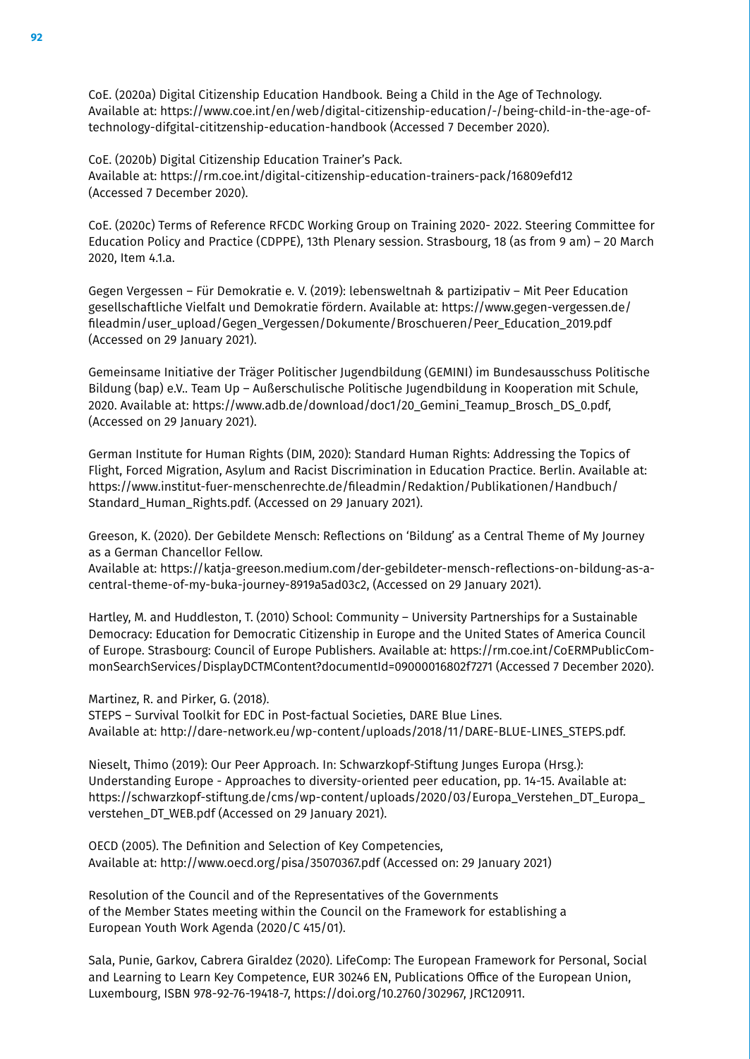CoE. (2020a) Digital Citizenship Education Handbook. Being a Child in the Age of Technology. Available at: https://www.coe.int/en/web/digital-citizenship-education/-/being-child-in-the-age-of-technology-difgital-cititzenship-education-handbook (Accessed 7 December 2020).

CoE. (2020b) Digital Citizenship Education Trainer's Pack. Available at: https://rm.coe.int/digital-citizenship-education-trainers-pack/16809efd12 (Accessed 7 December 2020).

CoE. (2020c) Terms of Reference RFCDC Working Group on Training 2020- 2022. Steering Committee for Education Policy and Practice (CDPPE), 13th Plenary session. Strasbourg, 18 (as from 9 am) – 20 March 2020, Item 4.1.a.

Gegen Vergessen – Für Demokratie e. V. (2019): lebensweltnah & partizipativ – Mit Peer Education gesellschaftliche Vielfalt und Demokratie fördern. Available at: https://www.gegen-vergessen.de/fileadmin/user_upload/Gegen_Vergessen/Dokumente/Broschueren/Peer_Education_2019.pdf (Accessed on 29 January 2021).

Gemeinsame Initiative der Träger Politischer Jugendbildung (GEMINI) im Bundesausschuss Politische Bildung (bap) e.V.. Team Up – Außerschulische Politische Jugendbildung in Kooperation mit Schule, 2020. Available at: https://www.adb.de/download/doc1/20_Gemini_Teamup_Brosch_DS_0.pdf, (Accessed on 29 January 2021).

German Institute for Human Rights (DIM, 2020): Standard Human Rights: Addressing the Topics of Flight, Forced Migration, Asylum and Racist Discrimination in Education Practice. Berlin. Available at: https://www.institut-fuer-menschenrechte.de/fileadmin/Redaktion/Publikationen/Handbuch/Standard_Human_Rights.pdf. (Accessed on 29 January 2021).

Greeson, K. (2020). Der Gebildete Mensch: Reflections on 'Bildung' as a Central Theme of My Journey as a German Chancellor Fellow. Available at: https://katja-greeson.medium.com/der-gebildeter-mensch-reflections-on-bildung-as-a-central-theme-of-my-buka-journey-8919a5ad03c2, (Accessed on 29 January 2021).

Hartley, M. and Huddleston, T. (2010) School: Community – University Partnerships for a Sustainable Democracy: Education for Democratic Citizenship in Europe and the United States of America Council of Europe. Strasbourg: Council of Europe Publishers. Available at: https://rm.coe.int/CoERMPublicCommonSearchServices/DisplayDCTMContent?documentId=09000016802f7271 (Accessed 7 December 2020).

Martinez, R. and Pirker, G. (2018). STEPS – Survival Toolkit for EDC in Post-factual Societies, DARE Blue Lines. Available at: http://dare-network.eu/wp-content/uploads/2018/11/DARE-BLUE-LINES_STEPS.pdf.

Nieselt, Thimo (2019): Our Peer Approach. In: Schwarzkopf-Stiftung Junges Europa (Hrsg.): Understanding Europe - Approaches to diversity-oriented peer education, pp. 14-15. Available at: https://schwarzkopf-stiftung.de/cms/wp-content/uploads/2020/03/Europa_Verstehen_DT_Europa_verstehen_DT_WEB.pdf (Accessed on 29 January 2021).

OECD (2005). The Definition and Selection of Key Competencies, Available at: http://www.oecd.org/pisa/35070367.pdf (Accessed on: 29 January 2021)

Resolution of the Council and of the Representatives of the Governments of the Member States meeting within the Council on the Framework for establishing a European Youth Work Agenda (2020/C 415/01).

Sala, Punie, Garkov, Cabrera Giraldez (2020). LifeComp: The European Framework for Personal, Social and Learning to Learn Key Competence, EUR 30246 EN, Publications Office of the European Union, Luxembourg, ISBN 978-92-76-19418-7, https://doi.org/10.2760/302967, JRC120911.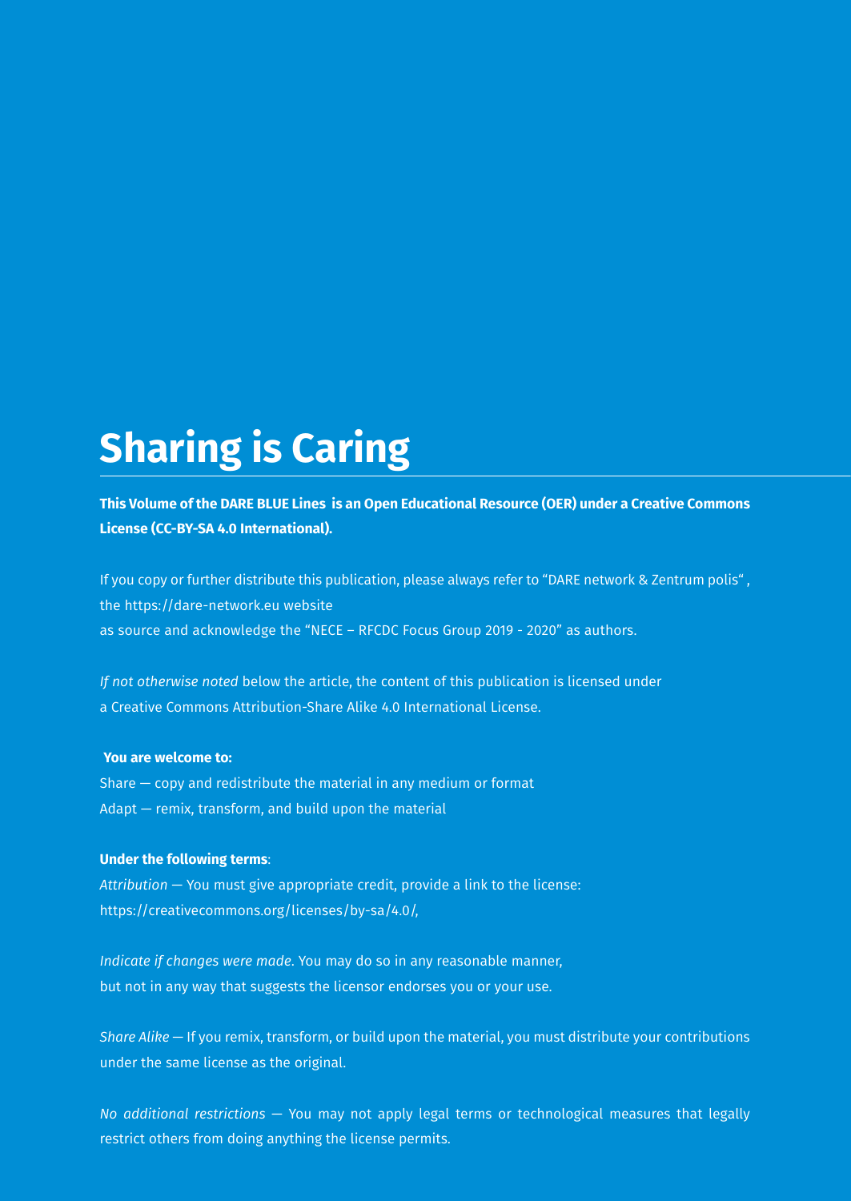# Sharing is Caring

**This Volume of the DARE BLUE Lines is an Open Educational Resource (OER) under a Creative Commons License (CC-BY-SA 4.0 International).**

If you copy or further distribute this publication, please always refer to "DARE network & Zentrum polis", the https://dare-network.eu website as source and acknowledge the "NECE – RFCDC Focus Group 2019 - 2020" as authors.

*If not otherwise noted* below the article, the content of this publication is licensed under a Creative Commons Attribution-Share Alike 4.0 International License.

**You are welcome to:**

Share — copy and redistribute the material in any medium or format
Adapt — remix, transform, and build upon the material

**Under the following terms**:

*Attribution* — You must give appropriate credit, provide a link to the license: https://creativecommons.org/licenses/by-sa/4.0/,

*Indicate if changes were made*. You may do so in any reasonable manner, but not in any way that suggests the licensor endorses you or your use.

*Share Alike* — If you remix, transform, or build upon the material, you must distribute your contributions under the same license as the original.

*No additional restrictions* — You may not apply legal terms or technological measures that legally restrict others from doing anything the license permits.